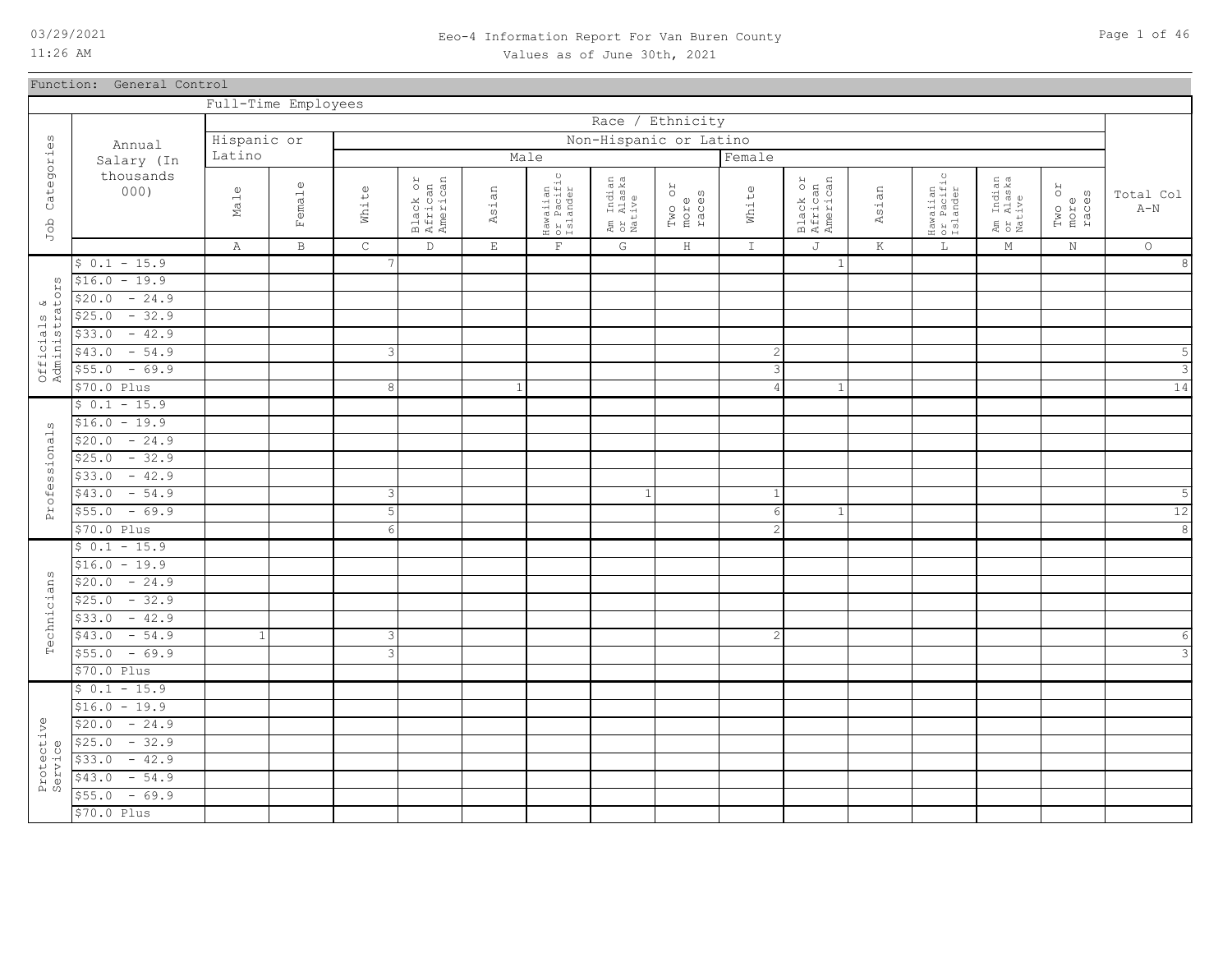Eeo-4 Information Report For Van Buren County

Values as of June 30th, 2021

Function: General Control

Full-Time Employees

| Job Categories | Annual Salary (In thousands 000) | Hispanic or Latino | | Non-Hispanic or Latino Male | | | | | | Non-Hispanic or Latino Female | | | | | | Total Col A-N |
|---|---|---|---|---|---|---|---|---|---|---|---|---|---|---|---|---|
| | | Male | Female | White | Black or African American | Asian | Hawaiian or Pacific Islander | Am Indian or Alaska Native | Two or more races | White | Black or African American | Asian | Hawaiian or Pacific Islander | Am Indian or Alaska Native | Two or more races | |
| | | A | B | C | D | E | F | G | H | I | J | K | L | M | N | O |
| Officials & Administrators | $ 0.1 - 15.9 | | | 7 | | | | | | | 1 | | | | | 8 |
| | $16.0 - 19.9 | | | | | | | | | | | | | | | |
| | $20.0 - 24.9 | | | | | | | | | | | | | | | |
| | $25.0 - 32.9 | | | | | | | | | | | | | | | |
| | $33.0 - 42.9 | | | | | | | | | | | | | | | |
| | $43.0 - 54.9 | | | 3 | | | | | | 2 | | | | | | 5 |
| | $55.0 - 69.9 | | | | | | | | | 3 | | | | | | 3 |
| | $70.0 Plus | | | 8 | | 1 | | | | 4 | 1 | | | | | 14 |
| Professionals | $ 0.1 - 15.9 | | | | | | | | | | | | | | | |
| | $16.0 - 19.9 | | | | | | | | | | | | | | | |
| | $20.0 - 24.9 | | | | | | | | | | | | | | | |
| | $25.0 - 32.9 | | | | | | | | | | | | | | | |
| | $33.0 - 42.9 | | | | | | | | | | | | | | | |
| | $43.0 - 54.9 | | | 3 | | | | 1 | | 1 | | | | | | 5 |
| | $55.0 - 69.9 | | | 5 | | | | | | 6 | 1 | | | | | 12 |
| | $70.0 Plus | | | 6 | | | | | | 2 | | | | | | 8 |
| Technicians | $ 0.1 - 15.9 | | | | | | | | | | | | | | | |
| | $16.0 - 19.9 | | | | | | | | | | | | | | | |
| | $20.0 - 24.9 | | | | | | | | | | | | | | | |
| | $25.0 - 32.9 | | | | | | | | | | | | | | | |
| | $33.0 - 42.9 | | | | | | | | | | | | | | | |
| | $43.0 - 54.9 | 1 | | 3 | | | | | | 2 | | | | | | 6 |
| | $55.0 - 69.9 | | | 3 | | | | | | | | | | | | 3 |
| | $70.0 Plus | | | | | | | | | | | | | | | |
| Protective Service | $ 0.1 - 15.9 | | | | | | | | | | | | | | | |
| | $16.0 - 19.9 | | | | | | | | | | | | | | | |
| | $20.0 - 24.9 | | | | | | | | | | | | | | | |
| | $25.0 - 32.9 | | | | | | | | | | | | | | | |
| | $33.0 - 42.9 | | | | | | | | | | | | | | | |
| | $43.0 - 54.9 | | | | | | | | | | | | | | | |
| | $55.0 - 69.9 | | | | | | | | | | | | | | | |
| | $70.0 Plus | | | | | | | | | | | | | | | |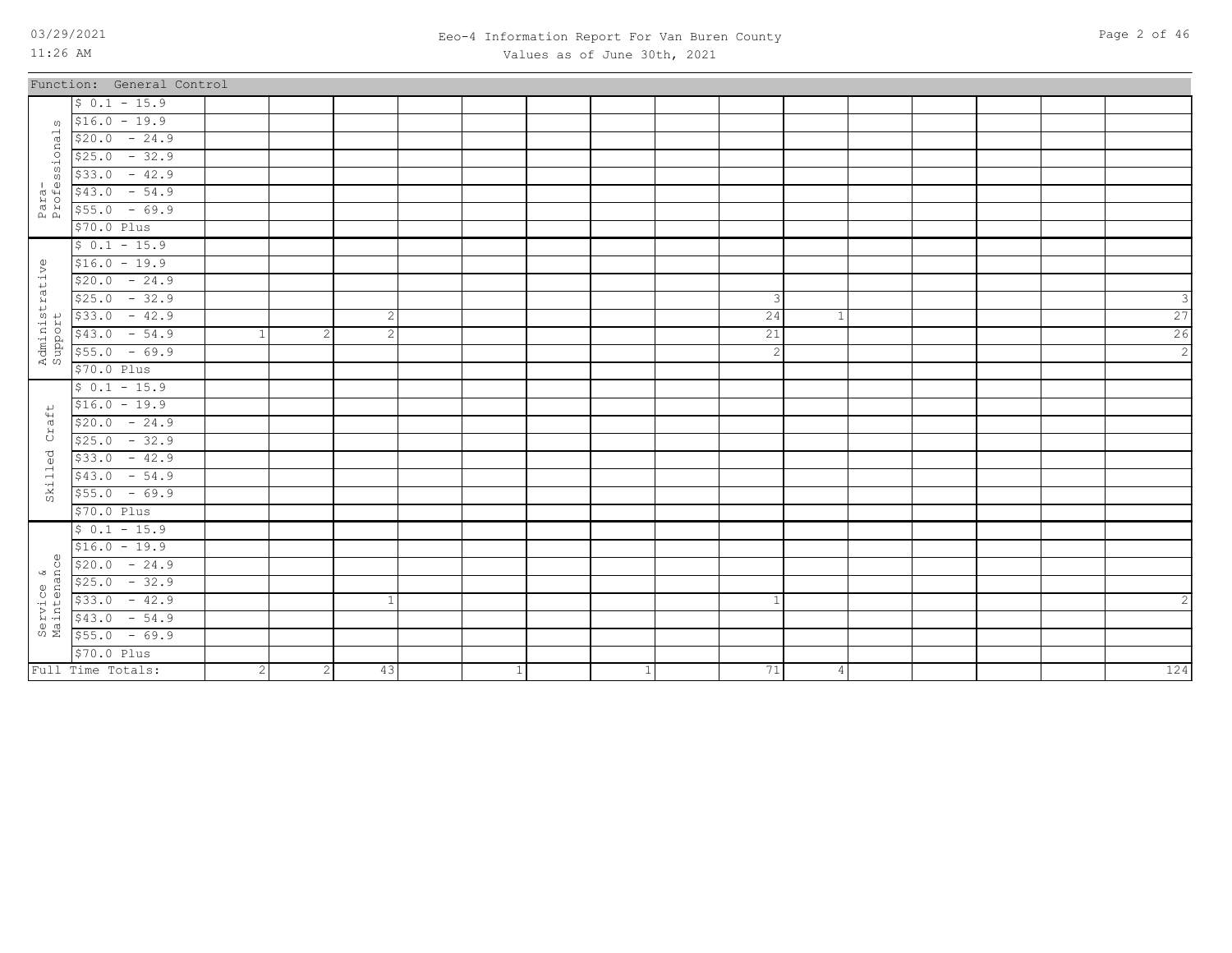Function: General Control

| | | | | | | | | | | | | | | | | |
|---|---|---|---|---|---|---|---|---|---|---|---|---|---|---|---|---|
| Para-Professionals | $ 0.1 - 15.9 | | | | | | | | | | | | | | | |
| | $16.0 - 19.9 | | | | | | | | | | | | | | | |
| | $20.0 - 24.9 | | | | | | | | | | | | | | | |
| | $25.0 - 32.9 | | | | | | | | | | | | | | | |
| | $33.0 - 42.9 | | | | | | | | | | | | | | | |
| | $43.0 - 54.9 | | | | | | | | | | | | | | | |
| | $55.0 - 69.9 | | | | | | | | | | | | | | | |
| | $70.0 Plus | | | | | | | | | | | | | | | |
| Administrative Support | $ 0.1 - 15.9 | | | | | | | | | | | | | | | |
| | $16.0 - 19.9 | | | | | | | | | | | | | | | |
| | $20.0 - 24.9 | | | | | | | | | | | | | | | |
| | $25.0 - 32.9 | | | | | | | | | 3 | | | | | | 3 |
| | $33.0 - 42.9 | | | 2 | | | | | | 24 | 1 | | | | | 27 |
| | $43.0 - 54.9 | 1 | 2 | 2 | | | | | | 21 | | | | | | 26 |
| | $55.0 - 69.9 | | | | | | | | | 2 | | | | | | 2 |
| | $70.0 Plus | | | | | | | | | | | | | | | |
| Skilled Craft | $ 0.1 - 15.9 | | | | | | | | | | | | | | | |
| | $16.0 - 19.9 | | | | | | | | | | | | | | | |
| | $20.0 - 24.9 | | | | | | | | | | | | | | | |
| | $25.0 - 32.9 | | | | | | | | | | | | | | | |
| | $33.0 - 42.9 | | | | | | | | | | | | | | | |
| | $43.0 - 54.9 | | | | | | | | | | | | | | | |
| | $55.0 - 69.9 | | | | | | | | | | | | | | | |
| | $70.0 Plus | | | | | | | | | | | | | | | |
| Service & Maintenance | $ 0.1 - 15.9 | | | | | | | | | | | | | | | |
| | $16.0 - 19.9 | | | | | | | | | | | | | | | |
| | $20.0 - 24.9 | | | | | | | | | | | | | | | |
| | $25.0 - 32.9 | | | | | | | | | | | | | | | |
| | $33.0 - 42.9 | | | 1 | | | | | | 1 | | | | | | 2 |
| | $43.0 - 54.9 | | | | | | | | | | | | | | | |
| | $55.0 - 69.9 | | | | | | | | | | | | | | | |
| | $70.0 Plus | | | | | | | | | | | | | | | |
| Full Time Totals: | | 2 | 2 | 43 | | 1 | | 1 | | 71 | 4 | | | | | 124 |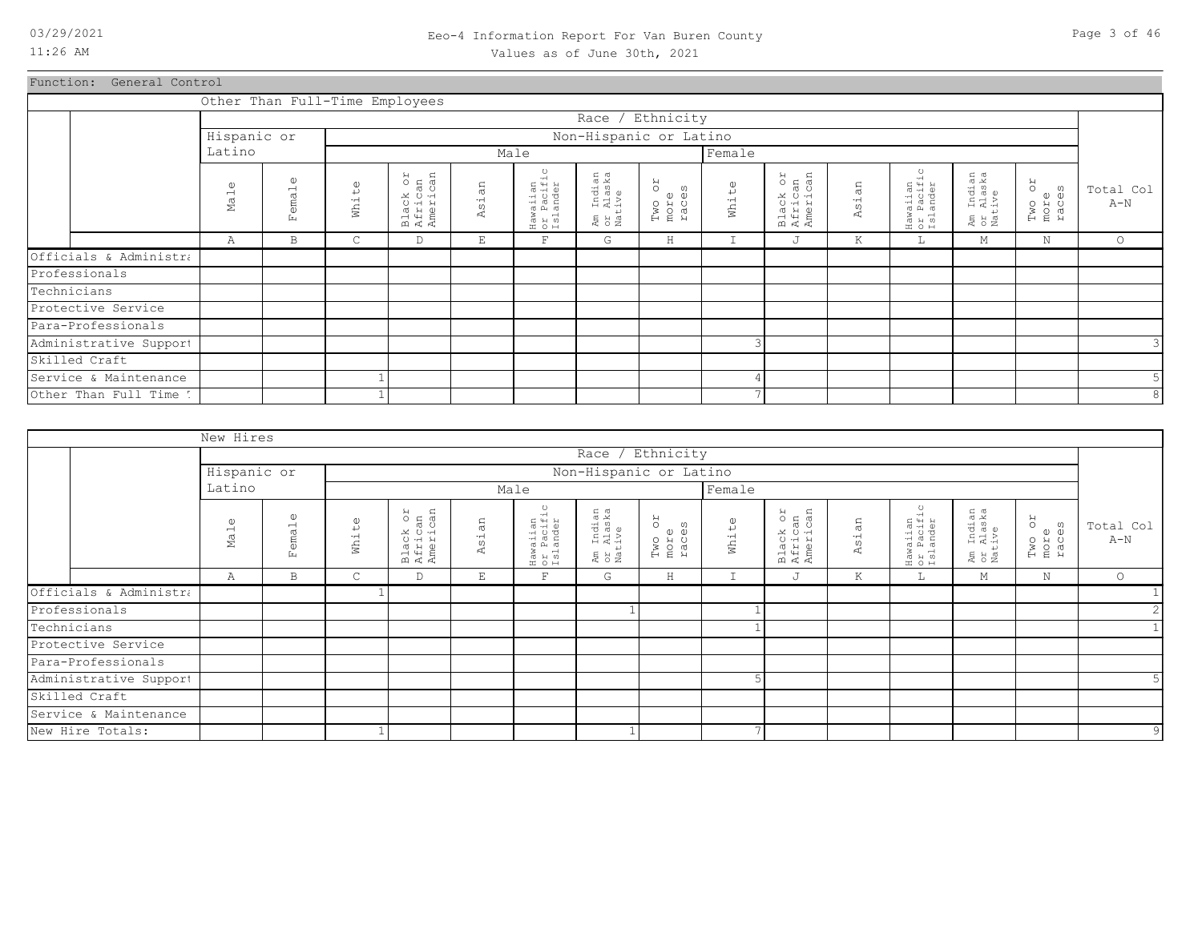Eeo-4 Information Report For Van Buren County

Values as of June 30th, 2021

Function: General Control

**Other Than Full-Time Employees**

| | Race / Ethnicity | | | | | | | | | | | | | | |
|---|---|---|---|---|---|---|---|---|---|---|---|---|---|---|---|
| | Hispanic or Latino | | Non-Hispanic or Latino | | | | | | | | | | | | |
| | | | Male | | | | | | Female | | | | | | |
| | Male | Female | White | Black or African American | Asian | Hawaiian or Pacific Islander | Am Indian or Alaska Native | Two or more races | White | Black or African American | Asian | Hawaiian or Pacific Islander | Am Indian or Alaska Native | Two or more races | Total Col A-N |
| | A | B | C | D | E | F | G | H | I | J | K | L | M | N | O |
| Officials & Administra | | | | | | | | | | | | | | | |
| Professionals | | | | | | | | | | | | | | | |
| Technicians | | | | | | | | | | | | | | | |
| Protective Service | | | | | | | | | | | | | | | |
| Para-Professionals | | | | | | | | | | | | | | | |
| Administrative Support | | | | | | | | | 3 | | | | | | 3 |
| Skilled Craft | | | | | | | | | | | | | | | |
| Service & Maintenance | | | 1 | | | | | | 4 | | | | | | 5 |
| Other Than Full Time T | | | 1 | | | | | | 7 | | | | | | 8 |

**New Hires**

| | Race / Ethnicity | | | | | | | | | | | | | | |
|---|---|---|---|---|---|---|---|---|---|---|---|---|---|---|---|
| | Hispanic or Latino | | Non-Hispanic or Latino | | | | | | | | | | | | |
| | | | Male | | | | | | Female | | | | | | |
| | Male | Female | White | Black or African American | Asian | Hawaiian or Pacific Islander | Am Indian or Alaska Native | Two or more races | White | Black or African American | Asian | Hawaiian or Pacific Islander | Am Indian or Alaska Native | Two or more races | Total Col A-N |
| | A | B | C | D | E | F | G | H | I | J | K | L | M | N | O |
| Officials & Administra | | | 1 | | | | | | | | | | | | 1 |
| Professionals | | | | | | | 1 | | 1 | | | | | | 2 |
| Technicians | | | | | | | | | 1 | | | | | | 1 |
| Protective Service | | | | | | | | | | | | | | | |
| Para-Professionals | | | | | | | | | | | | | | | |
| Administrative Support | | | | | | | | | 5 | | | | | | 5 |
| Skilled Craft | | | | | | | | | | | | | | | |
| Service & Maintenance | | | | | | | | | | | | | | | |
| New Hire Totals: | | | 1 | | | | 1 | | 7 | | | | | | 9 |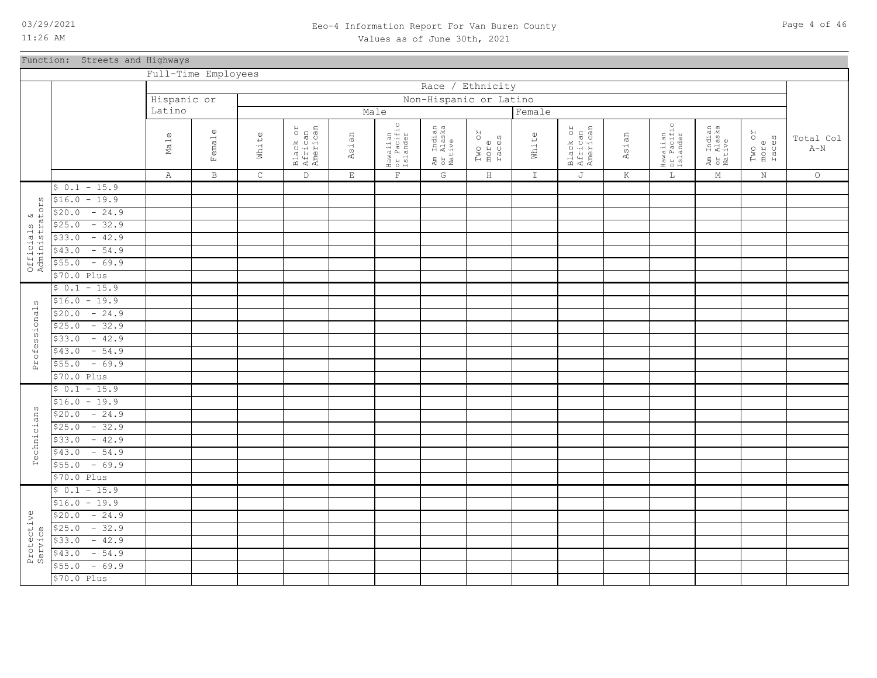Function: Streets and Highways

Full-Time Employees

| | | Race / Ethnicity | | | | | | | | | | | | | | |
|---|---|---|---|---|---|---|---|---|---|---|---|---|---|---|---|---|
| | | Hispanic or Latino | | Non-Hispanic or Latino | | | | | | | | | | | | |
| | | | | Male | | | | | | Female | | | | | | |
| | | Male | Female | White | Black or African American | Asian | Hawaiian or Pacific Islander | Am Indian or Alaska Native | Two or more races | White | Black or African American | Asian | Hawaiian or Pacific Islander | Am Indian or Alaska Native | Two or more races | Total Col A-N |
| | | A | B | C | D | E | F | G | H | I | J | K | L | M | N | O |
| Officials & Administrators | $ 0.1 - 15.9 | | | | | | | | | | | | | | | |
| | $16.0 - 19.9 | | | | | | | | | | | | | | | |
| | $20.0 - 24.9 | | | | | | | | | | | | | | | |
| | $25.0 - 32.9 | | | | | | | | | | | | | | | |
| | $33.0 - 42.9 | | | | | | | | | | | | | | | |
| | $43.0 - 54.9 | | | | | | | | | | | | | | | |
| | $55.0 - 69.9 | | | | | | | | | | | | | | | |
| | $70.0 Plus | | | | | | | | | | | | | | | |
| Professionals | $ 0.1 - 15.9 | | | | | | | | | | | | | | | |
| | $16.0 - 19.9 | | | | | | | | | | | | | | | |
| | $20.0 - 24.9 | | | | | | | | | | | | | | | |
| | $25.0 - 32.9 | | | | | | | | | | | | | | | |
| | $33.0 - 42.9 | | | | | | | | | | | | | | | |
| | $43.0 - 54.9 | | | | | | | | | | | | | | | |
| | $55.0 - 69.9 | | | | | | | | | | | | | | | |
| | $70.0 Plus | | | | | | | | | | | | | | | |
| Technicians | $ 0.1 - 15.9 | | | | | | | | | | | | | | | |
| | $16.0 - 19.9 | | | | | | | | | | | | | | | |
| | $20.0 - 24.9 | | | | | | | | | | | | | | | |
| | $25.0 - 32.9 | | | | | | | | | | | | | | | |
| | $33.0 - 42.9 | | | | | | | | | | | | | | | |
| | $43.0 - 54.9 | | | | | | | | | | | | | | | |
| | $55.0 - 69.9 | | | | | | | | | | | | | | | |
| | $70.0 Plus | | | | | | | | | | | | | | | |
| Protective Service | $ 0.1 - 15.9 | | | | | | | | | | | | | | | |
| | $16.0 - 19.9 | | | | | | | | | | | | | | | |
| | $20.0 - 24.9 | | | | | | | | | | | | | | | |
| | $25.0 - 32.9 | | | | | | | | | | | | | | | |
| | $33.0 - 42.9 | | | | | | | | | | | | | | | |
| | $43.0 - 54.9 | | | | | | | | | | | | | | | |
| | $55.0 - 69.9 | | | | | | | | | | | | | | | |
| | $70.0 Plus | | | | | | | | | | | | | | | |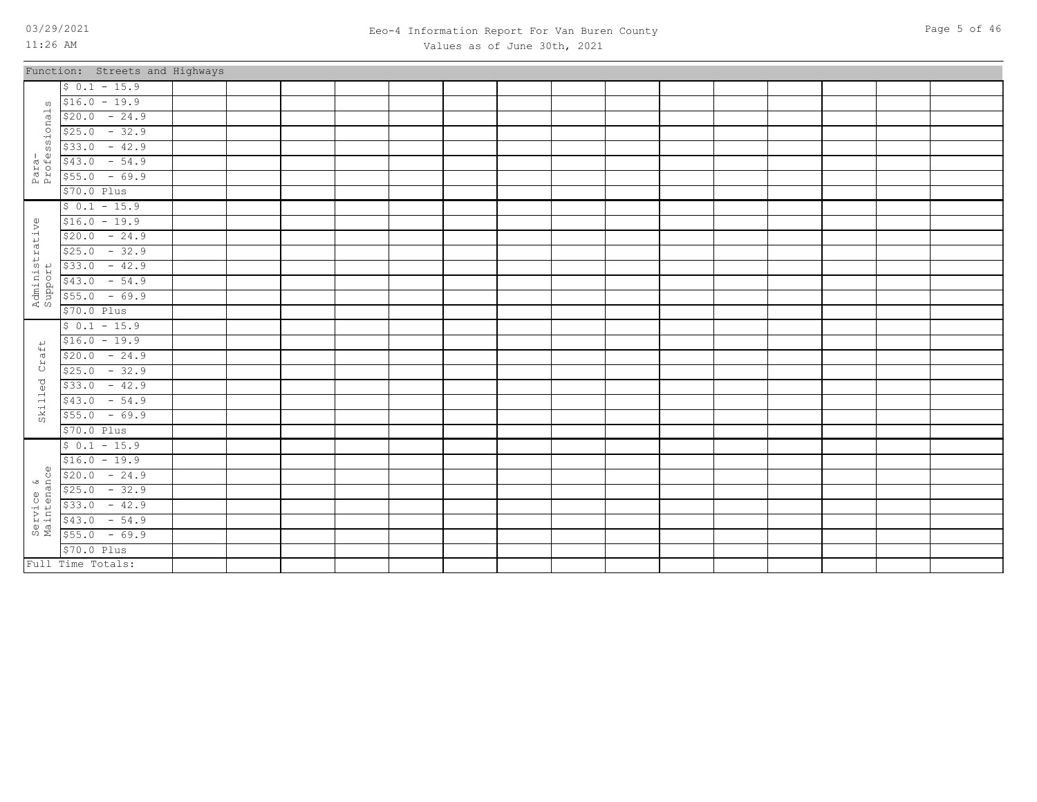Function: Streets and Highways

| | | | | | | | | | | | | | | | | |
|---|---|---|---|---|---|---|---|---|---|---|---|---|---|---|---|---|
| Para-Professionals | $ 0.1 - 15.9 | | | | | | | | | | | | | | | |
| | $16.0 - 19.9 | | | | | | | | | | | | | | | |
| | $20.0 - 24.9 | | | | | | | | | | | | | | | |
| | $25.0 - 32.9 | | | | | | | | | | | | | | | |
| | $33.0 - 42.9 | | | | | | | | | | | | | | | |
| | $43.0 - 54.9 | | | | | | | | | | | | | | | |
| | $55.0 - 69.9 | | | | | | | | | | | | | | | |
| | $70.0 Plus | | | | | | | | | | | | | | | |
| Administrative Support | $ 0.1 - 15.9 | | | | | | | | | | | | | | | |
| | $16.0 - 19.9 | | | | | | | | | | | | | | | |
| | $20.0 - 24.9 | | | | | | | | | | | | | | | |
| | $25.0 - 32.9 | | | | | | | | | | | | | | | |
| | $33.0 - 42.9 | | | | | | | | | | | | | | | |
| | $43.0 - 54.9 | | | | | | | | | | | | | | | |
| | $55.0 - 69.9 | | | | | | | | | | | | | | | |
| | $70.0 Plus | | | | | | | | | | | | | | | |
| Skilled Craft | $ 0.1 - 15.9 | | | | | | | | | | | | | | | |
| | $16.0 - 19.9 | | | | | | | | | | | | | | | |
| | $20.0 - 24.9 | | | | | | | | | | | | | | | |
| | $25.0 - 32.9 | | | | | | | | | | | | | | | |
| | $33.0 - 42.9 | | | | | | | | | | | | | | | |
| | $43.0 - 54.9 | | | | | | | | | | | | | | | |
| | $55.0 - 69.9 | | | | | | | | | | | | | | | |
| | $70.0 Plus | | | | | | | | | | | | | | | |
| Service & Maintenance | $ 0.1 - 15.9 | | | | | | | | | | | | | | | |
| | $16.0 - 19.9 | | | | | | | | | | | | | | | |
| | $20.0 - 24.9 | | | | | | | | | | | | | | | |
| | $25.0 - 32.9 | | | | | | | | | | | | | | | |
| | $33.0 - 42.9 | | | | | | | | | | | | | | | |
| | $43.0 - 54.9 | | | | | | | | | | | | | | | |
| | $55.0 - 69.9 | | | | | | | | | | | | | | | |
| | $70.0 Plus | | | | | | | | | | | | | | | |
| Full Time Totals: | | | | | | | | | | | | | | | | |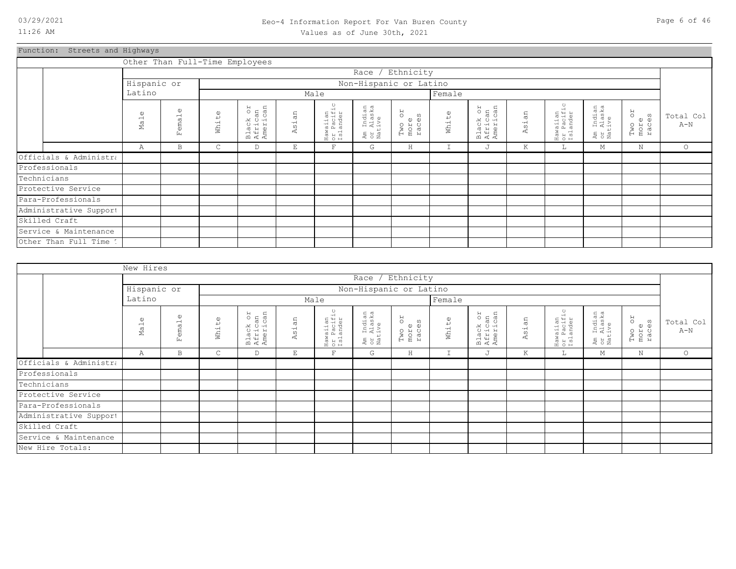# Eeo-4 Information Report For Van Buren County

Values as of June 30th, 2021

## Function: Streets and Highways

### Other Than Full-Time Employees

| | Hispanic or Latino | | Non-Hispanic or Latino | | | | | | | | | | | | |
|---|---|---|---|---|---|---|---|---|---|---|---|---|---|---|---|
| | | | Male | | | | | | Female | | | | | | |
| | Male | Female | White | Black or African American | Asian | Hawaiian or Pacific Islander | Am Indian or Alaska Native | Two or more races | White | Black or African American | Asian | Hawaiian or Pacific Islander | Am Indian or Alaska Native | Two or more races | Total Col A-N |
| | A | B | C | D | E | F | G | H | I | J | K | L | M | N | O |
| Officials & Administra | | | | | | | | | | | | | | | |
| Professionals | | | | | | | | | | | | | | | |
| Technicians | | | | | | | | | | | | | | | |
| Protective Service | | | | | | | | | | | | | | | |
| Para-Professionals | | | | | | | | | | | | | | | |
| Administrative Support | | | | | | | | | | | | | | | |
| Skilled Craft | | | | | | | | | | | | | | | |
| Service & Maintenance | | | | | | | | | | | | | | | |
| Other Than Full Time T | | | | | | | | | | | | | | | |

### New Hires

| | Hispanic or Latino | | Non-Hispanic or Latino | | | | | | | | | | | | |
|---|---|---|---|---|---|---|---|---|---|---|---|---|---|---|---|
| | | | Male | | | | | | Female | | | | | | |
| | Male | Female | White | Black or African American | Asian | Hawaiian or Pacific Islander | Am Indian or Alaska Native | Two or more races | White | Black or African American | Asian | Hawaiian or Pacific Islander | Am Indian or Alaska Native | Two or more races | Total Col A-N |
| | A | B | C | D | E | F | G | H | I | J | K | L | M | N | O |
| Officials & Administra | | | | | | | | | | | | | | | |
| Professionals | | | | | | | | | | | | | | | |
| Technicians | | | | | | | | | | | | | | | |
| Protective Service | | | | | | | | | | | | | | | |
| Para-Professionals | | | | | | | | | | | | | | | |
| Administrative Support | | | | | | | | | | | | | | | |
| Skilled Craft | | | | | | | | | | | | | | | |
| Service & Maintenance | | | | | | | | | | | | | | | |
| New Hire Totals: | | | | | | | | | | | | | | | |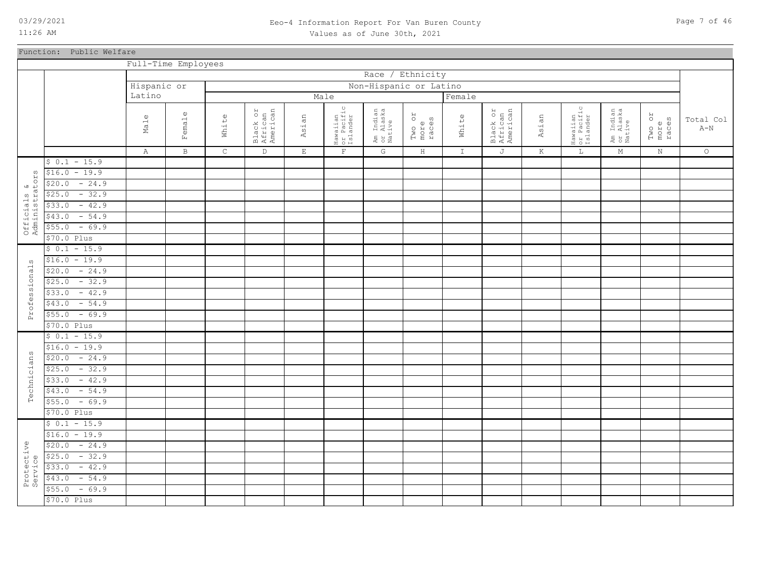Function: Public Welfare

Full-Time Employees

| | | Race / Ethnicity | | | | | | | | | | | | | | |
|---|---|---|---|---|---|---|---|---|---|---|---|---|---|---|---|---|
| | | Hispanic or Latino | | Non-Hispanic or Latino | | | | | | | | | | | | |
| | | | | Male | | | | | | Female | | | | | | |
| | | Male | Female | White | Black or African American | Asian | Hawaiian or Pacific Islander | Am Indian or Alaska Native | Two or more races | White | Black or African American | Asian | Hawaiian or Pacific Islander | Am Indian or Alaska Native | Two or more races | Total Col A-N |
| | | A | B | C | D | E | F | G | H | I | J | K | L | M | N | O |
| Officials & Administrators | $ 0.1 - 15.9 | | | | | | | | | | | | | | | |
| | $16.0 - 19.9 | | | | | | | | | | | | | | | |
| | $20.0 - 24.9 | | | | | | | | | | | | | | | |
| | $25.0 - 32.9 | | | | | | | | | | | | | | | |
| | $33.0 - 42.9 | | | | | | | | | | | | | | | |
| | $43.0 - 54.9 | | | | | | | | | | | | | | | |
| | $55.0 - 69.9 | | | | | | | | | | | | | | | |
| | $70.0 Plus | | | | | | | | | | | | | | | |
| Professionals | $ 0.1 - 15.9 | | | | | | | | | | | | | | | |
| | $16.0 - 19.9 | | | | | | | | | | | | | | | |
| | $20.0 - 24.9 | | | | | | | | | | | | | | | |
| | $25.0 - 32.9 | | | | | | | | | | | | | | | |
| | $33.0 - 42.9 | | | | | | | | | | | | | | | |
| | $43.0 - 54.9 | | | | | | | | | | | | | | | |
| | $55.0 - 69.9 | | | | | | | | | | | | | | | |
| | $70.0 Plus | | | | | | | | | | | | | | | |
| Technicians | $ 0.1 - 15.9 | | | | | | | | | | | | | | | |
| | $16.0 - 19.9 | | | | | | | | | | | | | | | |
| | $20.0 - 24.9 | | | | | | | | | | | | | | | |
| | $25.0 - 32.9 | | | | | | | | | | | | | | | |
| | $33.0 - 42.9 | | | | | | | | | | | | | | | |
| | $43.0 - 54.9 | | | | | | | | | | | | | | | |
| | $55.0 - 69.9 | | | | | | | | | | | | | | | |
| | $70.0 Plus | | | | | | | | | | | | | | | |
| Protective Service | $ 0.1 - 15.9 | | | | | | | | | | | | | | | |
| | $16.0 - 19.9 | | | | | | | | | | | | | | | |
| | $20.0 - 24.9 | | | | | | | | | | | | | | | |
| | $25.0 - 32.9 | | | | | | | | | | | | | | | |
| | $33.0 - 42.9 | | | | | | | | | | | | | | | |
| | $43.0 - 54.9 | | | | | | | | | | | | | | | |
| | $55.0 - 69.9 | | | | | | | | | | | | | | | |
| | $70.0 Plus | | | | | | | | | | | | | | | |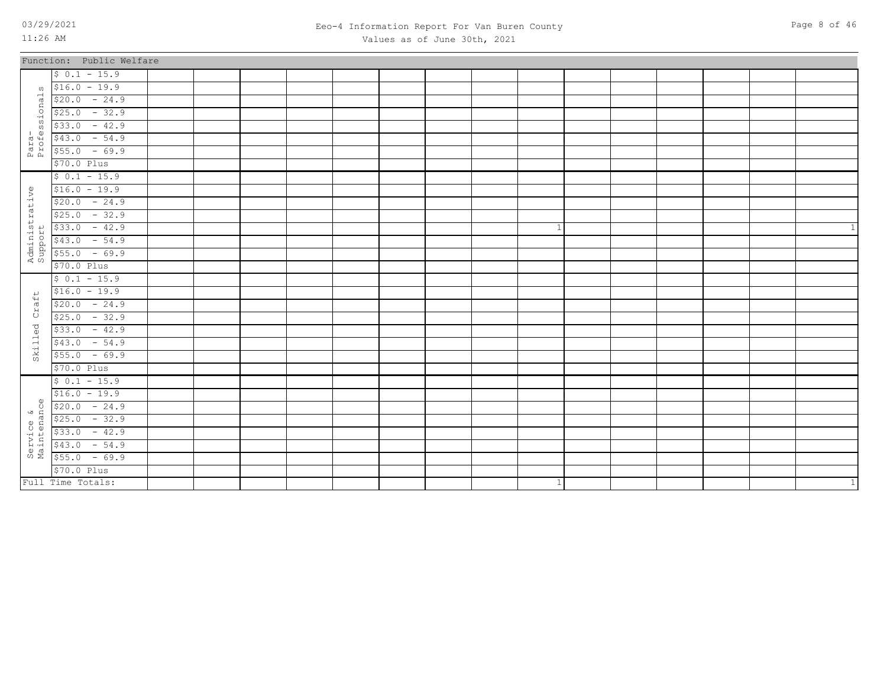Function: Public Welfare

| | | | | | | | | | | | | | | | | |
|---|---|---|---|---|---|---|---|---|---|---|---|---|---|---|---|---|
| Para-Professionals | $ 0.1 - 15.9 | | | | | | | | | | | | | | | |
| | $16.0 - 19.9 | | | | | | | | | | | | | | | |
| | $20.0 - 24.9 | | | | | | | | | | | | | | | |
| | $25.0 - 32.9 | | | | | | | | | | | | | | | |
| | $33.0 - 42.9 | | | | | | | | | | | | | | | |
| | $43.0 - 54.9 | | | | | | | | | | | | | | | |
| | $55.0 - 69.9 | | | | | | | | | | | | | | | |
| | $70.0 Plus | | | | | | | | | | | | | | | |
| Administrative Support | $ 0.1 - 15.9 | | | | | | | | | | | | | | | |
| | $16.0 - 19.9 | | | | | | | | | | | | | | | |
| | $20.0 - 24.9 | | | | | | | | | | | | | | | |
| | $25.0 - 32.9 | | | | | | | | | | | | | | | |
| | $33.0 - 42.9 | | | | | | | | | 1 | | | | | | 1 |
| | $43.0 - 54.9 | | | | | | | | | | | | | | | |
| | $55.0 - 69.9 | | | | | | | | | | | | | | | |
| | $70.0 Plus | | | | | | | | | | | | | | | |
| Skilled Craft | $ 0.1 - 15.9 | | | | | | | | | | | | | | | |
| | $16.0 - 19.9 | | | | | | | | | | | | | | | |
| | $20.0 - 24.9 | | | | | | | | | | | | | | | |
| | $25.0 - 32.9 | | | | | | | | | | | | | | | |
| | $33.0 - 42.9 | | | | | | | | | | | | | | | |
| | $43.0 - 54.9 | | | | | | | | | | | | | | | |
| | $55.0 - 69.9 | | | | | | | | | | | | | | | |
| | $70.0 Plus | | | | | | | | | | | | | | | |
| Service & Maintenance | $ 0.1 - 15.9 | | | | | | | | | | | | | | | |
| | $16.0 - 19.9 | | | | | | | | | | | | | | | |
| | $20.0 - 24.9 | | | | | | | | | | | | | | | |
| | $25.0 - 32.9 | | | | | | | | | | | | | | | |
| | $33.0 - 42.9 | | | | | | | | | | | | | | | |
| | $43.0 - 54.9 | | | | | | | | | | | | | | | |
| | $55.0 - 69.9 | | | | | | | | | | | | | | | |
| | $70.0 Plus | | | | | | | | | | | | | | | |
| Full Time Totals: | | | | | | | | | | 1 | | | | | | 1 |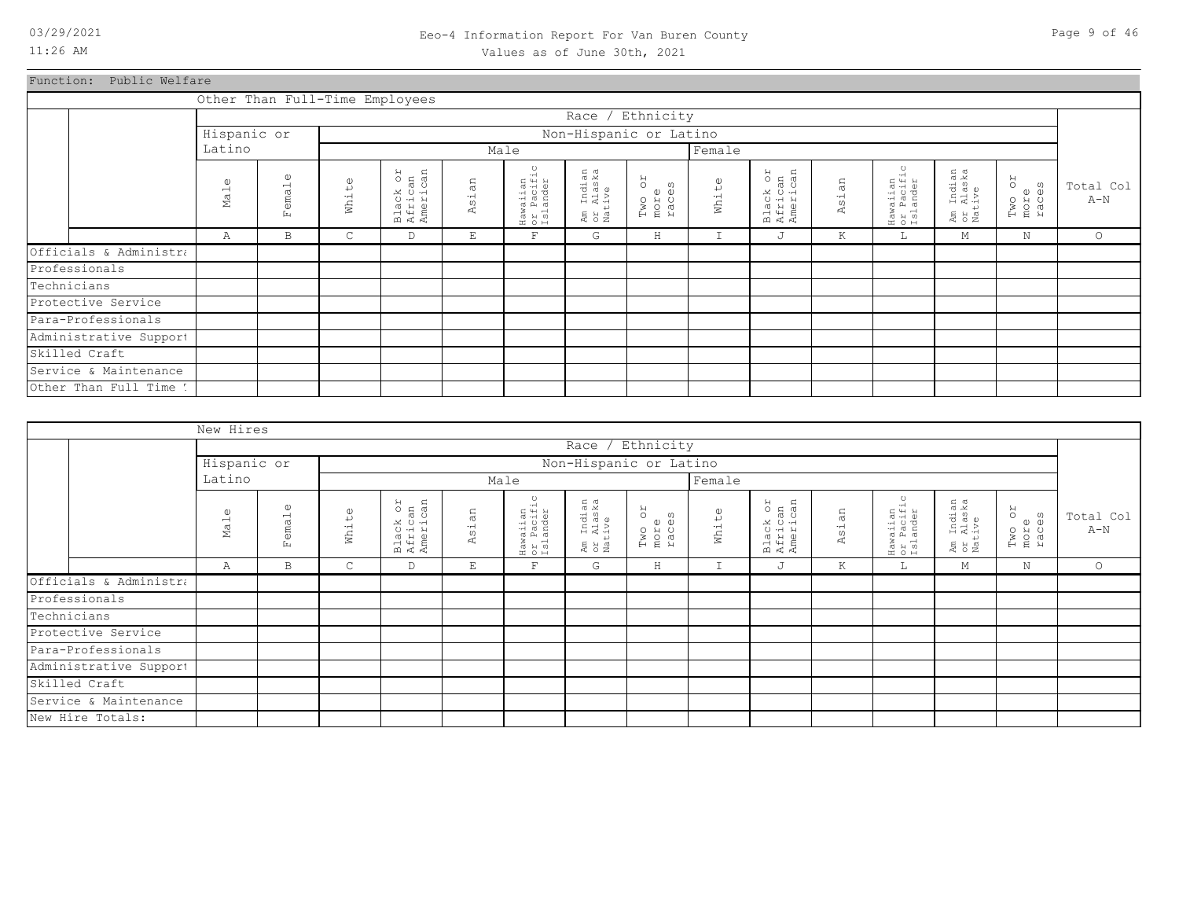Eeo-4 Information Report For Van Buren County

Values as of June 30th, 2021

Function: Public Welfare

Other Than Full-Time Employees

| | Race / Ethnicity | | | | | | | | | | | | | | |
|---|---|---|---|---|---|---|---|---|---|---|---|---|---|---|---|
| | Hispanic or Latino | | Non-Hispanic or Latino | | | | | | | | | | | | |
| | | | Male | | | | | | Female | | | | | | |
| | Male | Female | White | Black or African American | Asian | Hawaiian or Pacific Islander | Am Indian or Alaska Native | Two or more races | White | Black or African American | Asian | Hawaiian or Pacific Islander | Am Indian or Alaska Native | Two or more races | Total Col A-N |
| | A | B | C | D | E | F | G | H | I | J | K | L | M | N | O |
| Officials & Administra | | | | | | | | | | | | | | | |
| Professionals | | | | | | | | | | | | | | | |
| Technicians | | | | | | | | | | | | | | | |
| Protective Service | | | | | | | | | | | | | | | |
| Para-Professionals | | | | | | | | | | | | | | | |
| Administrative Support | | | | | | | | | | | | | | | |
| Skilled Craft | | | | | | | | | | | | | | | |
| Service & Maintenance | | | | | | | | | | | | | | | |
| Other Than Full Time T | | | | | | | | | | | | | | | |

New Hires

| | Race / Ethnicity | | | | | | | | | | | | | | |
|---|---|---|---|---|---|---|---|---|---|---|---|---|---|---|---|
| | Hispanic or Latino | | Non-Hispanic or Latino | | | | | | | | | | | | |
| | | | Male | | | | | | Female | | | | | | |
| | Male | Female | White | Black or African American | Asian | Hawaiian or Pacific Islander | Am Indian or Alaska Native | Two or more races | White | Black or African American | Asian | Hawaiian or Pacific Islander | Am Indian or Alaska Native | Two or more races | Total Col A-N |
| | A | B | C | D | E | F | G | H | I | J | K | L | M | N | O |
| Officials & Administra | | | | | | | | | | | | | | | |
| Professionals | | | | | | | | | | | | | | | |
| Technicians | | | | | | | | | | | | | | | |
| Protective Service | | | | | | | | | | | | | | | |
| Para-Professionals | | | | | | | | | | | | | | | |
| Administrative Support | | | | | | | | | | | | | | | |
| Skilled Craft | | | | | | | | | | | | | | | |
| Service & Maintenance | | | | | | | | | | | | | | | |
| New Hire Totals: | | | | | | | | | | | | | | | |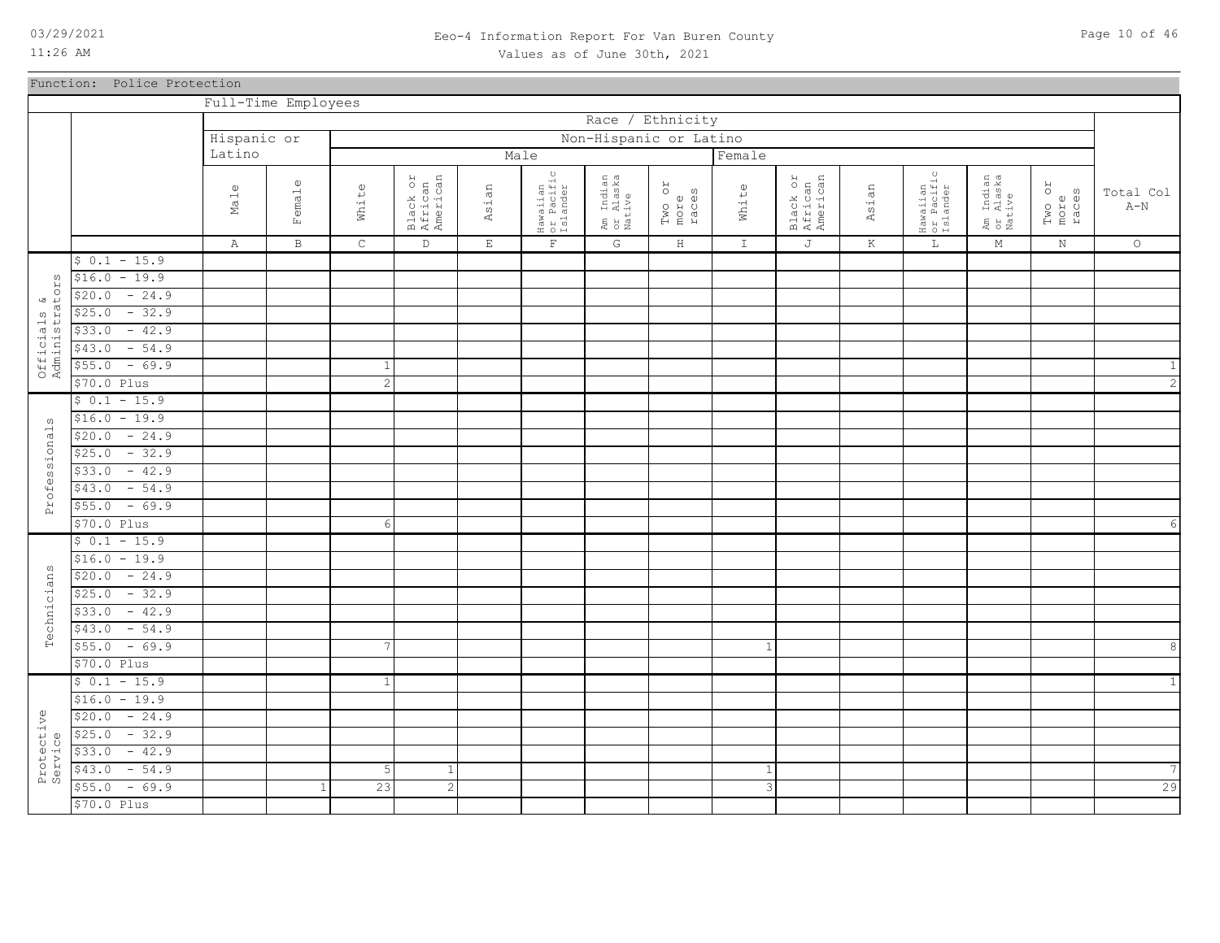Eeo-4 Information Report For Van Buren County
Values as of June 30th, 2021

Function: Police Protection

Full-Time Employees

| | | Hispanic or Latino | | Non-Hispanic or Latino Male | | | | | | Non-Hispanic or Latino Female | | | | | | |
|---|---|---|---|---|---|---|---|---|---|---|---|---|---|---|---|---|
| | | Male | Female | White | Black or African American | Asian | Hawaiian or Pacific Islander | Am Indian or Alaska Native | Two or more races | White | Black or African American | Asian | Hawaiian or Pacific Islander | Am Indian or Alaska Native | Two or more races | Total Col A-N |
| | | A | B | C | D | E | F | G | H | I | J | K | L | M | N | O |
| Officials & Administrators | $ 0.1 - 15.9 | | | | | | | | | | | | | | | |
| | $16.0 - 19.9 | | | | | | | | | | | | | | | |
| | $20.0 - 24.9 | | | | | | | | | | | | | | | |
| | $25.0 - 32.9 | | | | | | | | | | | | | | | |
| | $33.0 - 42.9 | | | | | | | | | | | | | | | |
| | $43.0 - 54.9 | | | | | | | | | | | | | | | |
| | $55.0 - 69.9 | | | 1 | | | | | | | | | | | | 1 |
| | $70.0 Plus | | | 2 | | | | | | | | | | | | 2 |
| Professionals | $ 0.1 - 15.9 | | | | | | | | | | | | | | | |
| | $16.0 - 19.9 | | | | | | | | | | | | | | | |
| | $20.0 - 24.9 | | | | | | | | | | | | | | | |
| | $25.0 - 32.9 | | | | | | | | | | | | | | | |
| | $33.0 - 42.9 | | | | | | | | | | | | | | | |
| | $43.0 - 54.9 | | | | | | | | | | | | | | | |
| | $55.0 - 69.9 | | | | | | | | | | | | | | | |
| | $70.0 Plus | | | 6 | | | | | | | | | | | | 6 |
| Technicians | $ 0.1 - 15.9 | | | | | | | | | | | | | | | |
| | $16.0 - 19.9 | | | | | | | | | | | | | | | |
| | $20.0 - 24.9 | | | | | | | | | | | | | | | |
| | $25.0 - 32.9 | | | | | | | | | | | | | | | |
| | $33.0 - 42.9 | | | | | | | | | | | | | | | |
| | $43.0 - 54.9 | | | | | | | | | | | | | | | |
| | $55.0 - 69.9 | | | 7 | | | | | | 1 | | | | | | 8 |
| | $70.0 Plus | | | | | | | | | | | | | | | |
| Protective Service | $ 0.1 - 15.9 | | | 1 | | | | | | | | | | | | 1 |
| | $16.0 - 19.9 | | | | | | | | | | | | | | | |
| | $20.0 - 24.9 | | | | | | | | | | | | | | | |
| | $25.0 - 32.9 | | | | | | | | | | | | | | | |
| | $33.0 - 42.9 | | | | | | | | | | | | | | | |
| | $43.0 - 54.9 | | | 5 | 1 | | | | | 1 | | | | | | 7 |
| | $55.0 - 69.9 | | 1 | 23 | 2 | | | | | 3 | | | | | | 29 |
| | $70.0 Plus | | | | | | | | | | | | | | | |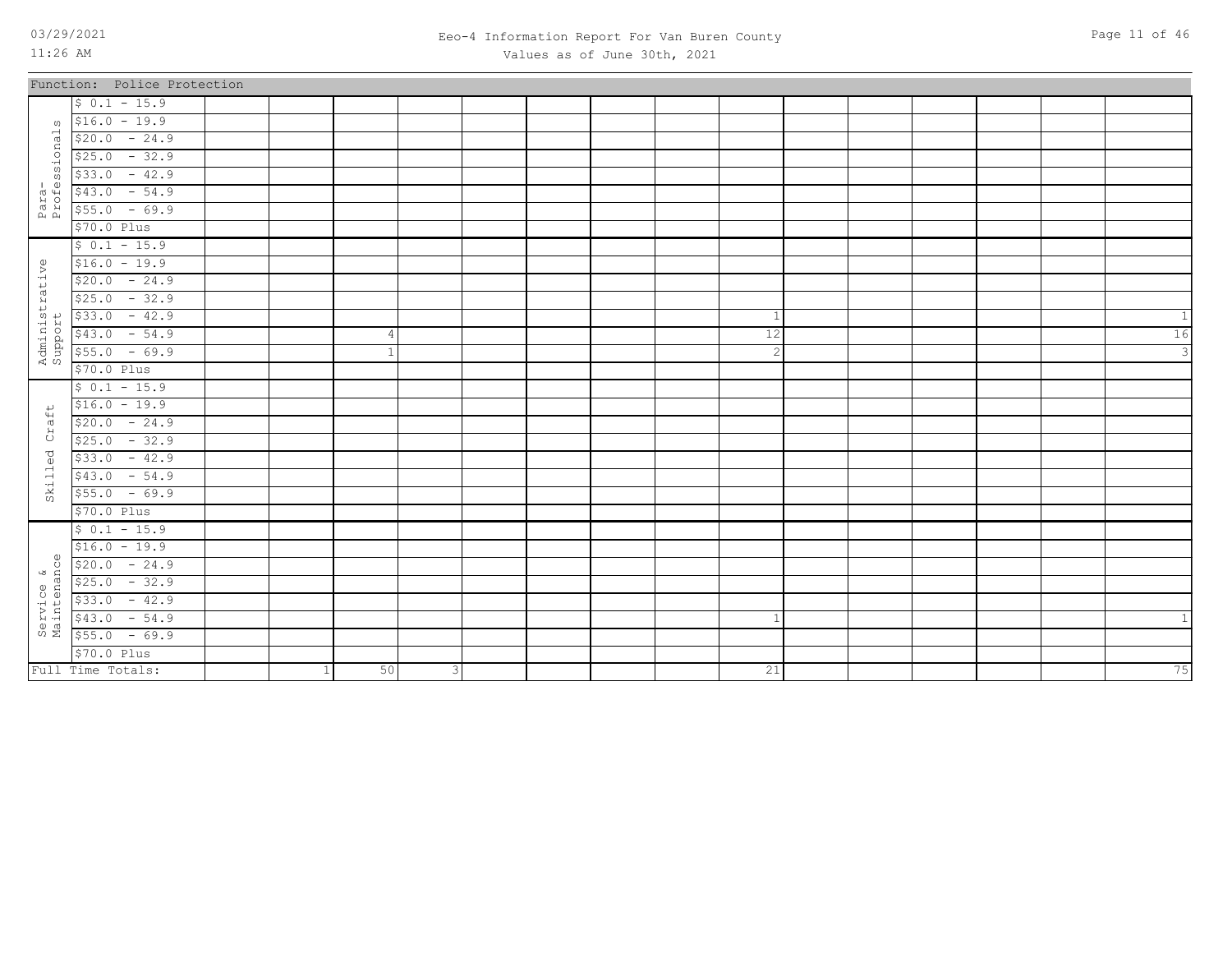## Function: Police Protection

| | | | | | | | | | | | | | | | | |
|---|---|---|---|---|---|---|---|---|---|---|---|---|---|---|---|---|
| Para-Professionals | $ 0.1 - 15.9 | | | | | | | | | | | | | | | |
| | $16.0 - 19.9 | | | | | | | | | | | | | | | |
| | $20.0 - 24.9 | | | | | | | | | | | | | | | |
| | $25.0 - 32.9 | | | | | | | | | | | | | | | |
| | $33.0 - 42.9 | | | | | | | | | | | | | | | |
| | $43.0 - 54.9 | | | | | | | | | | | | | | | |
| | $55.0 - 69.9 | | | | | | | | | | | | | | | |
| | $70.0 Plus | | | | | | | | | | | | | | | |
| Administrative Support | $ 0.1 - 15.9 | | | | | | | | | | | | | | | |
| | $16.0 - 19.9 | | | | | | | | | | | | | | | |
| | $20.0 - 24.9 | | | | | | | | | | | | | | | |
| | $25.0 - 32.9 | | | | | | | | | | | | | | | |
| | $33.0 - 42.9 | | | | | | | | | 1 | | | | | | 1 |
| | $43.0 - 54.9 | | | 4 | | | | | | 12 | | | | | | 16 |
| | $55.0 - 69.9 | | | 1 | | | | | | 2 | | | | | | 3 |
| | $70.0 Plus | | | | | | | | | | | | | | | |
| Skilled Craft | $ 0.1 - 15.9 | | | | | | | | | | | | | | | |
| | $16.0 - 19.9 | | | | | | | | | | | | | | | |
| | $20.0 - 24.9 | | | | | | | | | | | | | | | |
| | $25.0 - 32.9 | | | | | | | | | | | | | | | |
| | $33.0 - 42.9 | | | | | | | | | | | | | | | |
| | $43.0 - 54.9 | | | | | | | | | | | | | | | |
| | $55.0 - 69.9 | | | | | | | | | | | | | | | |
| | $70.0 Plus | | | | | | | | | | | | | | | |
| Service & Maintenance | $ 0.1 - 15.9 | | | | | | | | | | | | | | | |
| | $16.0 - 19.9 | | | | | | | | | | | | | | | |
| | $20.0 - 24.9 | | | | | | | | | | | | | | | |
| | $25.0 - 32.9 | | | | | | | | | | | | | | | |
| | $33.0 - 42.9 | | | | | | | | | | | | | | | |
| | $43.0 - 54.9 | | | | | | | | | 1 | | | | | | 1 |
| | $55.0 - 69.9 | | | | | | | | | | | | | | | |
| | $70.0 Plus | | | | | | | | | | | | | | | |
| Full Time Totals: | | | 1 | 50 | 3 | | | | | 21 | | | | | | 75 |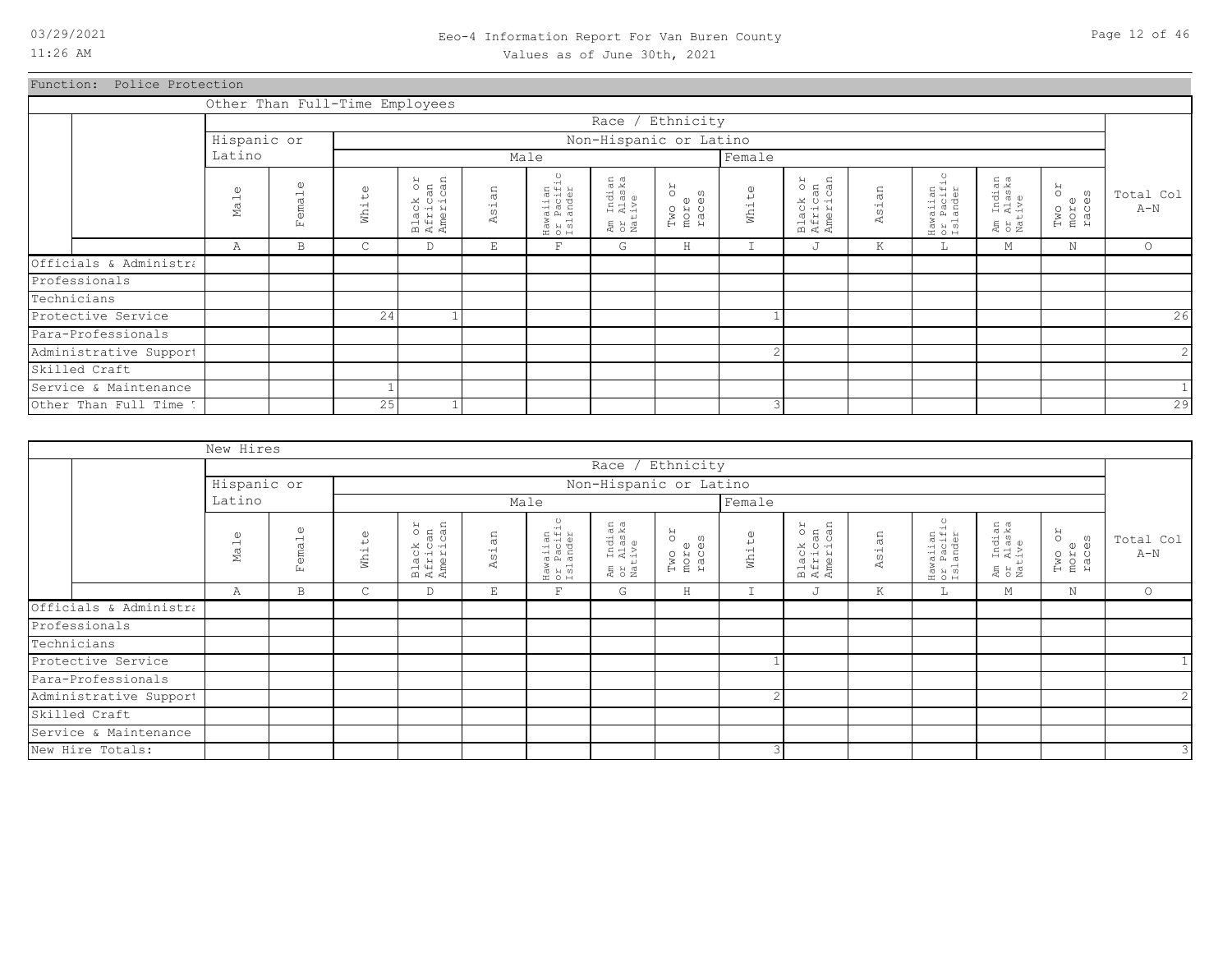Eeo-4 Information Report For Van Buren County
Values as of June 30th, 2021

Function: Police Protection

Other Than Full-Time Employees

| | Race / Ethnicity | | | | | | | | | | | | | | |
|---|---|---|---|---|---|---|---|---|---|---|---|---|---|---|---|
| | Hispanic or Latino | | Non-Hispanic or Latino | | | | | | | | | | | | |
| | | | Male | | | | | | Female | | | | | | |
| | Male | Female | White | Black or African American | Asian | Hawaiian or Pacific Islander | Am Indian or Alaska Native | Two or more races | White | Black or African American | Asian | Hawaiian or Pacific Islander | Am Indian or Alaska Native | Two or more races | Total Col A-N |
| | A | B | C | D | E | F | G | H | I | J | K | L | M | N | O |
| Officials & Administra | | | | | | | | | | | | | | | |
| Professionals | | | | | | | | | | | | | | | |
| Technicians | | | | | | | | | | | | | | | |
| Protective Service | | | 24 | 1 | | | | | 1 | | | | | | 26 |
| Para-Professionals | | | | | | | | | | | | | | | |
| Administrative Support | | | | | | | | | 2 | | | | | | 2 |
| Skilled Craft | | | | | | | | | | | | | | | |
| Service & Maintenance | | | 1 | | | | | | | | | | | | 1 |
| Other Than Full Time T | | | 25 | 1 | | | | | 3 | | | | | | 29 |

New Hires

| | Race / Ethnicity | | | | | | | | | | | | | | |
|---|---|---|---|---|---|---|---|---|---|---|---|---|---|---|---|
| | Hispanic or Latino | | Non-Hispanic or Latino | | | | | | | | | | | | |
| | | | Male | | | | | | Female | | | | | | |
| | Male | Female | White | Black or African American | Asian | Hawaiian or Pacific Islander | Am Indian or Alaska Native | Two or more races | White | Black or African American | Asian | Hawaiian or Pacific Islander | Am Indian or Alaska Native | Two or more races | Total Col A-N |
| | A | B | C | D | E | F | G | H | I | J | K | L | M | N | O |
| Officials & Administra | | | | | | | | | | | | | | | |
| Professionals | | | | | | | | | | | | | | | |
| Technicians | | | | | | | | | | | | | | | |
| Protective Service | | | | | | | | | 1 | | | | | | 1 |
| Para-Professionals | | | | | | | | | | | | | | | |
| Administrative Support | | | | | | | | | 2 | | | | | | 2 |
| Skilled Craft | | | | | | | | | | | | | | | |
| Service & Maintenance | | | | | | | | | | | | | | | |
| New Hire Totals: | | | | | | | | | 3 | | | | | | 3 |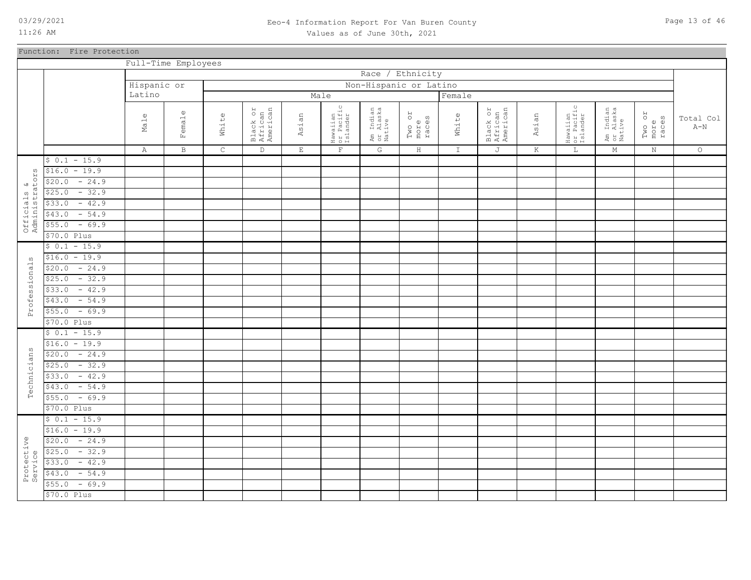Function: Fire Protection

Full-Time Employees

| | | Race / Ethnicity | | | | | | | | | | | | | | |
|---|---|---|---|---|---|---|---|---|---|---|---|---|---|---|---|---|
| | | Hispanic or Latino | | Non-Hispanic or Latino | | | | | | | | | | | | |
| | | | | Male | | | | | | Female | | | | | | |
| | | Male | Female | White | Black or African American | Asian | Hawaiian or Pacific Islander | Am Indian or Alaska Native | Two or more races | White | Black or African American | Asian | Hawaiian or Pacific Islander | Am Indian or Alaska Native | Two or more races | Total Col A-N |
| | | A | B | C | D | E | F | G | H | I | J | K | L | M | N | O |
| Officials & Administrators | $ 0.1 - 15.9 | | | | | | | | | | | | | | | |
| | $16.0 - 19.9 | | | | | | | | | | | | | | | |
| | $20.0 - 24.9 | | | | | | | | | | | | | | | |
| | $25.0 - 32.9 | | | | | | | | | | | | | | | |
| | $33.0 - 42.9 | | | | | | | | | | | | | | | |
| | $43.0 - 54.9 | | | | | | | | | | | | | | | |
| | $55.0 - 69.9 | | | | | | | | | | | | | | | |
| | $70.0 Plus | | | | | | | | | | | | | | | |
| Professionals | $ 0.1 - 15.9 | | | | | | | | | | | | | | | |
| | $16.0 - 19.9 | | | | | | | | | | | | | | | |
| | $20.0 - 24.9 | | | | | | | | | | | | | | | |
| | $25.0 - 32.9 | | | | | | | | | | | | | | | |
| | $33.0 - 42.9 | | | | | | | | | | | | | | | |
| | $43.0 - 54.9 | | | | | | | | | | | | | | | |
| | $55.0 - 69.9 | | | | | | | | | | | | | | | |
| | $70.0 Plus | | | | | | | | | | | | | | | |
| Technicians | $ 0.1 - 15.9 | | | | | | | | | | | | | | | |
| | $16.0 - 19.9 | | | | | | | | | | | | | | | |
| | $20.0 - 24.9 | | | | | | | | | | | | | | | |
| | $25.0 - 32.9 | | | | | | | | | | | | | | | |
| | $33.0 - 42.9 | | | | | | | | | | | | | | | |
| | $43.0 - 54.9 | | | | | | | | | | | | | | | |
| | $55.0 - 69.9 | | | | | | | | | | | | | | | |
| | $70.0 Plus | | | | | | | | | | | | | | | |
| Protective Service | $ 0.1 - 15.9 | | | | | | | | | | | | | | | |
| | $16.0 - 19.9 | | | | | | | | | | | | | | | |
| | $20.0 - 24.9 | | | | | | | | | | | | | | | |
| | $25.0 - 32.9 | | | | | | | | | | | | | | | |
| | $33.0 - 42.9 | | | | | | | | | | | | | | | |
| | $43.0 - 54.9 | | | | | | | | | | | | | | | |
| | $55.0 - 69.9 | | | | | | | | | | | | | | | |
| | $70.0 Plus | | | | | | | | | | | | | | | |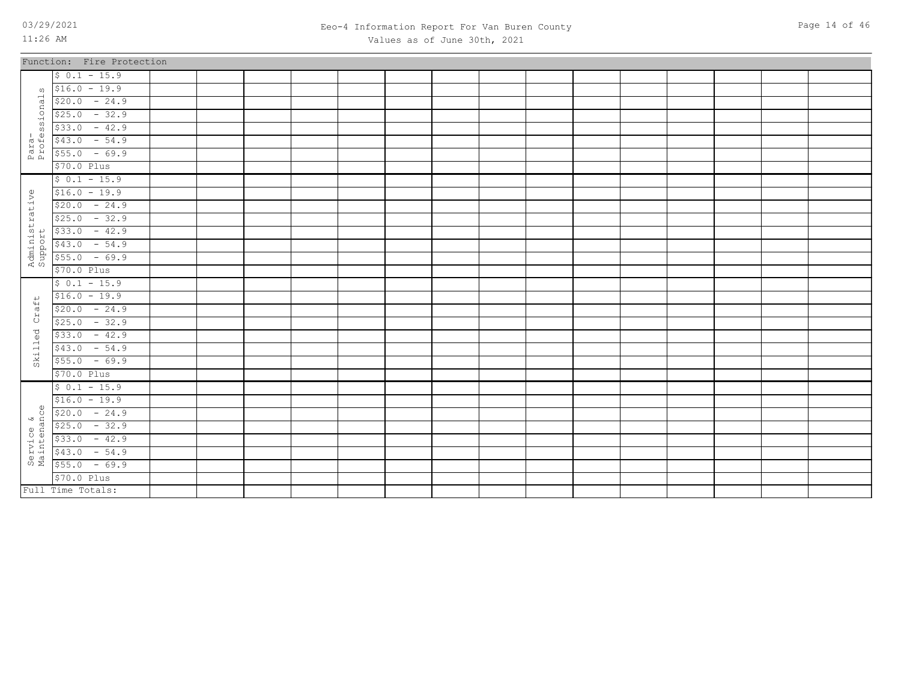Eeo-4 Information Report For Van Buren County
Values as of June 30th, 2021

Function: Fire Protection

| | | | | | | | | | | | | | | | | |
|---|---|---|---|---|---|---|---|---|---|---|---|---|---|---|---|---|
| Para-Professionals | $ 0.1 - 15.9 | | | | | | | | | | | | | | | |
| | $16.0 - 19.9 | | | | | | | | | | | | | | | |
| | $20.0 - 24.9 | | | | | | | | | | | | | | | |
| | $25.0 - 32.9 | | | | | | | | | | | | | | | |
| | $33.0 - 42.9 | | | | | | | | | | | | | | | |
| | $43.0 - 54.9 | | | | | | | | | | | | | | | |
| | $55.0 - 69.9 | | | | | | | | | | | | | | | |
| | $70.0 Plus | | | | | | | | | | | | | | | |
| Administrative Support | $ 0.1 - 15.9 | | | | | | | | | | | | | | | |
| | $16.0 - 19.9 | | | | | | | | | | | | | | | |
| | $20.0 - 24.9 | | | | | | | | | | | | | | | |
| | $25.0 - 32.9 | | | | | | | | | | | | | | | |
| | $33.0 - 42.9 | | | | | | | | | | | | | | | |
| | $43.0 - 54.9 | | | | | | | | | | | | | | | |
| | $55.0 - 69.9 | | | | | | | | | | | | | | | |
| | $70.0 Plus | | | | | | | | | | | | | | | |
| Skilled Craft | $ 0.1 - 15.9 | | | | | | | | | | | | | | | |
| | $16.0 - 19.9 | | | | | | | | | | | | | | | |
| | $20.0 - 24.9 | | | | | | | | | | | | | | | |
| | $25.0 - 32.9 | | | | | | | | | | | | | | | |
| | $33.0 - 42.9 | | | | | | | | | | | | | | | |
| | $43.0 - 54.9 | | | | | | | | | | | | | | | |
| | $55.0 - 69.9 | | | | | | | | | | | | | | | |
| | $70.0 Plus | | | | | | | | | | | | | | | |
| Service & Maintenance | $ 0.1 - 15.9 | | | | | | | | | | | | | | | |
| | $16.0 - 19.9 | | | | | | | | | | | | | | | |
| | $20.0 - 24.9 | | | | | | | | | | | | | | | |
| | $25.0 - 32.9 | | | | | | | | | | | | | | | |
| | $33.0 - 42.9 | | | | | | | | | | | | | | | |
| | $43.0 - 54.9 | | | | | | | | | | | | | | | |
| | $55.0 - 69.9 | | | | | | | | | | | | | | | |
| | $70.0 Plus | | | | | | | | | | | | | | | |
| Full Time Totals: | | | | | | | | | | | | | | | | |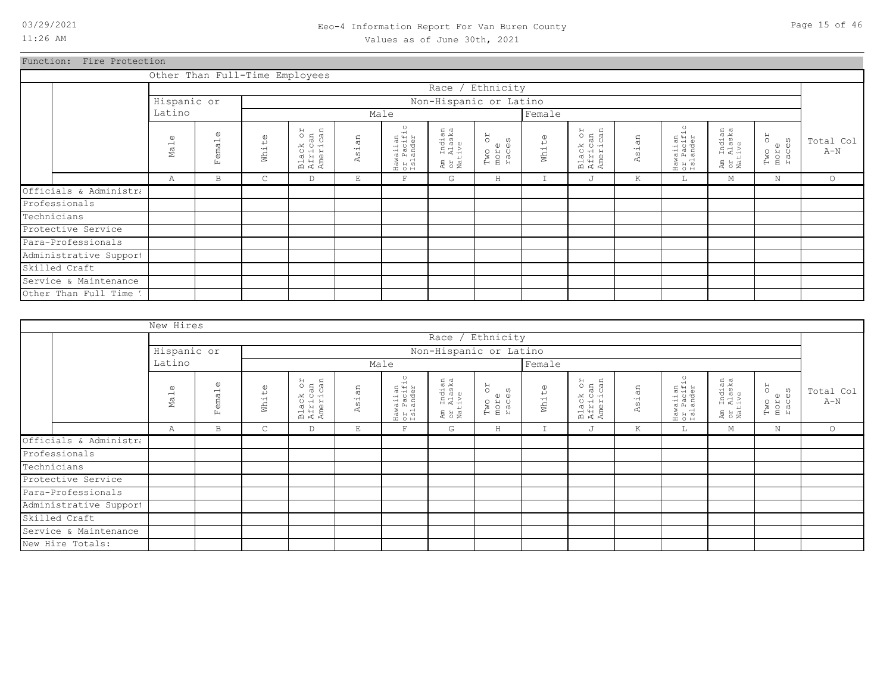Function: Fire Protection

| | Other Than Full-Time Employees | | | | | | | | | | | | | | |
|---|---|---|---|---|---|---|---|---|---|---|---|---|---|---|---|
| | Race / Ethnicity | | | | | | | | | | | | | | |
| | Hispanic or Latino | | Non-Hispanic or Latino | | | | | | | | | | | | |
| | | | Male | | | | | | Female | | | | | | |
| | Male | Female | White | Black or African American | Asian | Hawaiian or Pacific Islander | Am Indian or Alaska Native | Two or more races | White | Black or African American | Asian | Hawaiian or Pacific Islander | Am Indian or Alaska Native | Two or more races | Total Col A-N |
| | A | B | C | D | E | F | G | H | I | J | K | L | M | N | O |
| Officials & Administra | | | | | | | | | | | | | | | |
| Professionals | | | | | | | | | | | | | | | |
| Technicians | | | | | | | | | | | | | | | |
| Protective Service | | | | | | | | | | | | | | | |
| Para-Professionals | | | | | | | | | | | | | | | |
| Administrative Support | | | | | | | | | | | | | | | |
| Skilled Craft | | | | | | | | | | | | | | | |
| Service & Maintenance | | | | | | | | | | | | | | | |
| Other Than Full Time T | | | | | | | | | | | | | | | |

| | New Hires | | | | | | | | | | | | | | |
|---|---|---|---|---|---|---|---|---|---|---|---|---|---|---|---|
| | Race / Ethnicity | | | | | | | | | | | | | | |
| | Hispanic or Latino | | Non-Hispanic or Latino | | | | | | | | | | | | |
| | | | Male | | | | | | Female | | | | | | |
| | Male | Female | White | Black or African American | Asian | Hawaiian or Pacific Islander | Am Indian or Alaska Native | Two or more races | White | Black or African American | Asian | Hawaiian or Pacific Islander | Am Indian or Alaska Native | Two or more races | Total Col A-N |
| | A | B | C | D | E | F | G | H | I | J | K | L | M | N | O |
| Officials & Administra | | | | | | | | | | | | | | | |
| Professionals | | | | | | | | | | | | | | | |
| Technicians | | | | | | | | | | | | | | | |
| Protective Service | | | | | | | | | | | | | | | |
| Para-Professionals | | | | | | | | | | | | | | | |
| Administrative Support | | | | | | | | | | | | | | | |
| Skilled Craft | | | | | | | | | | | | | | | |
| Service & Maintenance | | | | | | | | | | | | | | | |
| New Hire Totals: | | | | | | | | | | | | | | | |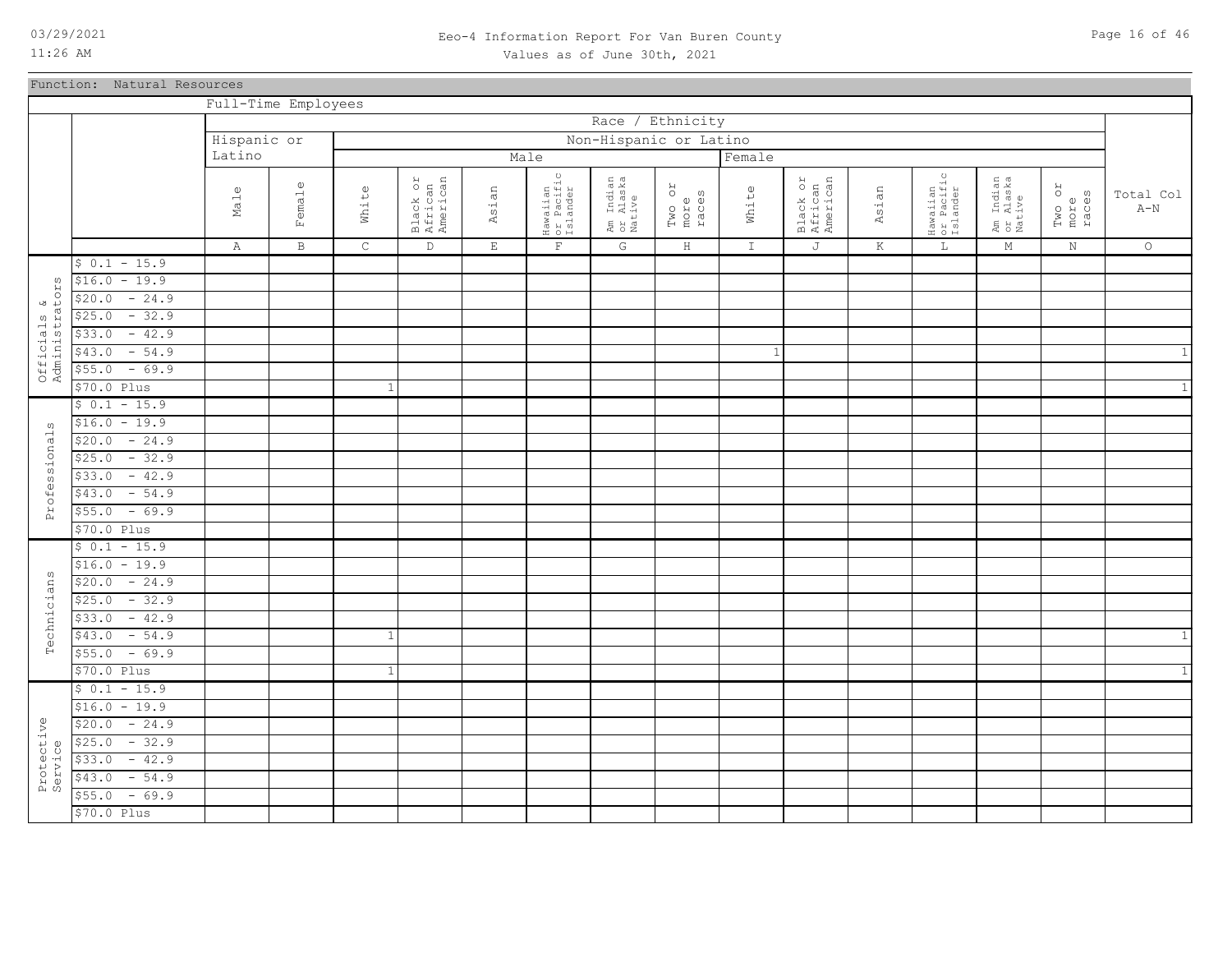# Eeo-4 Information Report For Van Buren County

Values as of June 30th, 2021

Function: Natural Resources

Full-Time Employees

| | | Race / Ethnicity | | | | | | | | | | | | | | |
|---|---|---|---|---|---|---|---|---|---|---|---|---|---|---|---|---|
| | | Hispanic or Latino | | Non-Hispanic or Latino | | | | | | | | | | | | |
| | | | | Male | | | | | | Female | | | | | | |
| | | Male | Female | White | Black or African American | Asian | Hawaiian or Pacific Islander | Am Indian or Alaska Native | Two or more races | White | Black or African American | Asian | Hawaiian or Pacific Islander | Am Indian or Alaska Native | Two or more races | Total Col A-N |
| | | A | B | C | D | E | F | G | H | I | J | K | L | M | N | O |
| Officials & Administrators | $ 0.1 - 15.9 | | | | | | | | | | | | | | | |
| | $16.0 - 19.9 | | | | | | | | | | | | | | | |
| | $20.0 - 24.9 | | | | | | | | | | | | | | | |
| | $25.0 - 32.9 | | | | | | | | | | | | | | | |
| | $33.0 - 42.9 | | | | | | | | | | | | | | | |
| | $43.0 - 54.9 | | | | | | | | | 1 | | | | | | 1 |
| | $55.0 - 69.9 | | | | | | | | | | | | | | | |
| | $70.0 Plus | | | 1 | | | | | | | | | | | | 1 |
| Professionals | $ 0.1 - 15.9 | | | | | | | | | | | | | | | |
| | $16.0 - 19.9 | | | | | | | | | | | | | | | |
| | $20.0 - 24.9 | | | | | | | | | | | | | | | |
| | $25.0 - 32.9 | | | | | | | | | | | | | | | |
| | $33.0 - 42.9 | | | | | | | | | | | | | | | |
| | $43.0 - 54.9 | | | | | | | | | | | | | | | |
| | $55.0 - 69.9 | | | | | | | | | | | | | | | |
| | $70.0 Plus | | | | | | | | | | | | | | | |
| Technicians | $ 0.1 - 15.9 | | | | | | | | | | | | | | | |
| | $16.0 - 19.9 | | | | | | | | | | | | | | | |
| | $20.0 - 24.9 | | | | | | | | | | | | | | | |
| | $25.0 - 32.9 | | | | | | | | | | | | | | | |
| | $33.0 - 42.9 | | | | | | | | | | | | | | | |
| | $43.0 - 54.9 | | | 1 | | | | | | | | | | | | 1 |
| | $55.0 - 69.9 | | | | | | | | | | | | | | | |
| | $70.0 Plus | | | 1 | | | | | | | | | | | | 1 |
| Protective Service | $ 0.1 - 15.9 | | | | | | | | | | | | | | | |
| | $16.0 - 19.9 | | | | | | | | | | | | | | | |
| | $20.0 - 24.9 | | | | | | | | | | | | | | | |
| | $25.0 - 32.9 | | | | | | | | | | | | | | | |
| | $33.0 - 42.9 | | | | | | | | | | | | | | | |
| | $43.0 - 54.9 | | | | | | | | | | | | | | | |
| | $55.0 - 69.9 | | | | | | | | | | | | | | | |
| | $70.0 Plus | | | | | | | | | | | | | | | |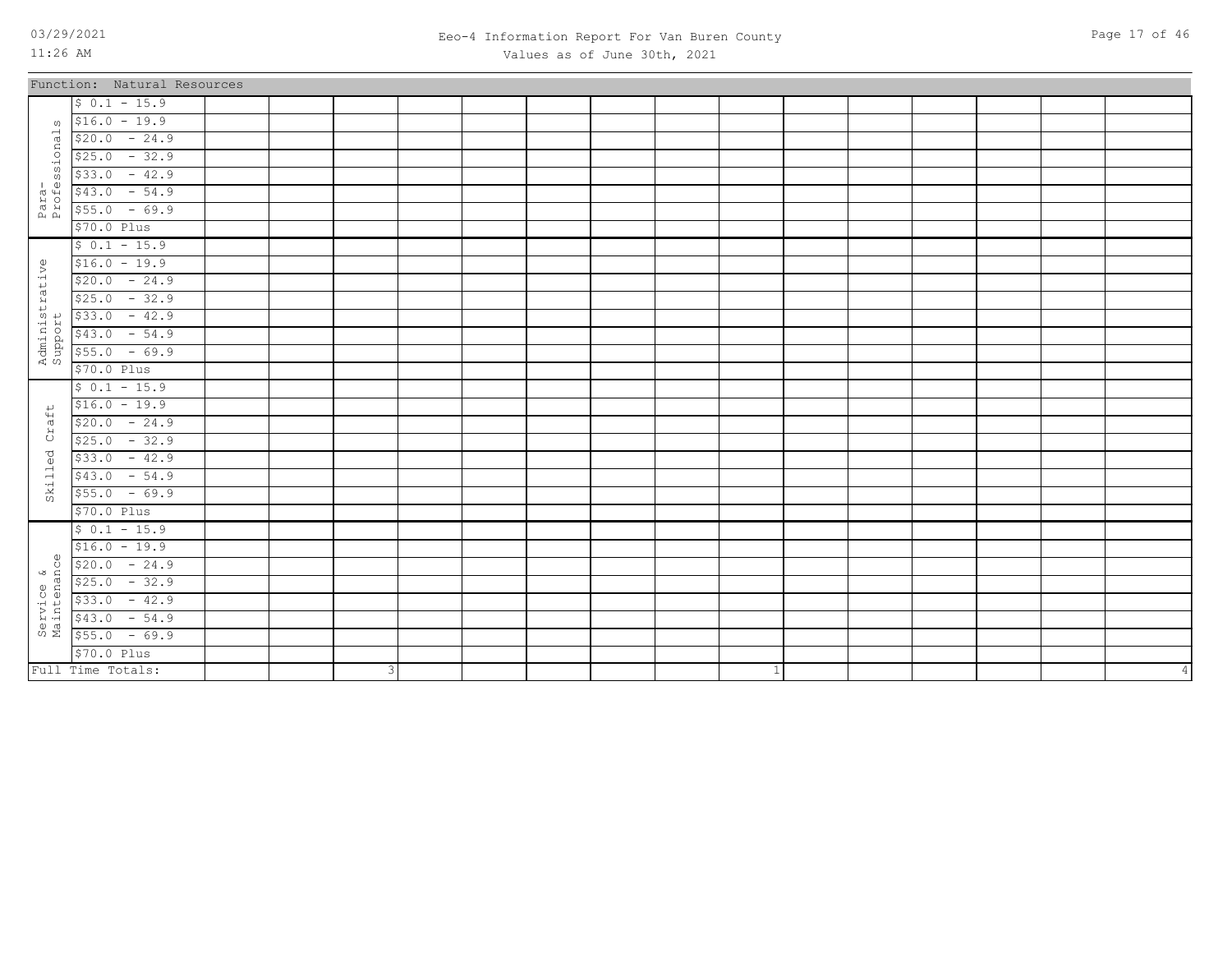Function: Natural Resources

| | | | | | | | | | | | | | | | | |
|---|---|---|---|---|---|---|---|---|---|---|---|---|---|---|---|---|
| Para-Professionals | $ 0.1 - 15.9 | | | | | | | | | | | | | | | |
| | $16.0 - 19.9 | | | | | | | | | | | | | | | |
| | $20.0 - 24.9 | | | | | | | | | | | | | | | |
| | $25.0 - 32.9 | | | | | | | | | | | | | | | |
| | $33.0 - 42.9 | | | | | | | | | | | | | | | |
| | $43.0 - 54.9 | | | | | | | | | | | | | | | |
| | $55.0 - 69.9 | | | | | | | | | | | | | | | |
| | $70.0 Plus | | | | | | | | | | | | | | | |
| Administrative Support | $ 0.1 - 15.9 | | | | | | | | | | | | | | | |
| | $16.0 - 19.9 | | | | | | | | | | | | | | | |
| | $20.0 - 24.9 | | | | | | | | | | | | | | | |
| | $25.0 - 32.9 | | | | | | | | | | | | | | | |
| | $33.0 - 42.9 | | | | | | | | | | | | | | | |
| | $43.0 - 54.9 | | | | | | | | | | | | | | | |
| | $55.0 - 69.9 | | | | | | | | | | | | | | | |
| | $70.0 Plus | | | | | | | | | | | | | | | |
| Skilled Craft | $ 0.1 - 15.9 | | | | | | | | | | | | | | | |
| | $16.0 - 19.9 | | | | | | | | | | | | | | | |
| | $20.0 - 24.9 | | | | | | | | | | | | | | | |
| | $25.0 - 32.9 | | | | | | | | | | | | | | | |
| | $33.0 - 42.9 | | | | | | | | | | | | | | | |
| | $43.0 - 54.9 | | | | | | | | | | | | | | | |
| | $55.0 - 69.9 | | | | | | | | | | | | | | | |
| | $70.0 Plus | | | | | | | | | | | | | | | |
| Service & Maintenance | $ 0.1 - 15.9 | | | | | | | | | | | | | | | |
| | $16.0 - 19.9 | | | | | | | | | | | | | | | |
| | $20.0 - 24.9 | | | | | | | | | | | | | | | |
| | $25.0 - 32.9 | | | | | | | | | | | | | | | |
| | $33.0 - 42.9 | | | | | | | | | | | | | | | |
| | $43.0 - 54.9 | | | | | | | | | | | | | | | |
| | $55.0 - 69.9 | | | | | | | | | | | | | | | |
| | $70.0 Plus | | | | | | | | | | | | | | | |
| Full Time Totals: | | | | 3 | | | | | | 1 | | | | | | 4 |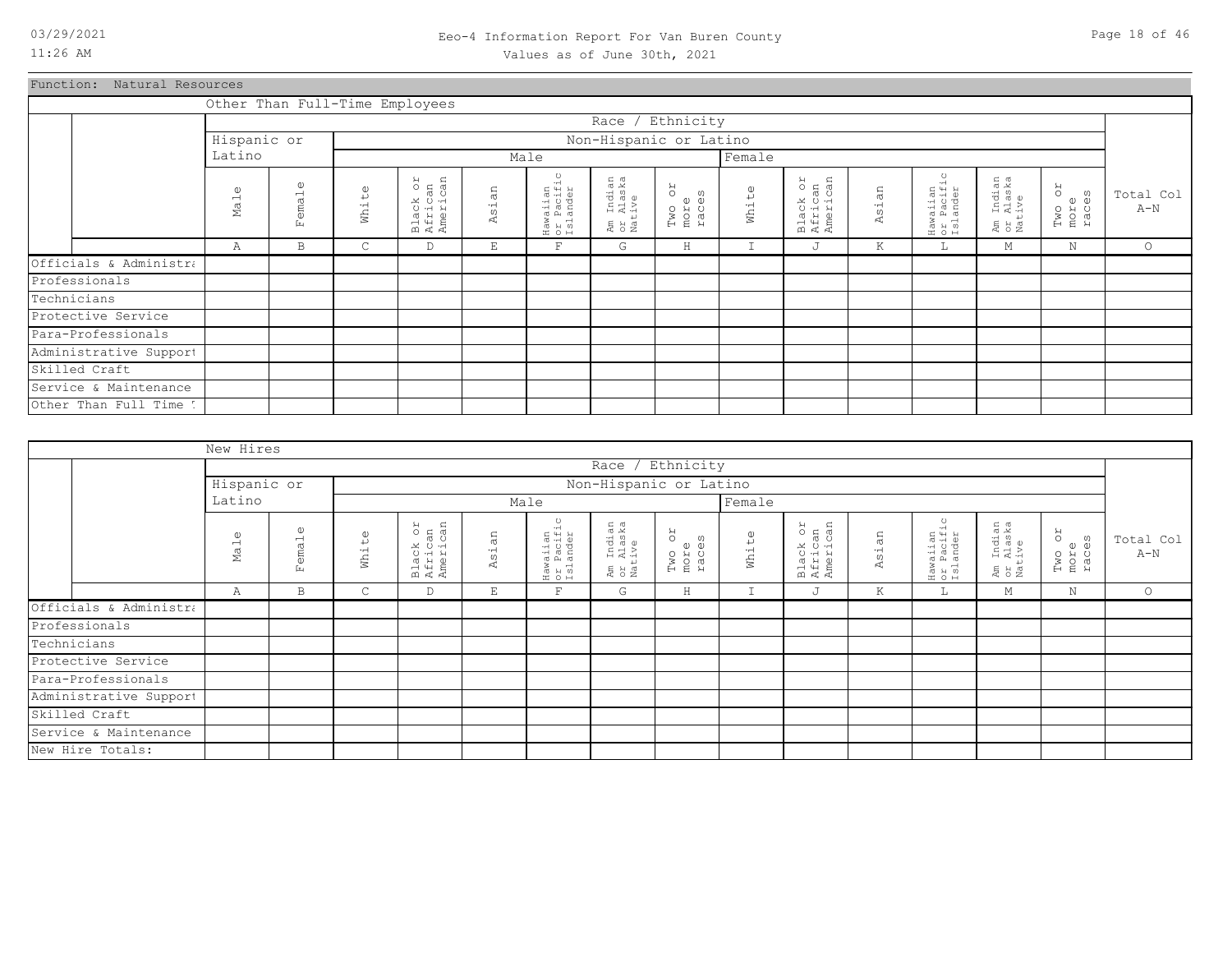Function: Natural Resources

Other Than Full-Time Employees

| | Race / Ethnicity | | | | | | | | | | | | | | |
|---|---|---|---|---|---|---|---|---|---|---|---|---|---|---|---|
| | Hispanic or Latino | | Non-Hispanic or Latino | | | | | | | | | | | | |
| | | | Male | | | | | | Female | | | | | | |
| | Male | Female | White | Black or African American | Asian | Hawaiian or Pacific Islander | Am Indian or Alaska Native | Two or more races | White | Black or African American | Asian | Hawaiian or Pacific Islander | Am Indian or Alaska Native | Two or more races | Total Col A-N |
| | A | B | C | D | E | F | G | H | I | J | K | L | M | N | O |
| Officials & Administra | | | | | | | | | | | | | | | |
| Professionals | | | | | | | | | | | | | | | |
| Technicians | | | | | | | | | | | | | | | |
| Protective Service | | | | | | | | | | | | | | | |
| Para-Professionals | | | | | | | | | | | | | | | |
| Administrative Support | | | | | | | | | | | | | | | |
| Skilled Craft | | | | | | | | | | | | | | | |
| Service & Maintenance | | | | | | | | | | | | | | | |
| Other Than Full Time T | | | | | | | | | | | | | | | |

New Hires

| | Race / Ethnicity | | | | | | | | | | | | | | |
|---|---|---|---|---|---|---|---|---|---|---|---|---|---|---|---|
| | Hispanic or Latino | | Non-Hispanic or Latino | | | | | | | | | | | | |
| | | | Male | | | | | | Female | | | | | | |
| | Male | Female | White | Black or African American | Asian | Hawaiian or Pacific Islander | Am Indian or Alaska Native | Two or more races | White | Black or African American | Asian | Hawaiian or Pacific Islander | Am Indian or Alaska Native | Two or more races | Total Col A-N |
| | A | B | C | D | E | F | G | H | I | J | K | L | M | N | O |
| Officials & Administra | | | | | | | | | | | | | | | |
| Professionals | | | | | | | | | | | | | | | |
| Technicians | | | | | | | | | | | | | | | |
| Protective Service | | | | | | | | | | | | | | | |
| Para-Professionals | | | | | | | | | | | | | | | |
| Administrative Support | | | | | | | | | | | | | | | |
| Skilled Craft | | | | | | | | | | | | | | | |
| Service & Maintenance | | | | | | | | | | | | | | | |
| New Hire Totals: | | | | | | | | | | | | | | | |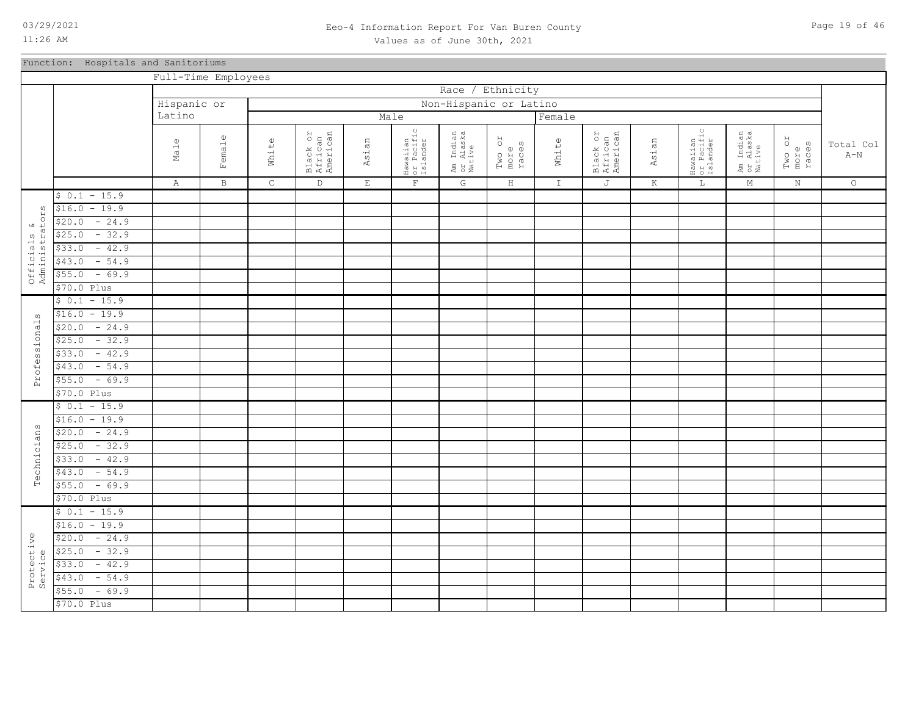Function: Hospitals and Sanitoriums

| | | Full-Time Employees | | | | | | | | | | | | | | |
|---|---|---|---|---|---|---|---|---|---|---|---|---|---|---|---|---|
| | | Race / Ethnicity | | | | | | | | | | | | | | |
| | | Hispanic or Latino | | Non-Hispanic or Latino | | | | | | | | | | | | |
| | | | | Male | | | | | | Female | | | | | | |
| | | Male | Female | White | Black or African American | Asian | Hawaiian or Pacific Islander | Am Indian or Alaska Native | Two or more races | White | Black or African American | Asian | Hawaiian or Pacific Islander | Am Indian or Alaska Native | Two or more races | Total Col A-N |
| | | A | B | C | D | E | F | G | H | I | J | K | L | M | N | O |
| Officials & Administrators | $ 0.1 - 15.9 | | | | | | | | | | | | | | | |
| | $16.0 - 19.9 | | | | | | | | | | | | | | | |
| | $20.0 - 24.9 | | | | | | | | | | | | | | | |
| | $25.0 - 32.9 | | | | | | | | | | | | | | | |
| | $33.0 - 42.9 | | | | | | | | | | | | | | | |
| | $43.0 - 54.9 | | | | | | | | | | | | | | | |
| | $55.0 - 69.9 | | | | | | | | | | | | | | | |
| | $70.0 Plus | | | | | | | | | | | | | | | |
| Professionals | $ 0.1 - 15.9 | | | | | | | | | | | | | | | |
| | $16.0 - 19.9 | | | | | | | | | | | | | | | |
| | $20.0 - 24.9 | | | | | | | | | | | | | | | |
| | $25.0 - 32.9 | | | | | | | | | | | | | | | |
| | $33.0 - 42.9 | | | | | | | | | | | | | | | |
| | $43.0 - 54.9 | | | | | | | | | | | | | | | |
| | $55.0 - 69.9 | | | | | | | | | | | | | | | |
| | $70.0 Plus | | | | | | | | | | | | | | | |
| Technicians | $ 0.1 - 15.9 | | | | | | | | | | | | | | | |
| | $16.0 - 19.9 | | | | | | | | | | | | | | | |
| | $20.0 - 24.9 | | | | | | | | | | | | | | | |
| | $25.0 - 32.9 | | | | | | | | | | | | | | | |
| | $33.0 - 42.9 | | | | | | | | | | | | | | | |
| | $43.0 - 54.9 | | | | | | | | | | | | | | | |
| | $55.0 - 69.9 | | | | | | | | | | | | | | | |
| | $70.0 Plus | | | | | | | | | | | | | | | |
| Protective Service | $ 0.1 - 15.9 | | | | | | | | | | | | | | | |
| | $16.0 - 19.9 | | | | | | | | | | | | | | | |
| | $20.0 - 24.9 | | | | | | | | | | | | | | | |
| | $25.0 - 32.9 | | | | | | | | | | | | | | | |
| | $33.0 - 42.9 | | | | | | | | | | | | | | | |
| | $43.0 - 54.9 | | | | | | | | | | | | | | | |
| | $55.0 - 69.9 | | | | | | | | | | | | | | | |
| | $70.0 Plus | | | | | | | | | | | | | | | |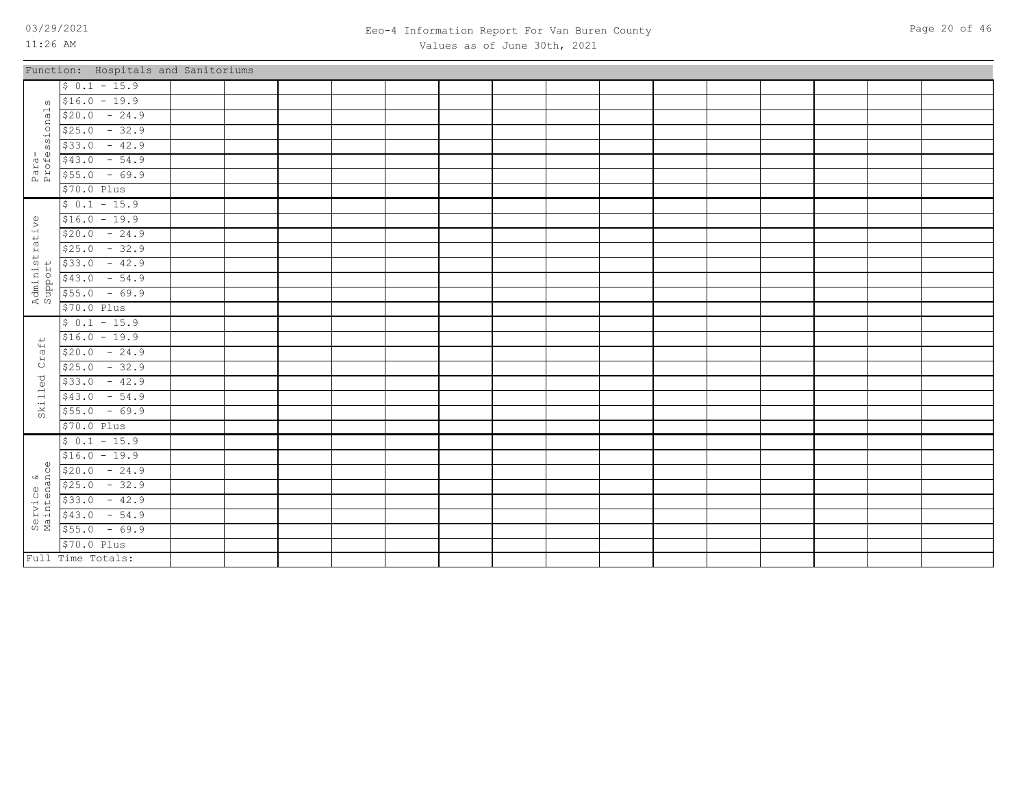# Eeo-4 Information Report For Van Buren County

Values as of June 30th, 2021

Function: Hospitals and Sanitoriums

| Category | Salary Range | | | | | | | | | | | | | | | |
|---|---|---|---|---|---|---|---|---|---|---|---|---|---|---|---|---|
| Para-Professionals | $ 0.1 - 15.9 | | | | | | | | | | | | | | | |
| | $16.0 - 19.9 | | | | | | | | | | | | | | | |
| | $20.0 - 24.9 | | | | | | | | | | | | | | | |
| | $25.0 - 32.9 | | | | | | | | | | | | | | | |
| | $33.0 - 42.9 | | | | | | | | | | | | | | | |
| | $43.0 - 54.9 | | | | | | | | | | | | | | | |
| | $55.0 - 69.9 | | | | | | | | | | | | | | | |
| | $70.0 Plus | | | | | | | | | | | | | | | |
| Administrative Support | $ 0.1 - 15.9 | | | | | | | | | | | | | | | |
| | $16.0 - 19.9 | | | | | | | | | | | | | | | |
| | $20.0 - 24.9 | | | | | | | | | | | | | | | |
| | $25.0 - 32.9 | | | | | | | | | | | | | | | |
| | $33.0 - 42.9 | | | | | | | | | | | | | | | |
| | $43.0 - 54.9 | | | | | | | | | | | | | | | |
| | $55.0 - 69.9 | | | | | | | | | | | | | | | |
| | $70.0 Plus | | | | | | | | | | | | | | | |
| Skilled Craft | $ 0.1 - 15.9 | | | | | | | | | | | | | | | |
| | $16.0 - 19.9 | | | | | | | | | | | | | | | |
| | $20.0 - 24.9 | | | | | | | | | | | | | | | |
| | $25.0 - 32.9 | | | | | | | | | | | | | | | |
| | $33.0 - 42.9 | | | | | | | | | | | | | | | |
| | $43.0 - 54.9 | | | | | | | | | | | | | | | |
| | $55.0 - 69.9 | | | | | | | | | | | | | | | |
| | $70.0 Plus | | | | | | | | | | | | | | | |
| Service & Maintenance | $ 0.1 - 15.9 | | | | | | | | | | | | | | | |
| | $16.0 - 19.9 | | | | | | | | | | | | | | | |
| | $20.0 - 24.9 | | | | | | | | | | | | | | | |
| | $25.0 - 32.9 | | | | | | | | | | | | | | | |
| | $33.0 - 42.9 | | | | | | | | | | | | | | | |
| | $43.0 - 54.9 | | | | | | | | | | | | | | | |
| | $55.0 - 69.9 | | | | | | | | | | | | | | | |
| | $70.0 Plus | | | | | | | | | | | | | | | |
| Full Time Totals: | | | | | | | | | | | | | | | | |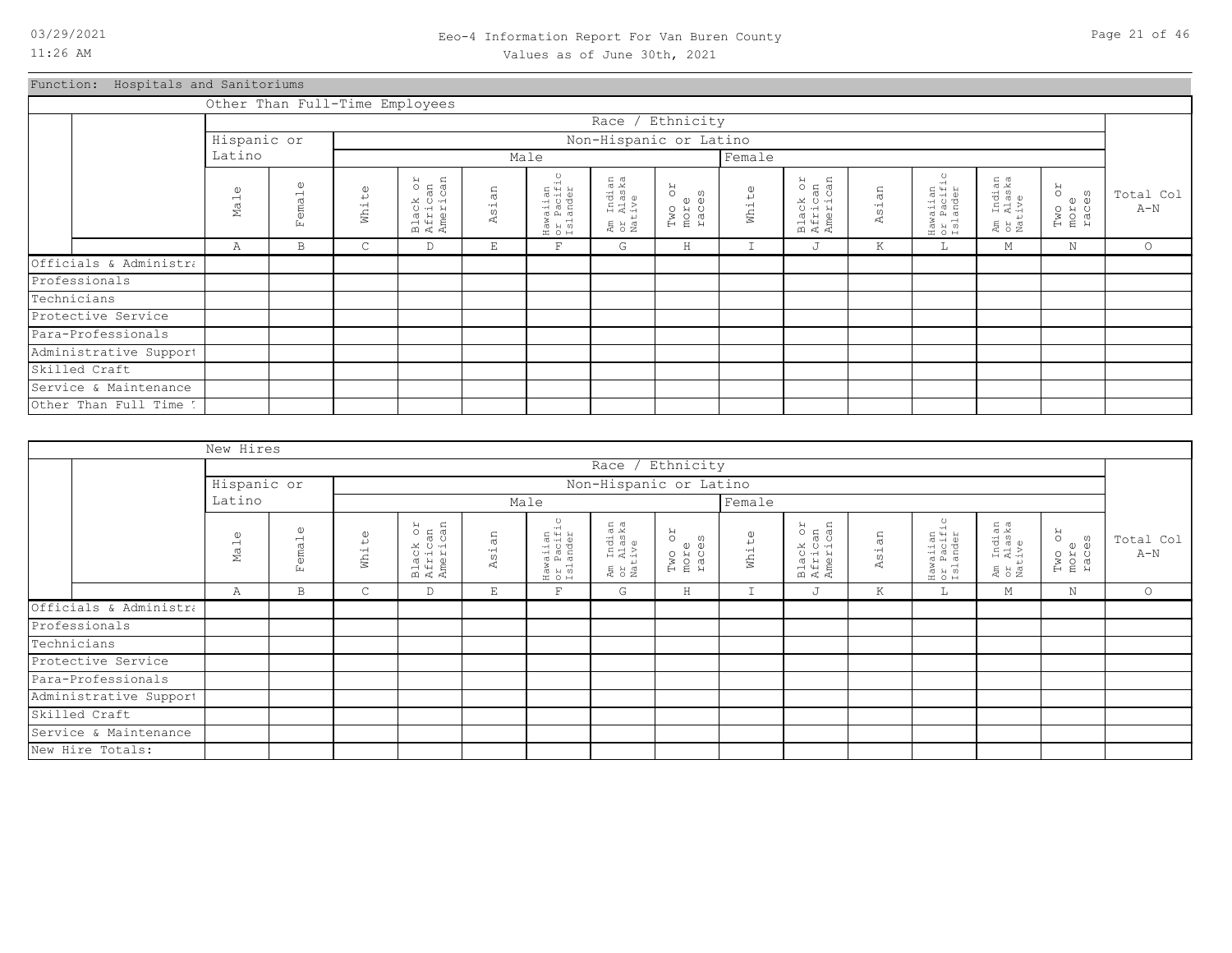Function: Hospitals and Sanitoriums

Other Than Full-Time Employees

| | Race / Ethnicity | | | | | | | | | | | | | | |
|---|---|---|---|---|---|---|---|---|---|---|---|---|---|---|---|
| | Hispanic or Latino | | Non-Hispanic or Latino | | | | | | | | | | | | |
| | | | Male | | | | | | Female | | | | | | |
| | Male | Female | White | Black or African American | Asian | Hawaiian or Pacific Islander | Am Indian or Alaska Native | Two or more races | White | Black or African American | Asian | Hawaiian or Pacific Islander | Am Indian or Alaska Native | Two or more races | Total Col A-N |
| | A | B | C | D | E | F | G | H | I | J | K | L | M | N | O |
| Officials & Administra | | | | | | | | | | | | | | | |
| Professionals | | | | | | | | | | | | | | | |
| Technicians | | | | | | | | | | | | | | | |
| Protective Service | | | | | | | | | | | | | | | |
| Para-Professionals | | | | | | | | | | | | | | | |
| Administrative Support | | | | | | | | | | | | | | | |
| Skilled Craft | | | | | | | | | | | | | | | |
| Service & Maintenance | | | | | | | | | | | | | | | |
| Other Than Full Time T | | | | | | | | | | | | | | | |

New Hires

| | Race / Ethnicity | | | | | | | | | | | | | | |
|---|---|---|---|---|---|---|---|---|---|---|---|---|---|---|---|
| | Hispanic or Latino | | Non-Hispanic or Latino | | | | | | | | | | | | |
| | | | Male | | | | | | Female | | | | | | |
| | Male | Female | White | Black or African American | Asian | Hawaiian or Pacific Islander | Am Indian or Alaska Native | Two or more races | White | Black or African American | Asian | Hawaiian or Pacific Islander | Am Indian or Alaska Native | Two or more races | Total Col A-N |
| | A | B | C | D | E | F | G | H | I | J | K | L | M | N | O |
| Officials & Administra | | | | | | | | | | | | | | | |
| Professionals | | | | | | | | | | | | | | | |
| Technicians | | | | | | | | | | | | | | | |
| Protective Service | | | | | | | | | | | | | | | |
| Para-Professionals | | | | | | | | | | | | | | | |
| Administrative Support | | | | | | | | | | | | | | | |
| Skilled Craft | | | | | | | | | | | | | | | |
| Service & Maintenance | | | | | | | | | | | | | | | |
| New Hire Totals: | | | | | | | | | | | | | | | |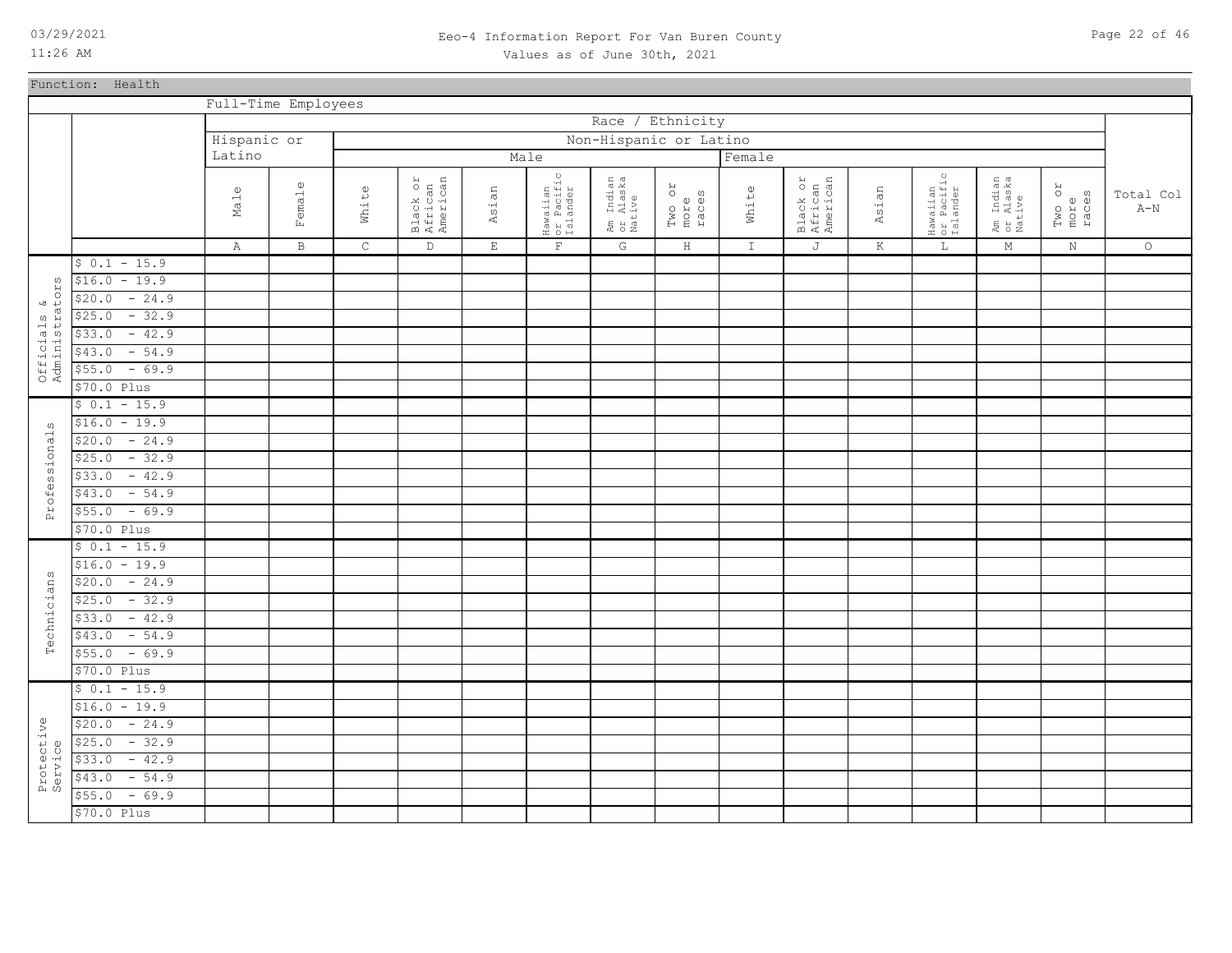# Eeo-4 Information Report For Van Buren County

Values as of June 30th, 2021

Function: Health

Full-Time Employees

| | | Race / Ethnicity | | | | | | | | | | | | | | |
|---|---|---|---|---|---|---|---|---|---|---|---|---|---|---|---|---|
| | | Hispanic or Latino | | Non-Hispanic or Latino | | | | | | | | | | | | |
| | | | | Male | | | | | | Female | | | | | | |
| | | Male | Female | White | Black or African American | Asian | Hawaiian or Pacific Islander | Am Indian or Alaska Native | Two or more races | White | Black or African American | Asian | Hawaiian or Pacific Islander | Am Indian or Alaska Native | Two or more races | Total Col A-N |
| | | A | B | C | D | E | F | G | H | I | J | K | L | M | N | O |
| Officials & Administrators | $ 0.1 - 15.9 | | | | | | | | | | | | | | | |
| | $16.0 - 19.9 | | | | | | | | | | | | | | | |
| | $20.0 - 24.9 | | | | | | | | | | | | | | | |
| | $25.0 - 32.9 | | | | | | | | | | | | | | | |
| | $33.0 - 42.9 | | | | | | | | | | | | | | | |
| | $43.0 - 54.9 | | | | | | | | | | | | | | | |
| | $55.0 - 69.9 | | | | | | | | | | | | | | | |
| | $70.0 Plus | | | | | | | | | | | | | | | |
| Professionals | $ 0.1 - 15.9 | | | | | | | | | | | | | | | |
| | $16.0 - 19.9 | | | | | | | | | | | | | | | |
| | $20.0 - 24.9 | | | | | | | | | | | | | | | |
| | $25.0 - 32.9 | | | | | | | | | | | | | | | |
| | $33.0 - 42.9 | | | | | | | | | | | | | | | |
| | $43.0 - 54.9 | | | | | | | | | | | | | | | |
| | $55.0 - 69.9 | | | | | | | | | | | | | | | |
| | $70.0 Plus | | | | | | | | | | | | | | | |
| Technicians | $ 0.1 - 15.9 | | | | | | | | | | | | | | | |
| | $16.0 - 19.9 | | | | | | | | | | | | | | | |
| | $20.0 - 24.9 | | | | | | | | | | | | | | | |
| | $25.0 - 32.9 | | | | | | | | | | | | | | | |
| | $33.0 - 42.9 | | | | | | | | | | | | | | | |
| | $43.0 - 54.9 | | | | | | | | | | | | | | | |
| | $55.0 - 69.9 | | | | | | | | | | | | | | | |
| | $70.0 Plus | | | | | | | | | | | | | | | |
| Protective Service | $ 0.1 - 15.9 | | | | | | | | | | | | | | | |
| | $16.0 - 19.9 | | | | | | | | | | | | | | | |
| | $20.0 - 24.9 | | | | | | | | | | | | | | | |
| | $25.0 - 32.9 | | | | | | | | | | | | | | | |
| | $33.0 - 42.9 | | | | | | | | | | | | | | | |
| | $43.0 - 54.9 | | | | | | | | | | | | | | | |
| | $55.0 - 69.9 | | | | | | | | | | | | | | | |
| | $70.0 Plus | | | | | | | | | | | | | | | |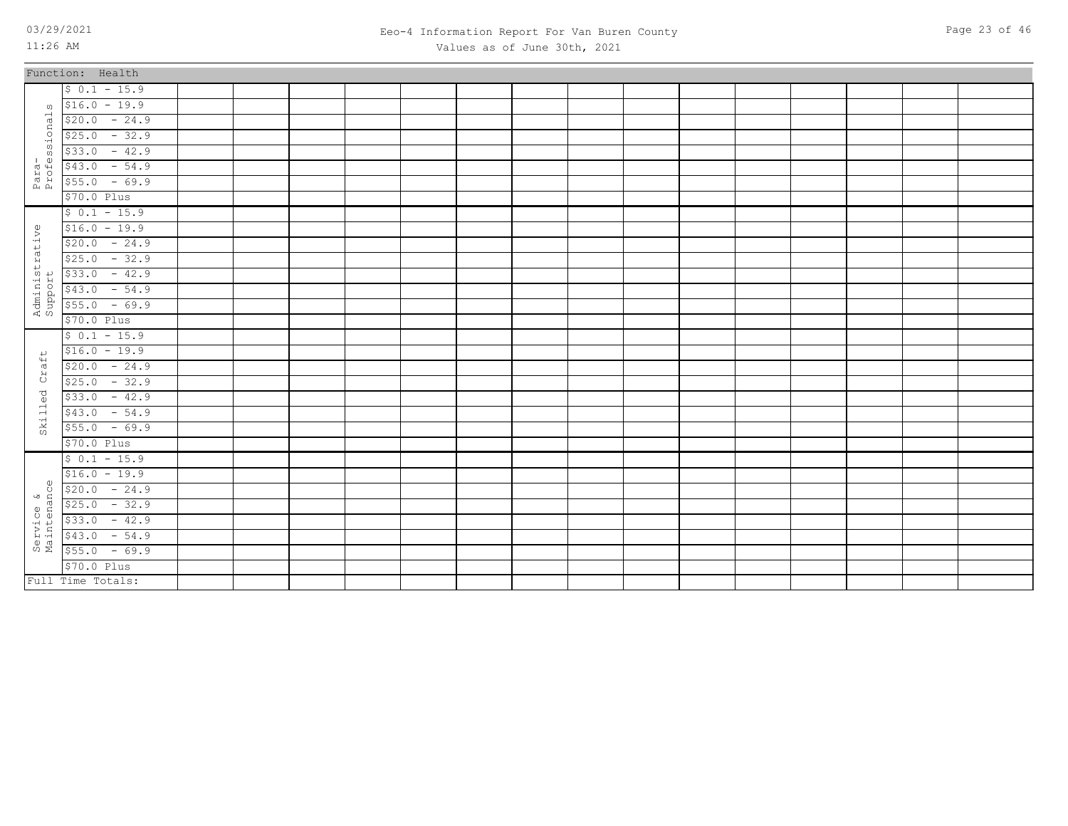Function: Health

| | | | | | | | | | | | | | | | | |
|---|---|---|---|---|---|---|---|---|---|---|---|---|---|---|---|---|
| Para-Professionals | $ 0.1 - 15.9 | | | | | | | | | | | | | | | |
| | $16.0 - 19.9 | | | | | | | | | | | | | | | |
| | $20.0 - 24.9 | | | | | | | | | | | | | | | |
| | $25.0 - 32.9 | | | | | | | | | | | | | | | |
| | $33.0 - 42.9 | | | | | | | | | | | | | | | |
| | $43.0 - 54.9 | | | | | | | | | | | | | | | |
| | $55.0 - 69.9 | | | | | | | | | | | | | | | |
| | $70.0 Plus | | | | | | | | | | | | | | | |
| Administrative Support | $ 0.1 - 15.9 | | | | | | | | | | | | | | | |
| | $16.0 - 19.9 | | | | | | | | | | | | | | | |
| | $20.0 - 24.9 | | | | | | | | | | | | | | | |
| | $25.0 - 32.9 | | | | | | | | | | | | | | | |
| | $33.0 - 42.9 | | | | | | | | | | | | | | | |
| | $43.0 - 54.9 | | | | | | | | | | | | | | | |
| | $55.0 - 69.9 | | | | | | | | | | | | | | | |
| | $70.0 Plus | | | | | | | | | | | | | | | |
| Skilled Craft | $ 0.1 - 15.9 | | | | | | | | | | | | | | | |
| | $16.0 - 19.9 | | | | | | | | | | | | | | | |
| | $20.0 - 24.9 | | | | | | | | | | | | | | | |
| | $25.0 - 32.9 | | | | | | | | | | | | | | | |
| | $33.0 - 42.9 | | | | | | | | | | | | | | | |
| | $43.0 - 54.9 | | | | | | | | | | | | | | | |
| | $55.0 - 69.9 | | | | | | | | | | | | | | | |
| | $70.0 Plus | | | | | | | | | | | | | | | |
| Service & Maintenance | $ 0.1 - 15.9 | | | | | | | | | | | | | | | |
| | $16.0 - 19.9 | | | | | | | | | | | | | | | |
| | $20.0 - 24.9 | | | | | | | | | | | | | | | |
| | $25.0 - 32.9 | | | | | | | | | | | | | | | |
| | $33.0 - 42.9 | | | | | | | | | | | | | | | |
| | $43.0 - 54.9 | | | | | | | | | | | | | | | |
| | $55.0 - 69.9 | | | | | | | | | | | | | | | |
| | $70.0 Plus | | | | | | | | | | | | | | | |
| Full Time Totals: | | | | | | | | | | | | | | | | |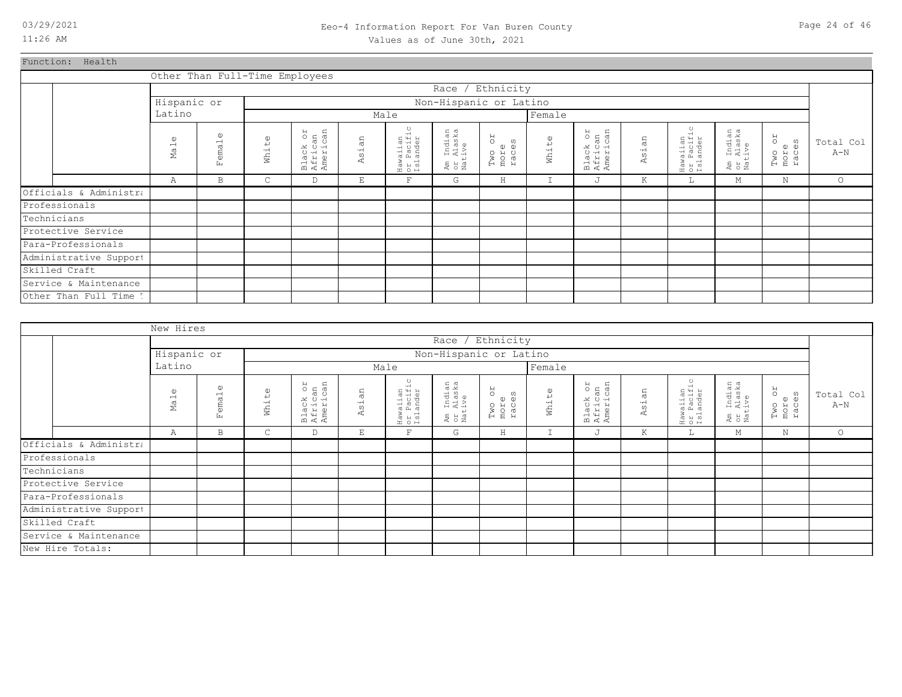# Eeo-4 Information Report For Van Buren County

Values as of June 30th, 2021

Function: Health

## Other Than Full-Time Employees

| | Race / Ethnicity | | | | | | | | | | | | | | |
|---|---|---|---|---|---|---|---|---|---|---|---|---|---|---|---|
| | Hispanic or Latino | | Non-Hispanic or Latino | | | | | | | | | | | | |
| | | | Male | | | | | | Female | | | | | | |
| | Male | Female | White | Black or African American | Asian | Hawaiian or Pacific Islander | Am Indian or Alaska Native | Two or more races | White | Black or African American | Asian | Hawaiian or Pacific Islander | Am Indian or Alaska Native | Two or more races | Total Col A-N |
| | A | B | C | D | E | F | G | H | I | J | K | L | M | N | O |
| Officials & Administra | | | | | | | | | | | | | | | |
| Professionals | | | | | | | | | | | | | | | |
| Technicians | | | | | | | | | | | | | | | |
| Protective Service | | | | | | | | | | | | | | | |
| Para-Professionals | | | | | | | | | | | | | | | |
| Administrative Support | | | | | | | | | | | | | | | |
| Skilled Craft | | | | | | | | | | | | | | | |
| Service & Maintenance | | | | | | | | | | | | | | | |
| Other Than Full Time T | | | | | | | | | | | | | | | |

## New Hires

| | Race / Ethnicity | | | | | | | | | | | | | | |
|---|---|---|---|---|---|---|---|---|---|---|---|---|---|---|---|
| | Hispanic or Latino | | Non-Hispanic or Latino | | | | | | | | | | | | |
| | | | Male | | | | | | Female | | | | | | |
| | Male | Female | White | Black or African American | Asian | Hawaiian or Pacific Islander | Am Indian or Alaska Native | Two or more races | White | Black or African American | Asian | Hawaiian or Pacific Islander | Am Indian or Alaska Native | Two or more races | Total Col A-N |
| | A | B | C | D | E | F | G | H | I | J | K | L | M | N | O |
| Officials & Administra | | | | | | | | | | | | | | | |
| Professionals | | | | | | | | | | | | | | | |
| Technicians | | | | | | | | | | | | | | | |
| Protective Service | | | | | | | | | | | | | | | |
| Para-Professionals | | | | | | | | | | | | | | | |
| Administrative Support | | | | | | | | | | | | | | | |
| Skilled Craft | | | | | | | | | | | | | | | |
| Service & Maintenance | | | | | | | | | | | | | | | |
| New Hire Totals: | | | | | | | | | | | | | | | |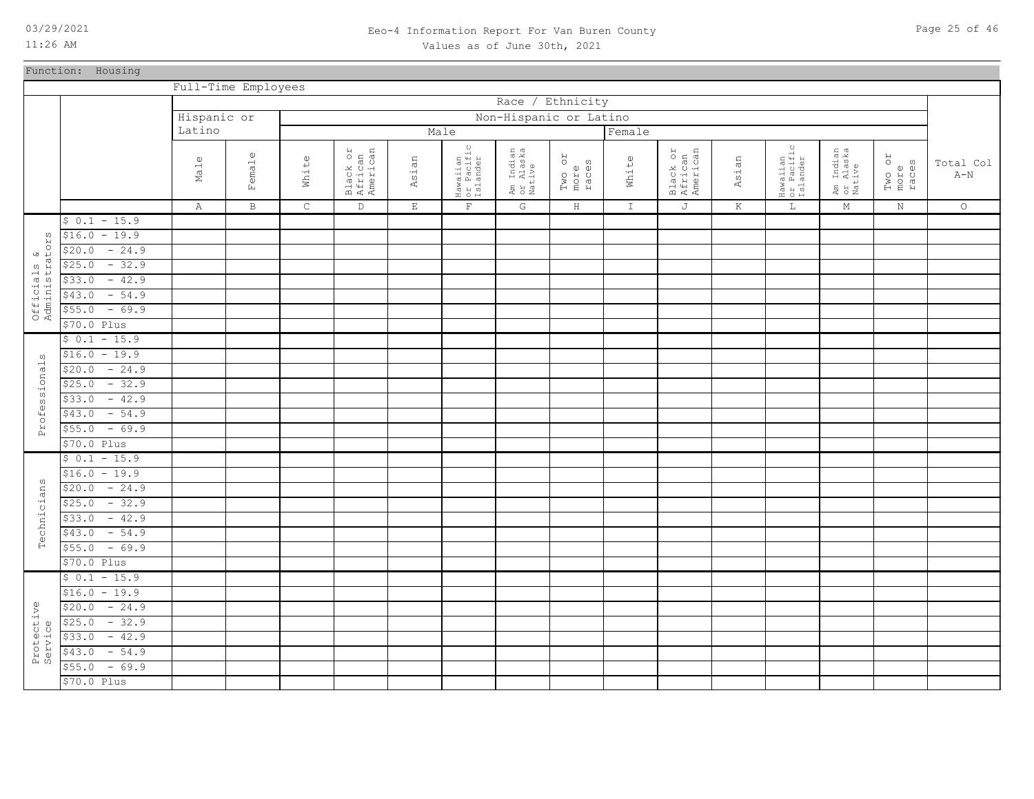Eeo-4 Information Report For Van Buren County

Values as of June 30th, 2021

Function: Housing

Full-Time Employees

| | | Race / Ethnicity | | | | | | | | | | | | | | |
|---|---|---|---|---|---|---|---|---|---|---|---|---|---|---|---|---|
| | | Hispanic or Latino | | Non-Hispanic or Latino | | | | | | | | | | | | |
| | | | | Male | | | | | | Female | | | | | | |
| | | Male | Female | White | Black or African American | Asian | Hawaiian or Pacific Islander | Am Indian or Alaska Native | Two or more races | White | Black or African American | Asian | Hawaiian or Pacific Islander | Am Indian or Alaska Native | Two or more races | Total Col A-N |
| | | A | B | C | D | E | F | G | H | I | J | K | L | M | N | O |
| Officials & Administrators | $ 0.1 - 15.9 | | | | | | | | | | | | | | | |
| | $16.0 - 19.9 | | | | | | | | | | | | | | | |
| | $20.0 - 24.9 | | | | | | | | | | | | | | | |
| | $25.0 - 32.9 | | | | | | | | | | | | | | | |
| | $33.0 - 42.9 | | | | | | | | | | | | | | | |
| | $43.0 - 54.9 | | | | | | | | | | | | | | | |
| | $55.0 - 69.9 | | | | | | | | | | | | | | | |
| | $70.0 Plus | | | | | | | | | | | | | | | |
| Professionals | $ 0.1 - 15.9 | | | | | | | | | | | | | | | |
| | $16.0 - 19.9 | | | | | | | | | | | | | | | |
| | $20.0 - 24.9 | | | | | | | | | | | | | | | |
| | $25.0 - 32.9 | | | | | | | | | | | | | | | |
| | $33.0 - 42.9 | | | | | | | | | | | | | | | |
| | $43.0 - 54.9 | | | | | | | | | | | | | | | |
| | $55.0 - 69.9 | | | | | | | | | | | | | | | |
| | $70.0 Plus | | | | | | | | | | | | | | | |
| Technicians | $ 0.1 - 15.9 | | | | | | | | | | | | | | | |
| | $16.0 - 19.9 | | | | | | | | | | | | | | | |
| | $20.0 - 24.9 | | | | | | | | | | | | | | | |
| | $25.0 - 32.9 | | | | | | | | | | | | | | | |
| | $33.0 - 42.9 | | | | | | | | | | | | | | | |
| | $43.0 - 54.9 | | | | | | | | | | | | | | | |
| | $55.0 - 69.9 | | | | | | | | | | | | | | | |
| | $70.0 Plus | | | | | | | | | | | | | | | |
| Protective Service | $ 0.1 - 15.9 | | | | | | | | | | | | | | | |
| | $16.0 - 19.9 | | | | | | | | | | | | | | | |
| | $20.0 - 24.9 | | | | | | | | | | | | | | | |
| | $25.0 - 32.9 | | | | | | | | | | | | | | | |
| | $33.0 - 42.9 | | | | | | | | | | | | | | | |
| | $43.0 - 54.9 | | | | | | | | | | | | | | | |
| | $55.0 - 69.9 | | | | | | | | | | | | | | | |
| | $70.0 Plus | | | | | | | | | | | | | | | |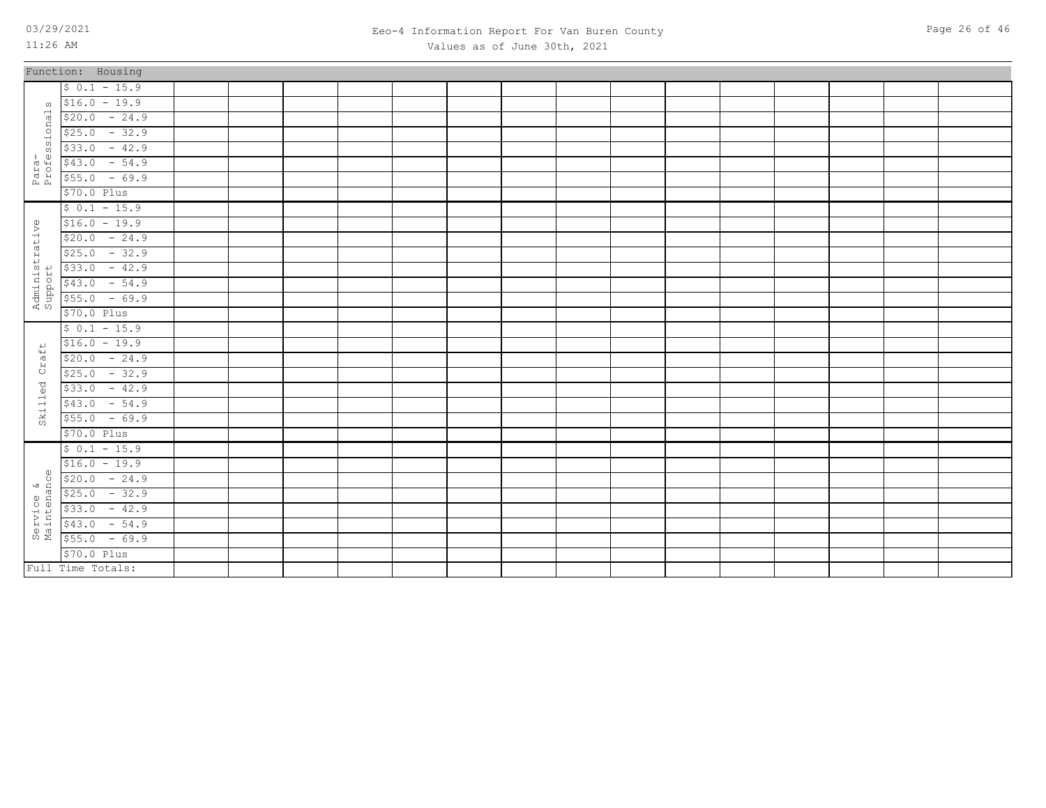Eeo-4 Information Report For Van Buren County
Values as of June 30th, 2021

Function: Housing

| | | | | | | | | | | | | | | | | |
|---|---|---|---|---|---|---|---|---|---|---|---|---|---|---|---|---|
| Para-Professionals | $ 0.1 - 15.9 | | | | | | | | | | | | | | | |
| | $16.0 - 19.9 | | | | | | | | | | | | | | | |
| | $20.0 - 24.9 | | | | | | | | | | | | | | | |
| | $25.0 - 32.9 | | | | | | | | | | | | | | | |
| | $33.0 - 42.9 | | | | | | | | | | | | | | | |
| | $43.0 - 54.9 | | | | | | | | | | | | | | | |
| | $55.0 - 69.9 | | | | | | | | | | | | | | | |
| | $70.0 Plus | | | | | | | | | | | | | | | |
| Administrative Support | $ 0.1 - 15.9 | | | | | | | | | | | | | | | |
| | $16.0 - 19.9 | | | | | | | | | | | | | | | |
| | $20.0 - 24.9 | | | | | | | | | | | | | | | |
| | $25.0 - 32.9 | | | | | | | | | | | | | | | |
| | $33.0 - 42.9 | | | | | | | | | | | | | | | |
| | $43.0 - 54.9 | | | | | | | | | | | | | | | |
| | $55.0 - 69.9 | | | | | | | | | | | | | | | |
| | $70.0 Plus | | | | | | | | | | | | | | | |
| Skilled Craft | $ 0.1 - 15.9 | | | | | | | | | | | | | | | |
| | $16.0 - 19.9 | | | | | | | | | | | | | | | |
| | $20.0 - 24.9 | | | | | | | | | | | | | | | |
| | $25.0 - 32.9 | | | | | | | | | | | | | | | |
| | $33.0 - 42.9 | | | | | | | | | | | | | | | |
| | $43.0 - 54.9 | | | | | | | | | | | | | | | |
| | $55.0 - 69.9 | | | | | | | | | | | | | | | |
| | $70.0 Plus | | | | | | | | | | | | | | | |
| Service & Maintenance | $ 0.1 - 15.9 | | | | | | | | | | | | | | | |
| | $16.0 - 19.9 | | | | | | | | | | | | | | | |
| | $20.0 - 24.9 | | | | | | | | | | | | | | | |
| | $25.0 - 32.9 | | | | | | | | | | | | | | | |
| | $33.0 - 42.9 | | | | | | | | | | | | | | | |
| | $43.0 - 54.9 | | | | | | | | | | | | | | | |
| | $55.0 - 69.9 | | | | | | | | | | | | | | | |
| | $70.0 Plus | | | | | | | | | | | | | | | |
| Full Time Totals: | | | | | | | | | | | | | | | | |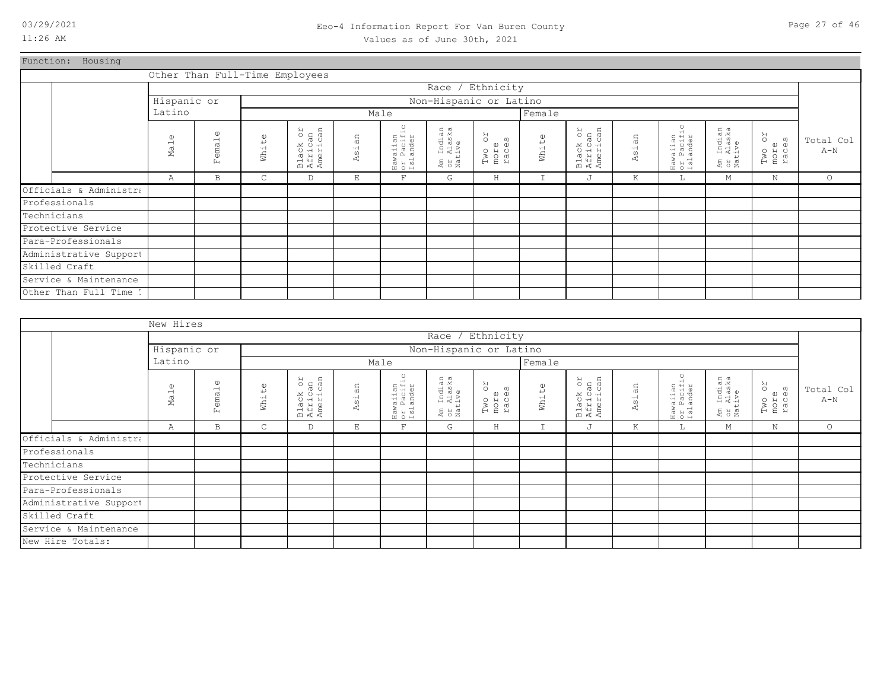# Eeo-4 Information Report For Van Buren County

Values as of June 30th, 2021

Function: Housing

**Other Than Full-Time Employees**

| | Race / Ethnicity | | | | | | | | | | | | | | |
|---|---|---|---|---|---|---|---|---|---|---|---|---|---|---|---|
| | Hispanic or Latino | | Non-Hispanic or Latino | | | | | | | | | | | | |
| | | | Male | | | | | | Female | | | | | | |
| | Male | Female | White | Black or African American | Asian | Hawaiian or Pacific Islander | Am Indian or Alaska Native | Two or more races | White | Black or African American | Asian | Hawaiian or Pacific Islander | Am Indian or Alaska Native | Two or more races | Total Col A-N |
| | A | B | C | D | E | F | G | H | I | J | K | L | M | N | O |
| Officials & Administra | | | | | | | | | | | | | | | |
| Professionals | | | | | | | | | | | | | | | |
| Technicians | | | | | | | | | | | | | | | |
| Protective Service | | | | | | | | | | | | | | | |
| Para-Professionals | | | | | | | | | | | | | | | |
| Administrative Support | | | | | | | | | | | | | | | |
| Skilled Craft | | | | | | | | | | | | | | | |
| Service & Maintenance | | | | | | | | | | | | | | | |
| Other Than Full Time T | | | | | | | | | | | | | | | |

**New Hires**

| | Race / Ethnicity | | | | | | | | | | | | | | |
|---|---|---|---|---|---|---|---|---|---|---|---|---|---|---|---|
| | Hispanic or Latino | | Non-Hispanic or Latino | | | | | | | | | | | | |
| | | | Male | | | | | | Female | | | | | | |
| | Male | Female | White | Black or African American | Asian | Hawaiian or Pacific Islander | Am Indian or Alaska Native | Two or more races | White | Black or African American | Asian | Hawaiian or Pacific Islander | Am Indian or Alaska Native | Two or more races | Total Col A-N |
| | A | B | C | D | E | F | G | H | I | J | K | L | M | N | O |
| Officials & Administra | | | | | | | | | | | | | | | |
| Professionals | | | | | | | | | | | | | | | |
| Technicians | | | | | | | | | | | | | | | |
| Protective Service | | | | | | | | | | | | | | | |
| Para-Professionals | | | | | | | | | | | | | | | |
| Administrative Support | | | | | | | | | | | | | | | |
| Skilled Craft | | | | | | | | | | | | | | | |
| Service & Maintenance | | | | | | | | | | | | | | | |
| New Hire Totals: | | | | | | | | | | | | | | | |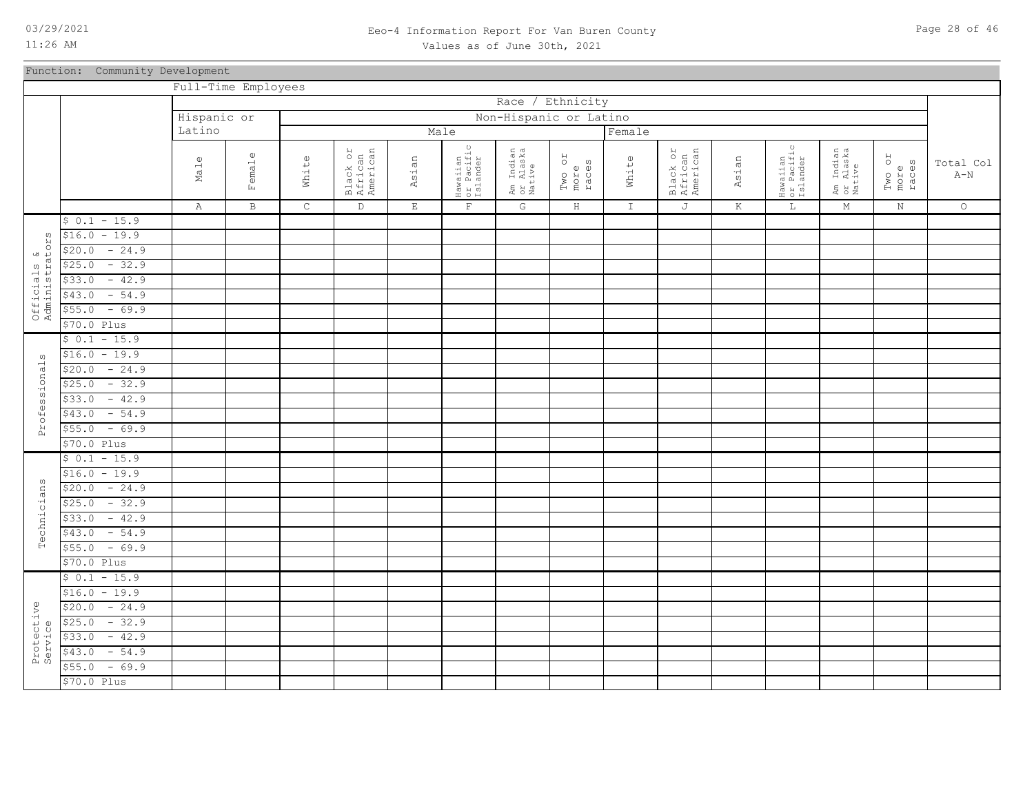Eeo-4 Information Report For Van Buren County

Values as of June 30th, 2021

Function: Community Development

Full-Time Employees

| | | Race / Ethnicity | | | | | | | | | | | | | | |
|---|---|---|---|---|---|---|---|---|---|---|---|---|---|---|---|---|
| | | Hispanic or Latino | | Non-Hispanic or Latino | | | | | | | | | | | | |
| | | | | Male | | | | | | Female | | | | | | |
| | | Male | Female | White | Black or African American | Asian | Hawaiian or Pacific Islander | Am Indian or Alaska Native | Two or more races | White | Black or African American | Asian | Hawaiian or Pacific Islander | Am Indian or Alaska Native | Two or more races | Total Col A-N |
| | | A | B | C | D | E | F | G | H | I | J | K | L | M | N | O |
| Officials & Administrators | $ 0.1 - 15.9 | | | | | | | | | | | | | | | |
| | $16.0 - 19.9 | | | | | | | | | | | | | | | |
| | $20.0 - 24.9 | | | | | | | | | | | | | | | |
| | $25.0 - 32.9 | | | | | | | | | | | | | | | |
| | $33.0 - 42.9 | | | | | | | | | | | | | | | |
| | $43.0 - 54.9 | | | | | | | | | | | | | | | |
| | $55.0 - 69.9 | | | | | | | | | | | | | | | |
| | $70.0 Plus | | | | | | | | | | | | | | | |
| Professionals | $ 0.1 - 15.9 | | | | | | | | | | | | | | | |
| | $16.0 - 19.9 | | | | | | | | | | | | | | | |
| | $20.0 - 24.9 | | | | | | | | | | | | | | | |
| | $25.0 - 32.9 | | | | | | | | | | | | | | | |
| | $33.0 - 42.9 | | | | | | | | | | | | | | | |
| | $43.0 - 54.9 | | | | | | | | | | | | | | | |
| | $55.0 - 69.9 | | | | | | | | | | | | | | | |
| | $70.0 Plus | | | | | | | | | | | | | | | |
| Technicians | $ 0.1 - 15.9 | | | | | | | | | | | | | | | |
| | $16.0 - 19.9 | | | | | | | | | | | | | | | |
| | $20.0 - 24.9 | | | | | | | | | | | | | | | |
| | $25.0 - 32.9 | | | | | | | | | | | | | | | |
| | $33.0 - 42.9 | | | | | | | | | | | | | | | |
| | $43.0 - 54.9 | | | | | | | | | | | | | | | |
| | $55.0 - 69.9 | | | | | | | | | | | | | | | |
| | $70.0 Plus | | | | | | | | | | | | | | | |
| Protective Service | $ 0.1 - 15.9 | | | | | | | | | | | | | | | |
| | $16.0 - 19.9 | | | | | | | | | | | | | | | |
| | $20.0 - 24.9 | | | | | | | | | | | | | | | |
| | $25.0 - 32.9 | | | | | | | | | | | | | | | |
| | $33.0 - 42.9 | | | | | | | | | | | | | | | |
| | $43.0 - 54.9 | | | | | | | | | | | | | | | |
| | $55.0 - 69.9 | | | | | | | | | | | | | | | |
| | $70.0 Plus | | | | | | | | | | | | | | | |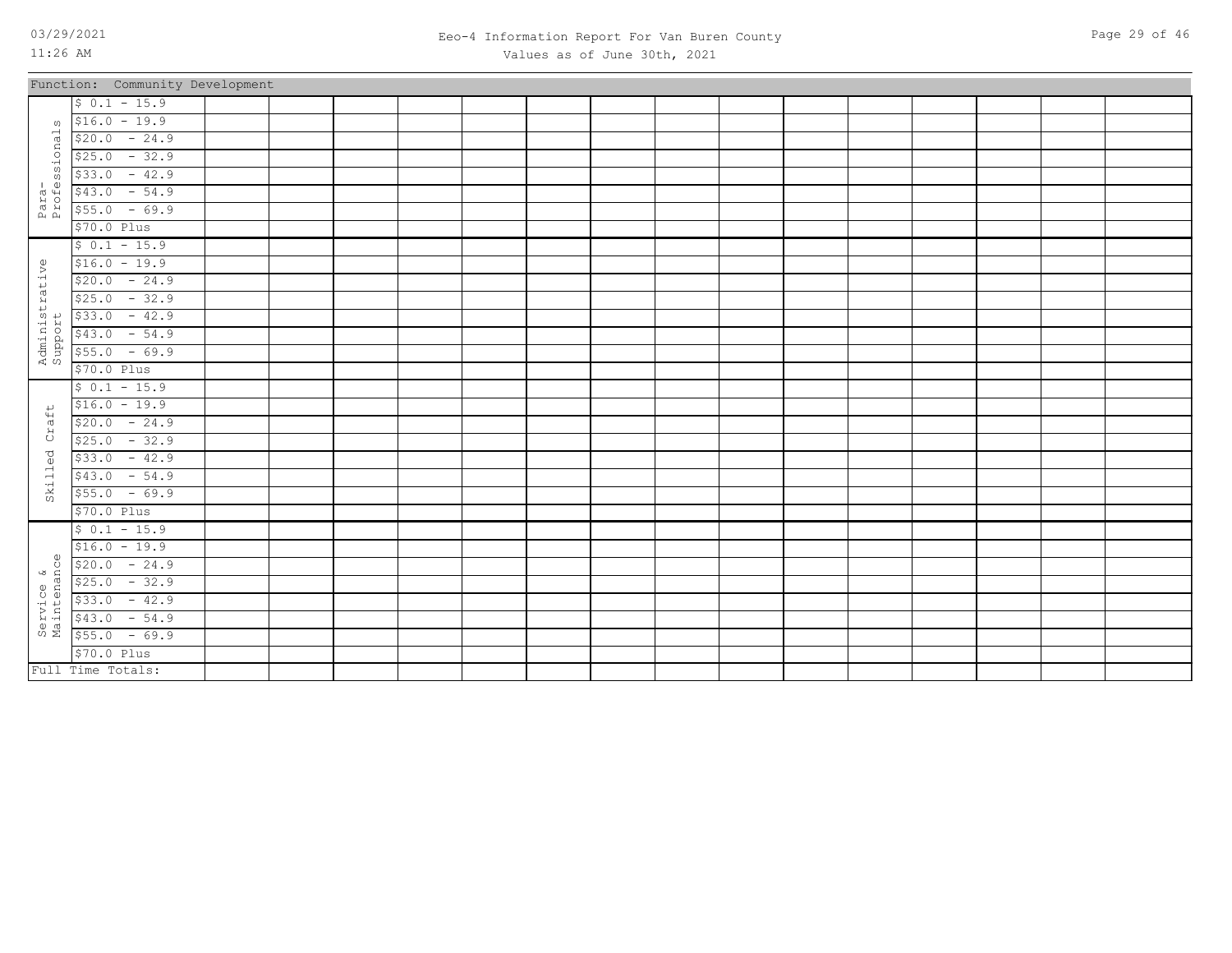Function: Community Development

| | | | | | | | | | | | | | | | | |
|---|---|---|---|---|---|---|---|---|---|---|---|---|---|---|---|---|
| Para-Professionals | $ 0.1 - 15.9 | | | | | | | | | | | | | | | |
| | $16.0 - 19.9 | | | | | | | | | | | | | | | |
| | $20.0 - 24.9 | | | | | | | | | | | | | | | |
| | $25.0 - 32.9 | | | | | | | | | | | | | | | |
| | $33.0 - 42.9 | | | | | | | | | | | | | | | |
| | $43.0 - 54.9 | | | | | | | | | | | | | | | |
| | $55.0 - 69.9 | | | | | | | | | | | | | | | |
| | $70.0 Plus | | | | | | | | | | | | | | | |
| Administrative Support | $ 0.1 - 15.9 | | | | | | | | | | | | | | | |
| | $16.0 - 19.9 | | | | | | | | | | | | | | | |
| | $20.0 - 24.9 | | | | | | | | | | | | | | | |
| | $25.0 - 32.9 | | | | | | | | | | | | | | | |
| | $33.0 - 42.9 | | | | | | | | | | | | | | | |
| | $43.0 - 54.9 | | | | | | | | | | | | | | | |
| | $55.0 - 69.9 | | | | | | | | | | | | | | | |
| | $70.0 Plus | | | | | | | | | | | | | | | |
| Skilled Craft | $ 0.1 - 15.9 | | | | | | | | | | | | | | | |
| | $16.0 - 19.9 | | | | | | | | | | | | | | | |
| | $20.0 - 24.9 | | | | | | | | | | | | | | | |
| | $25.0 - 32.9 | | | | | | | | | | | | | | | |
| | $33.0 - 42.9 | | | | | | | | | | | | | | | |
| | $43.0 - 54.9 | | | | | | | | | | | | | | | |
| | $55.0 - 69.9 | | | | | | | | | | | | | | | |
| | $70.0 Plus | | | | | | | | | | | | | | | |
| Service & Maintenance | $ 0.1 - 15.9 | | | | | | | | | | | | | | | |
| | $16.0 - 19.9 | | | | | | | | | | | | | | | |
| | $20.0 - 24.9 | | | | | | | | | | | | | | | |
| | $25.0 - 32.9 | | | | | | | | | | | | | | | |
| | $33.0 - 42.9 | | | | | | | | | | | | | | | |
| | $43.0 - 54.9 | | | | | | | | | | | | | | | |
| | $55.0 - 69.9 | | | | | | | | | | | | | | | |
| | $70.0 Plus | | | | | | | | | | | | | | | |
| Full Time Totals: | | | | | | | | | | | | | | | | |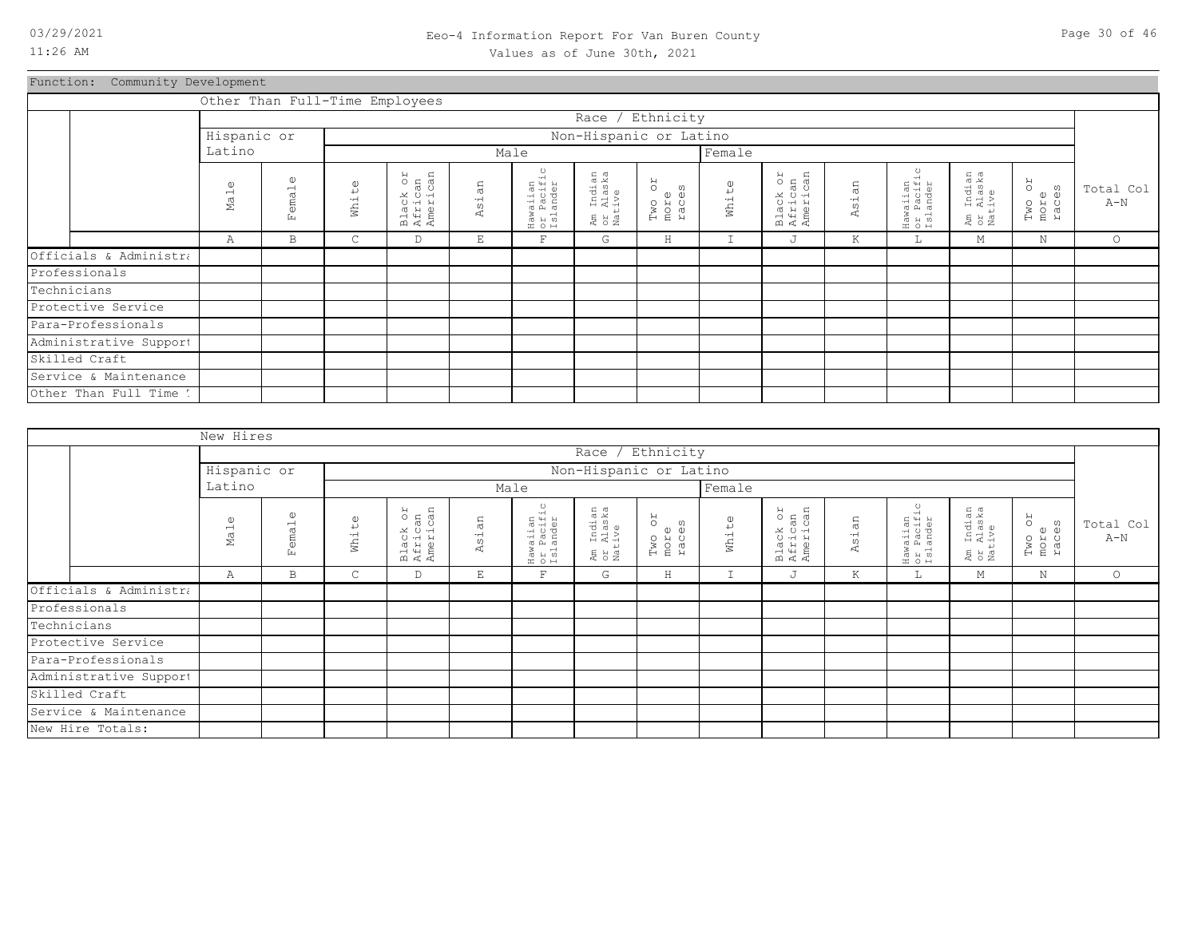Eeo-4 Information Report For Van Buren County
Values as of June 30th, 2021

Function: Community Development

Other Than Full-Time Employees

| | Race / Ethnicity | | | | | | | | | | | | | | |
|---|---|---|---|---|---|---|---|---|---|---|---|---|---|---|---|
| | Hispanic or Latino | | Non-Hispanic or Latino | | | | | | | | | | | | |
| | | | Male | | | | | | Female | | | | | | |
| | Male | Female | White | Black or African American | Asian | Hawaiian or Pacific Islander | Am Indian or Alaska Native | Two or more races | White | Black or African American | Asian | Hawaiian or Pacific Islander | Am Indian or Alaska Native | Two or more races | Total Col A-N |
| | A | B | C | D | E | F | G | H | I | J | K | L | M | N | O |
| Officials & Administra | | | | | | | | | | | | | | | |
| Professionals | | | | | | | | | | | | | | | |
| Technicians | | | | | | | | | | | | | | | |
| Protective Service | | | | | | | | | | | | | | | |
| Para-Professionals | | | | | | | | | | | | | | | |
| Administrative Support | | | | | | | | | | | | | | | |
| Skilled Craft | | | | | | | | | | | | | | | |
| Service & Maintenance | | | | | | | | | | | | | | | |
| Other Than Full Time T | | | | | | | | | | | | | | | |

New Hires

| | Race / Ethnicity | | | | | | | | | | | | | | |
|---|---|---|---|---|---|---|---|---|---|---|---|---|---|---|---|
| | Hispanic or Latino | | Non-Hispanic or Latino | | | | | | | | | | | | |
| | | | Male | | | | | | Female | | | | | | |
| | Male | Female | White | Black or African American | Asian | Hawaiian or Pacific Islander | Am Indian or Alaska Native | Two or more races | White | Black or African American | Asian | Hawaiian or Pacific Islander | Am Indian or Alaska Native | Two or more races | Total Col A-N |
| | A | B | C | D | E | F | G | H | I | J | K | L | M | N | O |
| Officials & Administra | | | | | | | | | | | | | | | |
| Professionals | | | | | | | | | | | | | | | |
| Technicians | | | | | | | | | | | | | | | |
| Protective Service | | | | | | | | | | | | | | | |
| Para-Professionals | | | | | | | | | | | | | | | |
| Administrative Support | | | | | | | | | | | | | | | |
| Skilled Craft | | | | | | | | | | | | | | | |
| Service & Maintenance | | | | | | | | | | | | | | | |
| New Hire Totals: | | | | | | | | | | | | | | | |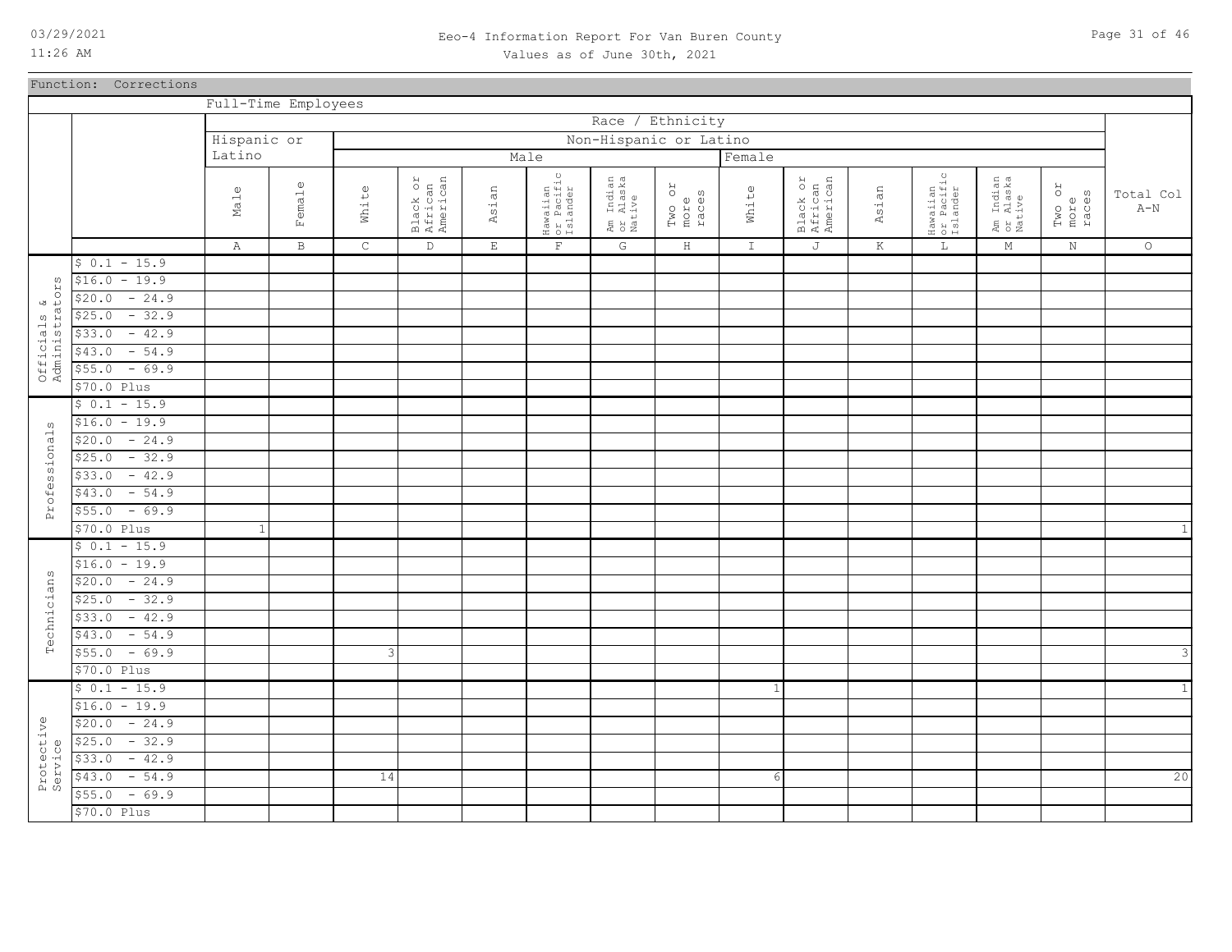# Eeo-4 Information Report For Van Buren County

Values as of June 30th, 2021

Function: Corrections

Full-Time Employees

| | | Race / Ethnicity | | | | | | | | | | | | | | |
|---|---|---|---|---|---|---|---|---|---|---|---|---|---|---|---|---|
| | | Hispanic or Latino | | Non-Hispanic or Latino | | | | | | | | | | | | |
| | | | | Male | | | | | | Female | | | | | | |
| | | Male | Female | White | Black or African American | Asian | Hawaiian or Pacific Islander | Am Indian or Alaska Native | Two or more races | White | Black or African American | Asian | Hawaiian or Pacific Islander | Am Indian or Alaska Native | Two or more races | Total Col A-N |
| | | A | B | C | D | E | F | G | H | I | J | K | L | M | N | O |
| Officials & Administrators | $ 0.1 - 15.9 | | | | | | | | | | | | | | | |
| | $16.0 - 19.9 | | | | | | | | | | | | | | | |
| | $20.0 - 24.9 | | | | | | | | | | | | | | | |
| | $25.0 - 32.9 | | | | | | | | | | | | | | | |
| | $33.0 - 42.9 | | | | | | | | | | | | | | | |
| | $43.0 - 54.9 | | | | | | | | | | | | | | | |
| | $55.0 - 69.9 | | | | | | | | | | | | | | | |
| | $70.0 Plus | | | | | | | | | | | | | | | |
| Professionals | $ 0.1 - 15.9 | | | | | | | | | | | | | | | |
| | $16.0 - 19.9 | | | | | | | | | | | | | | | |
| | $20.0 - 24.9 | | | | | | | | | | | | | | | |
| | $25.0 - 32.9 | | | | | | | | | | | | | | | |
| | $33.0 - 42.9 | | | | | | | | | | | | | | | |
| | $43.0 - 54.9 | | | | | | | | | | | | | | | |
| | $55.0 - 69.9 | | | | | | | | | | | | | | | |
| | $70.0 Plus | 1 | | | | | | | | | | | | | | 1 |
| Technicians | $ 0.1 - 15.9 | | | | | | | | | | | | | | | |
| | $16.0 - 19.9 | | | | | | | | | | | | | | | |
| | $20.0 - 24.9 | | | | | | | | | | | | | | | |
| | $25.0 - 32.9 | | | | | | | | | | | | | | | |
| | $33.0 - 42.9 | | | | | | | | | | | | | | | |
| | $43.0 - 54.9 | | | | | | | | | | | | | | | |
| | $55.0 - 69.9 | | | 3 | | | | | | | | | | | | 3 |
| | $70.0 Plus | | | | | | | | | | | | | | | |
| Protective Service | $ 0.1 - 15.9 | | | | | | | | | 1 | | | | | | 1 |
| | $16.0 - 19.9 | | | | | | | | | | | | | | | |
| | $20.0 - 24.9 | | | | | | | | | | | | | | | |
| | $25.0 - 32.9 | | | | | | | | | | | | | | | |
| | $33.0 - 42.9 | | | | | | | | | | | | | | | |
| | $43.0 - 54.9 | | | 14 | | | | | | 6 | | | | | | 20 |
| | $55.0 - 69.9 | | | | | | | | | | | | | | | |
| | $70.0 Plus | | | | | | | | | | | | | | | |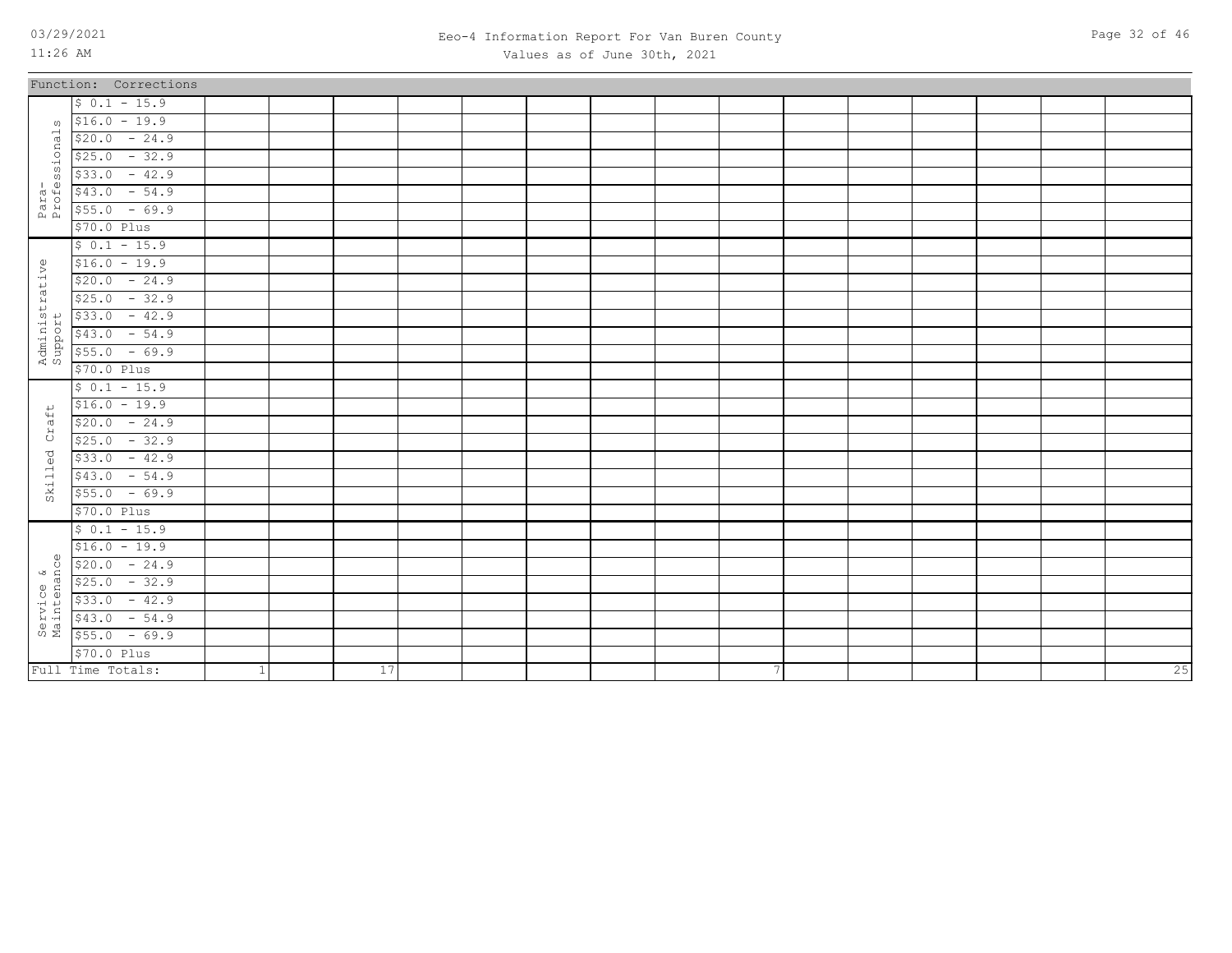Function: Corrections

| | | | | | | | | | | | | | | | | |
|---|---|---|---|---|---|---|---|---|---|---|---|---|---|---|---|---|
| Para-Professionals | $ 0.1 - 15.9 | | | | | | | | | | | | | | | |
| | $16.0 - 19.9 | | | | | | | | | | | | | | | |
| | $20.0 - 24.9 | | | | | | | | | | | | | | | |
| | $25.0 - 32.9 | | | | | | | | | | | | | | | |
| | $33.0 - 42.9 | | | | | | | | | | | | | | | |
| | $43.0 - 54.9 | | | | | | | | | | | | | | | |
| | $55.0 - 69.9 | | | | | | | | | | | | | | | |
| | $70.0 Plus | | | | | | | | | | | | | | | |
| Administrative Support | $ 0.1 - 15.9 | | | | | | | | | | | | | | | |
| | $16.0 - 19.9 | | | | | | | | | | | | | | | |
| | $20.0 - 24.9 | | | | | | | | | | | | | | | |
| | $25.0 - 32.9 | | | | | | | | | | | | | | | |
| | $33.0 - 42.9 | | | | | | | | | | | | | | | |
| | $43.0 - 54.9 | | | | | | | | | | | | | | | |
| | $55.0 - 69.9 | | | | | | | | | | | | | | | |
| | $70.0 Plus | | | | | | | | | | | | | | | |
| Skilled Craft | $ 0.1 - 15.9 | | | | | | | | | | | | | | | |
| | $16.0 - 19.9 | | | | | | | | | | | | | | | |
| | $20.0 - 24.9 | | | | | | | | | | | | | | | |
| | $25.0 - 32.9 | | | | | | | | | | | | | | | |
| | $33.0 - 42.9 | | | | | | | | | | | | | | | |
| | $43.0 - 54.9 | | | | | | | | | | | | | | | |
| | $55.0 - 69.9 | | | | | | | | | | | | | | | |
| | $70.0 Plus | | | | | | | | | | | | | | | |
| Service & Maintenance | $ 0.1 - 15.9 | | | | | | | | | | | | | | | |
| | $16.0 - 19.9 | | | | | | | | | | | | | | | |
| | $20.0 - 24.9 | | | | | | | | | | | | | | | |
| | $25.0 - 32.9 | | | | | | | | | | | | | | | |
| | $33.0 - 42.9 | | | | | | | | | | | | | | | |
| | $43.0 - 54.9 | | | | | | | | | | | | | | | |
| | $55.0 - 69.9 | | | | | | | | | | | | | | | |
| | $70.0 Plus | | | | | | | | | | | | | | | |
| Full Time Totals: | | 1 | | 17 | | | | | | 7 | | | | | | 25 |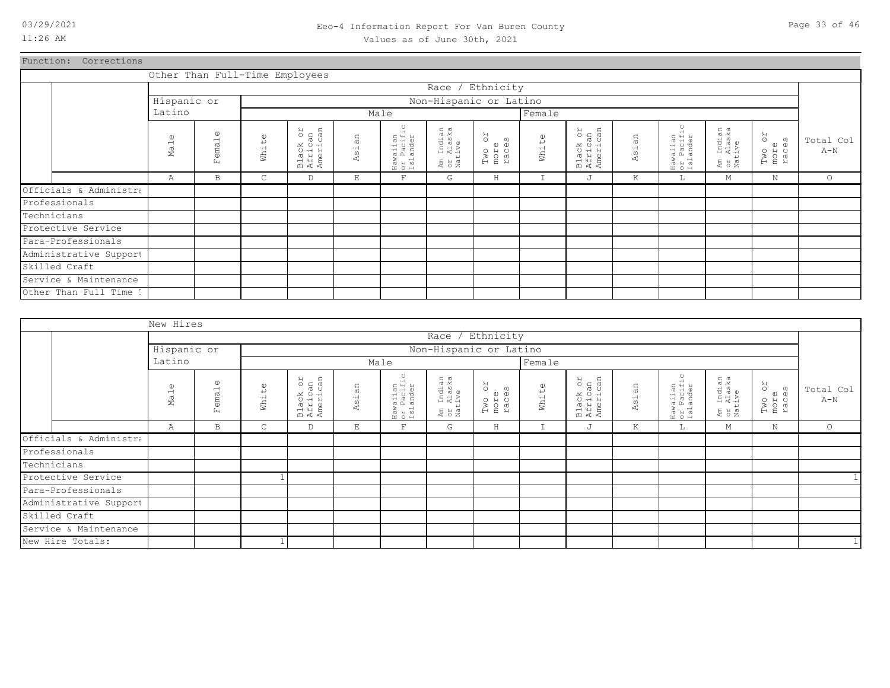# Eeo-4 Information Report For Van Buren County

Values as of June 30th, 2021

Function: Corrections

**Other Than Full-Time Employees**

| | Hispanic or Latino | | Non-Hispanic or Latino | | | | | | | | | | | | |
|---|---|---|---|---|---|---|---|---|---|---|---|---|---|---|---|
| | | | Male | | | | | | Female | | | | | | |
| | Male | Female | White | Black or African American | Asian | Hawaiian or Pacific Islander | Am Indian or Alaska Native | Two or more races | White | Black or African American | Asian | Hawaiian or Pacific Islander | Am Indian or Alaska Native | Two or more races | Total Col A-N |
| | A | B | C | D | E | F | G | H | I | J | K | L | M | N | O |
| Officials & Administra | | | | | | | | | | | | | | | |
| Professionals | | | | | | | | | | | | | | | |
| Technicians | | | | | | | | | | | | | | | |
| Protective Service | | | | | | | | | | | | | | | |
| Para-Professionals | | | | | | | | | | | | | | | |
| Administrative Support | | | | | | | | | | | | | | | |
| Skilled Craft | | | | | | | | | | | | | | | |
| Service & Maintenance | | | | | | | | | | | | | | | |
| Other Than Full Time T | | | | | | | | | | | | | | | |

**New Hires**

| | Hispanic or Latino | | Non-Hispanic or Latino | | | | | | | | | | | | |
|---|---|---|---|---|---|---|---|---|---|---|---|---|---|---|---|
| | | | Male | | | | | | Female | | | | | | |
| | Male | Female | White | Black or African American | Asian | Hawaiian or Pacific Islander | Am Indian or Alaska Native | Two or more races | White | Black or African American | Asian | Hawaiian or Pacific Islander | Am Indian or Alaska Native | Two or more races | Total Col A-N |
| | A | B | C | D | E | F | G | H | I | J | K | L | M | N | O |
| Officials & Administra | | | | | | | | | | | | | | | |
| Professionals | | | | | | | | | | | | | | | |
| Technicians | | | | | | | | | | | | | | | |
| Protective Service | | | 1 | | | | | | | | | | | | 1 |
| Para-Professionals | | | | | | | | | | | | | | | |
| Administrative Support | | | | | | | | | | | | | | | |
| Skilled Craft | | | | | | | | | | | | | | | |
| Service & Maintenance | | | | | | | | | | | | | | | |
| New Hire Totals: | | | 1 | | | | | | | | | | | | 1 |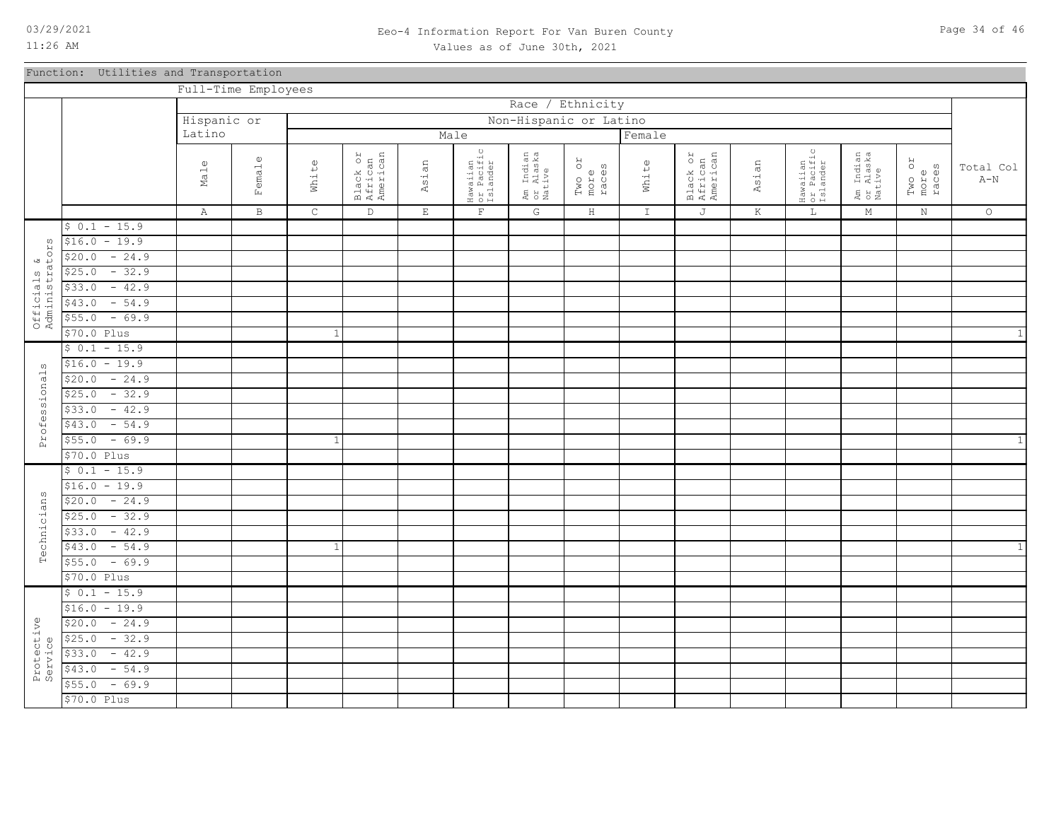# Eeo-4 Information Report For Van Buren County

Values as of June 30th, 2021

Function: Utilities and Transportation

Full-Time Employees

| | | Race / Ethnicity | | | | | | | | | | | | | | |
|---|---|---|---|---|---|---|---|---|---|---|---|---|---|---|---|---|
| | | Hispanic or Latino | | Non-Hispanic or Latino | | | | | | | | | | | | |
| | | | | Male | | | | | | Female | | | | | | |
| | | Male | Female | White | Black or African American | Asian | Hawaiian or Pacific Islander | Am Indian or Alaska Native | Two or more races | White | Black or African American | Asian | Hawaiian or Pacific Islander | Am Indian or Alaska Native | Two or more races | Total Col A-N |
| | | A | B | C | D | E | F | G | H | I | J | K | L | M | N | O |
| Officials & Administrators | $ 0.1 - 15.9 | | | | | | | | | | | | | | | |
| | $16.0 - 19.9 | | | | | | | | | | | | | | | |
| | $20.0 - 24.9 | | | | | | | | | | | | | | | |
| | $25.0 - 32.9 | | | | | | | | | | | | | | | |
| | $33.0 - 42.9 | | | | | | | | | | | | | | | |
| | $43.0 - 54.9 | | | | | | | | | | | | | | | |
| | $55.0 - 69.9 | | | | | | | | | | | | | | | |
| | $70.0 Plus | | | 1 | | | | | | | | | | | | 1 |
| Professionals | $ 0.1 - 15.9 | | | | | | | | | | | | | | | |
| | $16.0 - 19.9 | | | | | | | | | | | | | | | |
| | $20.0 - 24.9 | | | | | | | | | | | | | | | |
| | $25.0 - 32.9 | | | | | | | | | | | | | | | |
| | $33.0 - 42.9 | | | | | | | | | | | | | | | |
| | $43.0 - 54.9 | | | | | | | | | | | | | | | |
| | $55.0 - 69.9 | | | 1 | | | | | | | | | | | | 1 |
| | $70.0 Plus | | | | | | | | | | | | | | | |
| Technicians | $ 0.1 - 15.9 | | | | | | | | | | | | | | | |
| | $16.0 - 19.9 | | | | | | | | | | | | | | | |
| | $20.0 - 24.9 | | | | | | | | | | | | | | | |
| | $25.0 - 32.9 | | | | | | | | | | | | | | | |
| | $33.0 - 42.9 | | | | | | | | | | | | | | | |
| | $43.0 - 54.9 | | | 1 | | | | | | | | | | | | 1 |
| | $55.0 - 69.9 | | | | | | | | | | | | | | | |
| | $70.0 Plus | | | | | | | | | | | | | | | |
| Protective Service | $ 0.1 - 15.9 | | | | | | | | | | | | | | | |
| | $16.0 - 19.9 | | | | | | | | | | | | | | | |
| | $20.0 - 24.9 | | | | | | | | | | | | | | | |
| | $25.0 - 32.9 | | | | | | | | | | | | | | | |
| | $33.0 - 42.9 | | | | | | | | | | | | | | | |
| | $43.0 - 54.9 | | | | | | | | | | | | | | | |
| | $55.0 - 69.9 | | | | | | | | | | | | | | | |
| | $70.0 Plus | | | | | | | | | | | | | | | |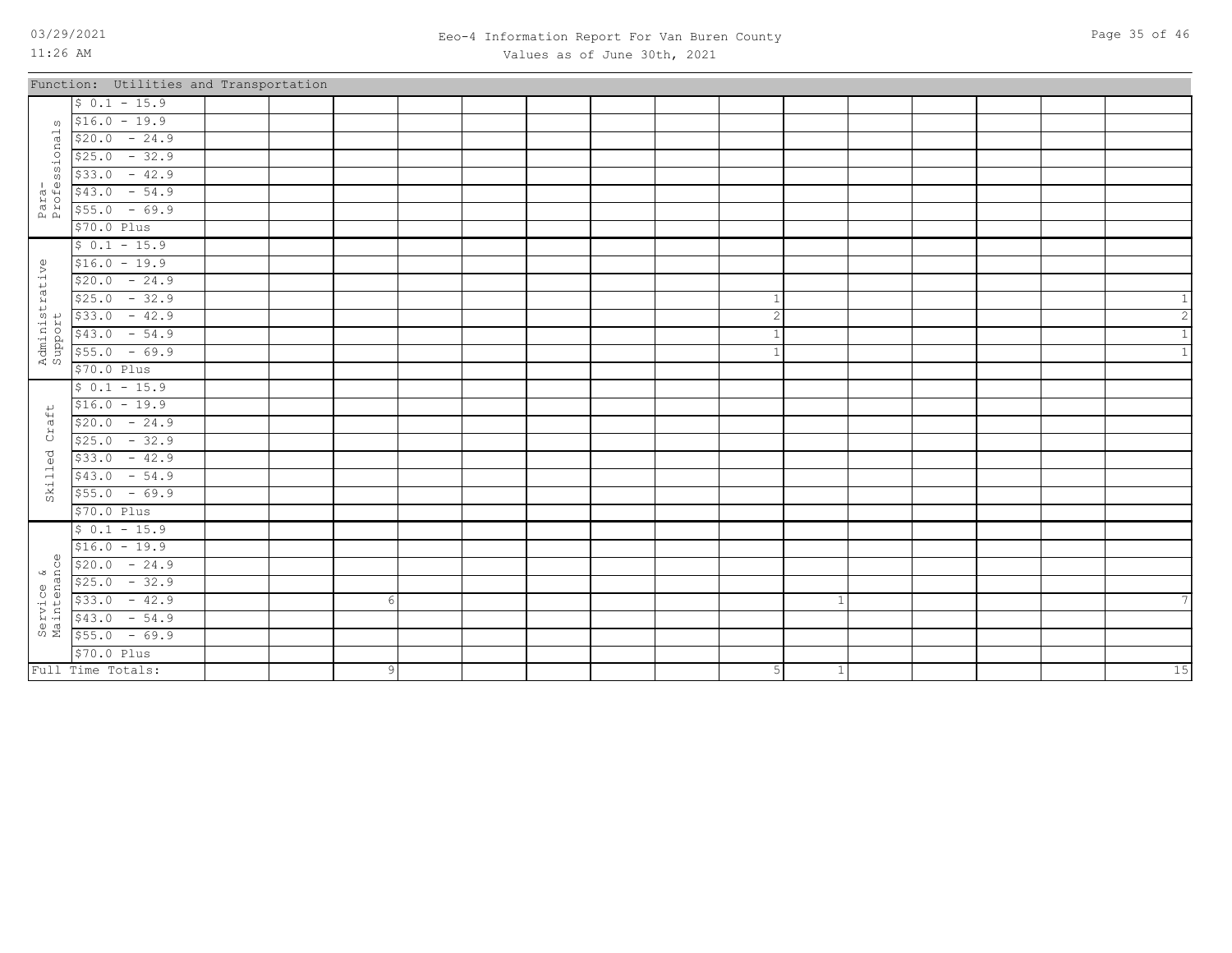Function: Utilities and Transportation

| | | | | | | | | | | | | | | | | |
|---|---|---|---|---|---|---|---|---|---|---|---|---|---|---|---|---|
| Para-Professionals | $ 0.1 - 15.9 | | | | | | | | | | | | | | | |
| | $16.0 - 19.9 | | | | | | | | | | | | | | | |
| | $20.0 - 24.9 | | | | | | | | | | | | | | | |
| | $25.0 - 32.9 | | | | | | | | | | | | | | | |
| | $33.0 - 42.9 | | | | | | | | | | | | | | | |
| | $43.0 - 54.9 | | | | | | | | | | | | | | | |
| | $55.0 - 69.9 | | | | | | | | | | | | | | | |
| | $70.0 Plus | | | | | | | | | | | | | | | |
| Administrative Support | $ 0.1 - 15.9 | | | | | | | | | | | | | | | |
| | $16.0 - 19.9 | | | | | | | | | | | | | | | |
| | $20.0 - 24.9 | | | | | | | | | | | | | | | |
| | $25.0 - 32.9 | | | | | | | | | 1 | | | | | | 1 |
| | $33.0 - 42.9 | | | | | | | | | 2 | | | | | | 2 |
| | $43.0 - 54.9 | | | | | | | | | 1 | | | | | | 1 |
| | $55.0 - 69.9 | | | | | | | | | 1 | | | | | | 1 |
| | $70.0 Plus | | | | | | | | | | | | | | | |
| Skilled Craft | $ 0.1 - 15.9 | | | | | | | | | | | | | | | |
| | $16.0 - 19.9 | | | | | | | | | | | | | | | |
| | $20.0 - 24.9 | | | | | | | | | | | | | | | |
| | $25.0 - 32.9 | | | | | | | | | | | | | | | |
| | $33.0 - 42.9 | | | | | | | | | | | | | | | |
| | $43.0 - 54.9 | | | | | | | | | | | | | | | |
| | $55.0 - 69.9 | | | | | | | | | | | | | | | |
| | $70.0 Plus | | | | | | | | | | | | | | | |
| Service & Maintenance | $ 0.1 - 15.9 | | | | | | | | | | | | | | | |
| | $16.0 - 19.9 | | | | | | | | | | | | | | | |
| | $20.0 - 24.9 | | | | | | | | | | | | | | | |
| | $25.0 - 32.9 | | | | | | | | | | | | | | | |
| | $33.0 - 42.9 | | 6 | | | | | | | | 1 | | | | | 7 |
| | $43.0 - 54.9 | | | | | | | | | | | | | | | |
| | $55.0 - 69.9 | | | | | | | | | | | | | | | |
| | $70.0 Plus | | | | | | | | | | | | | | | |
| Full Time Totals: | | | 9 | | | | | | | 5 | 1 | | | | | 15 |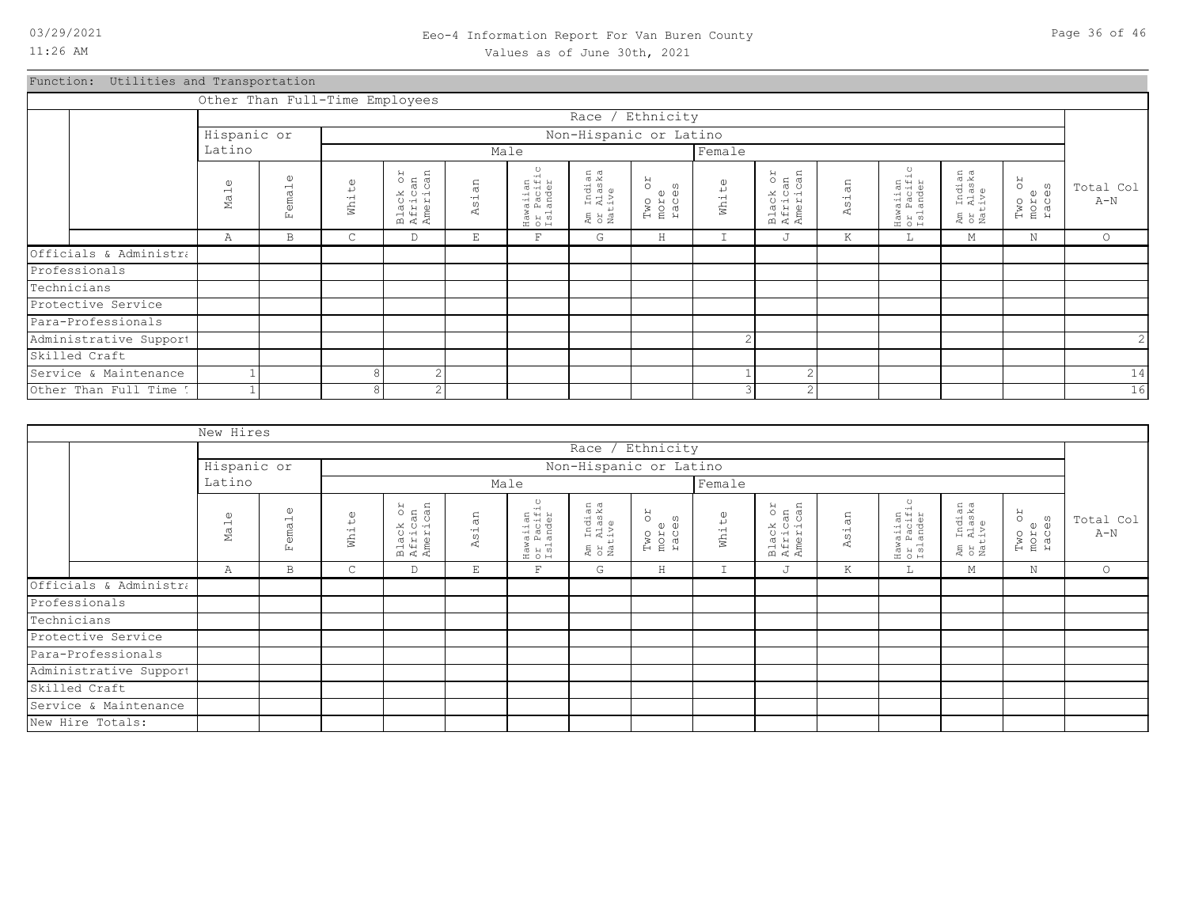# Eeo-4 Information Report For Van Buren County

Values as of June 30th, 2021

## Function: Utilities and Transportation

### Other Than Full-Time Employees

| | Race / Ethnicity | | | | | | | | | | | | | | |
|---|---|---|---|---|---|---|---|---|---|---|---|---|---|---|---|
| | Hispanic or Latino | | Non-Hispanic or Latino | | | | | | | | | | | | |
| | | | Male | | | | | | Female | | | | | | |
| | Male | Female | White | Black or African American | Asian | Hawaiian or Pacific Islander | Am Indian or Alaska Native | Two or more races | White | Black or African American | Asian | Hawaiian or Pacific Islander | Am Indian or Alaska Native | Two or more races | Total Col A-N |
| | A | B | C | D | E | F | G | H | I | J | K | L | M | N | O |
| Officials & Administra | | | | | | | | | | | | | | | |
| Professionals | | | | | | | | | | | | | | | |
| Technicians | | | | | | | | | | | | | | | |
| Protective Service | | | | | | | | | | | | | | | |
| Para-Professionals | | | | | | | | | | | | | | | |
| Administrative Support | | | | | | | | | 2 | | | | | | 2 |
| Skilled Craft | | | | | | | | | | | | | | | |
| Service & Maintenance | 1 | | 8 | 2 | | | | | 1 | 2 | | | | | 14 |
| Other Than Full Time | 1 | | 8 | 2 | | | | | 3 | 2 | | | | | 16 |

### New Hires

| | Race / Ethnicity | | | | | | | | | | | | | | |
|---|---|---|---|---|---|---|---|---|---|---|---|---|---|---|---|
| | Hispanic or Latino | | Non-Hispanic or Latino | | | | | | | | | | | | |
| | | | Male | | | | | | Female | | | | | | |
| | Male | Female | White | Black or African American | Asian | Hawaiian or Pacific Islander | Am Indian or Alaska Native | Two or more races | White | Black or African American | Asian | Hawaiian or Pacific Islander | Am Indian or Alaska Native | Two or more races | Total Col A-N |
| | A | B | C | D | E | F | G | H | I | J | K | L | M | N | O |
| Officials & Administra | | | | | | | | | | | | | | | |
| Professionals | | | | | | | | | | | | | | | |
| Technicians | | | | | | | | | | | | | | | |
| Protective Service | | | | | | | | | | | | | | | |
| Para-Professionals | | | | | | | | | | | | | | | |
| Administrative Support | | | | | | | | | | | | | | | |
| Skilled Craft | | | | | | | | | | | | | | | |
| Service & Maintenance | | | | | | | | | | | | | | | |
| New Hire Totals: | | | | | | | | | | | | | | | |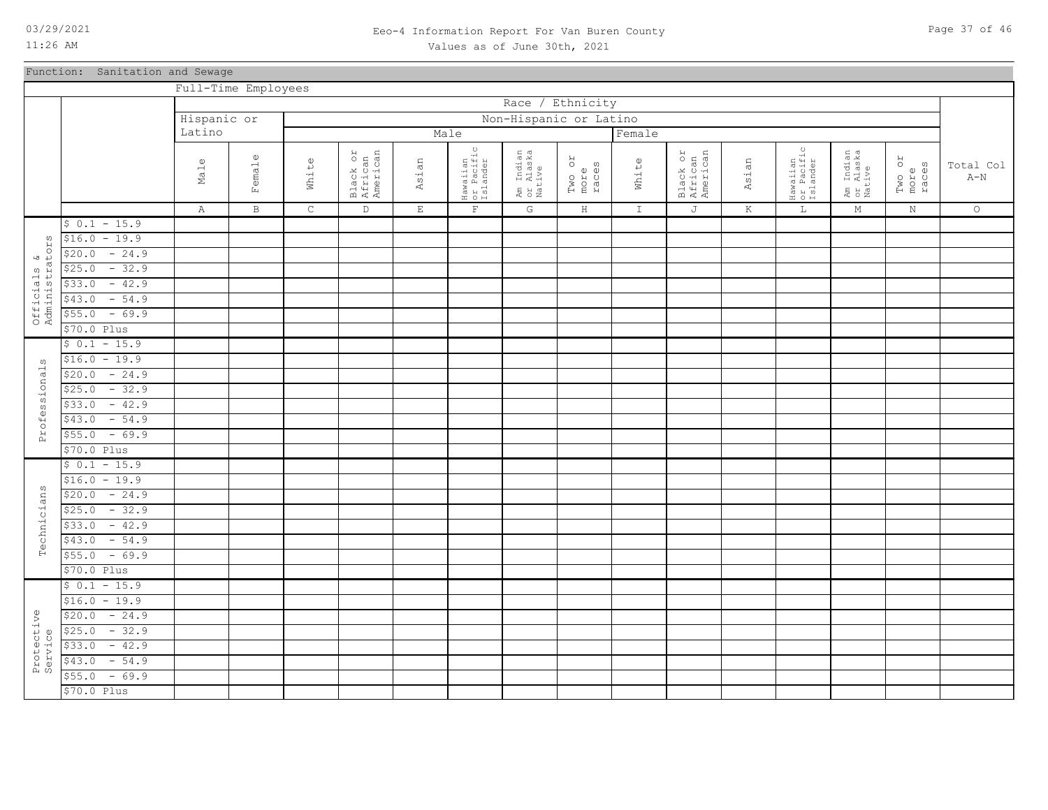Eeo-4 Information Report For Van Buren County

Values as of June 30th, 2021

Function: Sanitation and Sewage

Full-Time Employees

| | | Race / Ethnicity | | | | | | | | | | | | | | |
|---|---|---|---|---|---|---|---|---|---|---|---|---|---|---|---|---|
| | | Hispanic or Latino | | Non-Hispanic or Latino | | | | | | | | | | | | |
| | | | | Male | | | | | | Female | | | | | | |
| | | Male | Female | White | Black or African American | Asian | Hawaiian or Pacific Islander | Am Indian or Alaska Native | Two or more races | White | Black or African American | Asian | Hawaiian or Pacific Islander | Am Indian or Alaska Native | Two or more races | Total Col A-N |
| | | A | B | C | D | E | F | G | H | I | J | K | L | M | N | O |
| Officials & Administrators | $ 0.1 - 15.9 | | | | | | | | | | | | | | | |
| | $16.0 - 19.9 | | | | | | | | | | | | | | | |
| | $20.0 - 24.9 | | | | | | | | | | | | | | | |
| | $25.0 - 32.9 | | | | | | | | | | | | | | | |
| | $33.0 - 42.9 | | | | | | | | | | | | | | | |
| | $43.0 - 54.9 | | | | | | | | | | | | | | | |
| | $55.0 - 69.9 | | | | | | | | | | | | | | | |
| | $70.0 Plus | | | | | | | | | | | | | | | |
| Professionals | $ 0.1 - 15.9 | | | | | | | | | | | | | | | |
| | $16.0 - 19.9 | | | | | | | | | | | | | | | |
| | $20.0 - 24.9 | | | | | | | | | | | | | | | |
| | $25.0 - 32.9 | | | | | | | | | | | | | | | |
| | $33.0 - 42.9 | | | | | | | | | | | | | | | |
| | $43.0 - 54.9 | | | | | | | | | | | | | | | |
| | $55.0 - 69.9 | | | | | | | | | | | | | | | |
| | $70.0 Plus | | | | | | | | | | | | | | | |
| Technicians | $ 0.1 - 15.9 | | | | | | | | | | | | | | | |
| | $16.0 - 19.9 | | | | | | | | | | | | | | | |
| | $20.0 - 24.9 | | | | | | | | | | | | | | | |
| | $25.0 - 32.9 | | | | | | | | | | | | | | | |
| | $33.0 - 42.9 | | | | | | | | | | | | | | | |
| | $43.0 - 54.9 | | | | | | | | | | | | | | | |
| | $55.0 - 69.9 | | | | | | | | | | | | | | | |
| | $70.0 Plus | | | | | | | | | | | | | | | |
| Protective Service | $ 0.1 - 15.9 | | | | | | | | | | | | | | | |
| | $16.0 - 19.9 | | | | | | | | | | | | | | | |
| | $20.0 - 24.9 | | | | | | | | | | | | | | | |
| | $25.0 - 32.9 | | | | | | | | | | | | | | | |
| | $33.0 - 42.9 | | | | | | | | | | | | | | | |
| | $43.0 - 54.9 | | | | | | | | | | | | | | | |
| | $55.0 - 69.9 | | | | | | | | | | | | | | | |
| | $70.0 Plus | | | | | | | | | | | | | | | |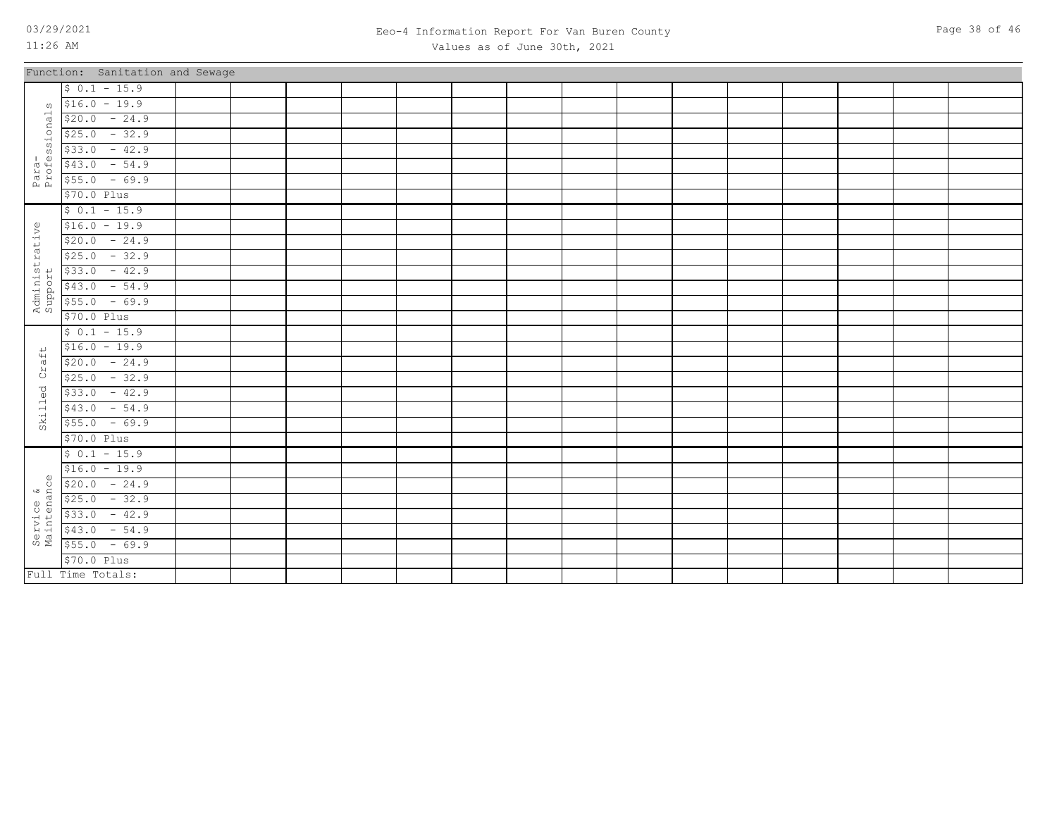Eeo-4 Information Report For Van Buren County

Values as of June 30th, 2021

Function: Sanitation and Sewage

| | | | | | | | | | | | | | | | | |
|---|---|---|---|---|---|---|---|---|---|---|---|---|---|---|---|---|
| Para-Professionals | $ 0.1 - 15.9 | | | | | | | | | | | | | | | |
| | $16.0 - 19.9 | | | | | | | | | | | | | | | |
| | $20.0 - 24.9 | | | | | | | | | | | | | | | |
| | $25.0 - 32.9 | | | | | | | | | | | | | | | |
| | $33.0 - 42.9 | | | | | | | | | | | | | | | |
| | $43.0 - 54.9 | | | | | | | | | | | | | | | |
| | $55.0 - 69.9 | | | | | | | | | | | | | | | |
| | $70.0 Plus | | | | | | | | | | | | | | | |
| Administrative Support | $ 0.1 - 15.9 | | | | | | | | | | | | | | | |
| | $16.0 - 19.9 | | | | | | | | | | | | | | | |
| | $20.0 - 24.9 | | | | | | | | | | | | | | | |
| | $25.0 - 32.9 | | | | | | | | | | | | | | | |
| | $33.0 - 42.9 | | | | | | | | | | | | | | | |
| | $43.0 - 54.9 | | | | | | | | | | | | | | | |
| | $55.0 - 69.9 | | | | | | | | | | | | | | | |
| | $70.0 Plus | | | | | | | | | | | | | | | |
| Skilled Craft | $ 0.1 - 15.9 | | | | | | | | | | | | | | | |
| | $16.0 - 19.9 | | | | | | | | | | | | | | | |
| | $20.0 - 24.9 | | | | | | | | | | | | | | | |
| | $25.0 - 32.9 | | | | | | | | | | | | | | | |
| | $33.0 - 42.9 | | | | | | | | | | | | | | | |
| | $43.0 - 54.9 | | | | | | | | | | | | | | | |
| | $55.0 - 69.9 | | | | | | | | | | | | | | | |
| | $70.0 Plus | | | | | | | | | | | | | | | |
| Service & Maintenance | $ 0.1 - 15.9 | | | | | | | | | | | | | | | |
| | $16.0 - 19.9 | | | | | | | | | | | | | | | |
| | $20.0 - 24.9 | | | | | | | | | | | | | | | |
| | $25.0 - 32.9 | | | | | | | | | | | | | | | |
| | $33.0 - 42.9 | | | | | | | | | | | | | | | |
| | $43.0 - 54.9 | | | | | | | | | | | | | | | |
| | $55.0 - 69.9 | | | | | | | | | | | | | | | |
| | $70.0 Plus | | | | | | | | | | | | | | | |
| Full Time Totals: | | | | | | | | | | | | | | | | |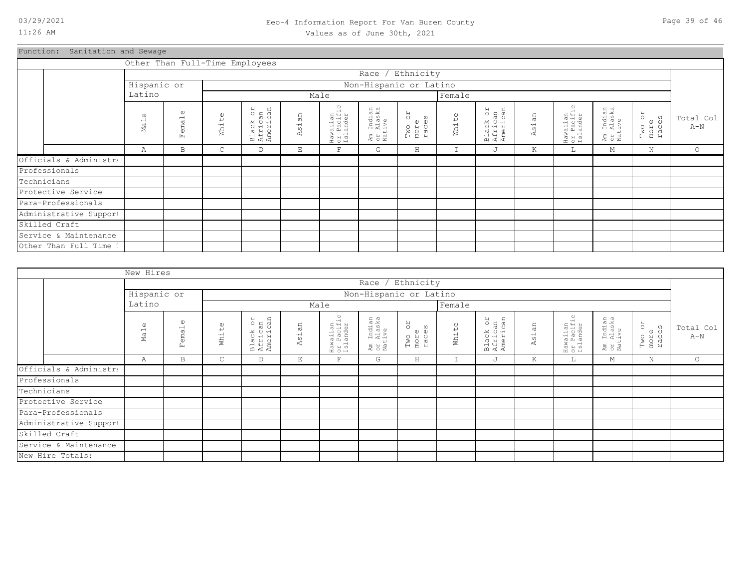# Eeo-4 Information Report For Van Buren County

Values as of June 30th, 2021

Function: Sanitation and Sewage

Other Than Full-Time Employees

| | Race / Ethnicity | | | | | | | | | | | | | | |
|---|---|---|---|---|---|---|---|---|---|---|---|---|---|---|---|
| | Hispanic or Latino | | Non-Hispanic or Latino | | | | | | | | | | | | |
| | | | Male | | | | | | Female | | | | | | |
| | Male | Female | White | Black or African American | Asian | Hawaiian or Pacific Islander | Am Indian or Alaska Native | Two or more races | White | Black or African American | Asian | Hawaiian or Pacific Islander | Am Indian or Alaska Native | Two or more races | Total Col A-N |
| | A | B | C | D | E | F | G | H | I | J | K | L | M | N | O |
| Officials & Administra | | | | | | | | | | | | | | | |
| Professionals | | | | | | | | | | | | | | | |
| Technicians | | | | | | | | | | | | | | | |
| Protective Service | | | | | | | | | | | | | | | |
| Para-Professionals | | | | | | | | | | | | | | | |
| Administrative Support | | | | | | | | | | | | | | | |
| Skilled Craft | | | | | | | | | | | | | | | |
| Service & Maintenance | | | | | | | | | | | | | | | |
| Other Than Full Time T | | | | | | | | | | | | | | | |

New Hires

| | Race / Ethnicity | | | | | | | | | | | | | | |
|---|---|---|---|---|---|---|---|---|---|---|---|---|---|---|---|
| | Hispanic or Latino | | Non-Hispanic or Latino | | | | | | | | | | | | |
| | | | Male | | | | | | Female | | | | | | |
| | Male | Female | White | Black or African American | Asian | Hawaiian or Pacific Islander | Am Indian or Alaska Native | Two or more races | White | Black or African American | Asian | Hawaiian or Pacific Islander | Am Indian or Alaska Native | Two or more races | Total Col A-N |
| | A | B | C | D | E | F | G | H | I | J | K | L | M | N | O |
| Officials & Administra | | | | | | | | | | | | | | | |
| Professionals | | | | | | | | | | | | | | | |
| Technicians | | | | | | | | | | | | | | | |
| Protective Service | | | | | | | | | | | | | | | |
| Para-Professionals | | | | | | | | | | | | | | | |
| Administrative Support | | | | | | | | | | | | | | | |
| Skilled Craft | | | | | | | | | | | | | | | |
| Service & Maintenance | | | | | | | | | | | | | | | |
| New Hire Totals: | | | | | | | | | | | | | | | |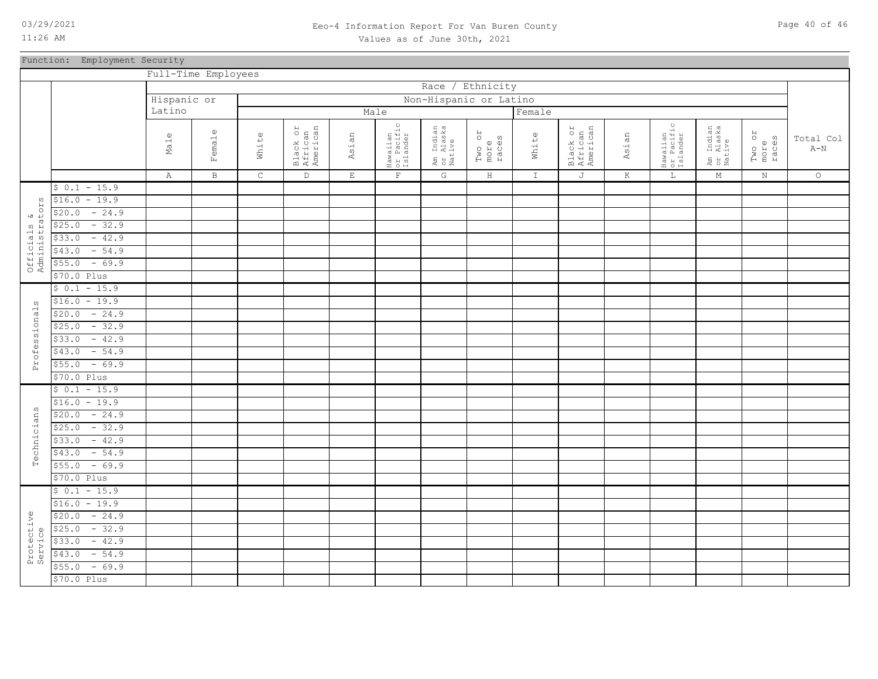# Eeo-4 Information Report For Van Buren County

Values as of June 30th, 2021

Function: Employment Security

Full-Time Employees

| | | Race / Ethnicity | | | | | | | | | | | | | | |
|---|---|---|---|---|---|---|---|---|---|---|---|---|---|---|---|---|
| | | Hispanic or Latino | | Non-Hispanic or Latino | | | | | | | | | | | | |
| | | | | Male | | | | | | Female | | | | | | |
| | | Male | Female | White | Black or African American | Asian | Hawaiian or Pacific Islander | Am Indian or Alaska Native | Two or more races | White | Black or African American | Asian | Hawaiian or Pacific Islander | Am Indian or Alaska Native | Two or more races | Total Col A-N |
| | | A | B | C | D | E | F | G | H | I | J | K | L | M | N | O |
| Officials & Administrators | $ 0.1 - 15.9 | | | | | | | | | | | | | | | |
| | $16.0 - 19.9 | | | | | | | | | | | | | | | |
| | $20.0 - 24.9 | | | | | | | | | | | | | | | |
| | $25.0 - 32.9 | | | | | | | | | | | | | | | |
| | $33.0 - 42.9 | | | | | | | | | | | | | | | |
| | $43.0 - 54.9 | | | | | | | | | | | | | | | |
| | $55.0 - 69.9 | | | | | | | | | | | | | | | |
| | $70.0 Plus | | | | | | | | | | | | | | | |
| Professionals | $ 0.1 - 15.9 | | | | | | | | | | | | | | | |
| | $16.0 - 19.9 | | | | | | | | | | | | | | | |
| | $20.0 - 24.9 | | | | | | | | | | | | | | | |
| | $25.0 - 32.9 | | | | | | | | | | | | | | | |
| | $33.0 - 42.9 | | | | | | | | | | | | | | | |
| | $43.0 - 54.9 | | | | | | | | | | | | | | | |
| | $55.0 - 69.9 | | | | | | | | | | | | | | | |
| | $70.0 Plus | | | | | | | | | | | | | | | |
| Technicians | $ 0.1 - 15.9 | | | | | | | | | | | | | | | |
| | $16.0 - 19.9 | | | | | | | | | | | | | | | |
| | $20.0 - 24.9 | | | | | | | | | | | | | | | |
| | $25.0 - 32.9 | | | | | | | | | | | | | | | |
| | $33.0 - 42.9 | | | | | | | | | | | | | | | |
| | $43.0 - 54.9 | | | | | | | | | | | | | | | |
| | $55.0 - 69.9 | | | | | | | | | | | | | | | |
| | $70.0 Plus | | | | | | | | | | | | | | | |
| Protective Service | $ 0.1 - 15.9 | | | | | | | | | | | | | | | |
| | $16.0 - 19.9 | | | | | | | | | | | | | | | |
| | $20.0 - 24.9 | | | | | | | | | | | | | | | |
| | $25.0 - 32.9 | | | | | | | | | | | | | | | |
| | $33.0 - 42.9 | | | | | | | | | | | | | | | |
| | $43.0 - 54.9 | | | | | | | | | | | | | | | |
| | $55.0 - 69.9 | | | | | | | | | | | | | | | |
| | $70.0 Plus | | | | | | | | | | | | | | | |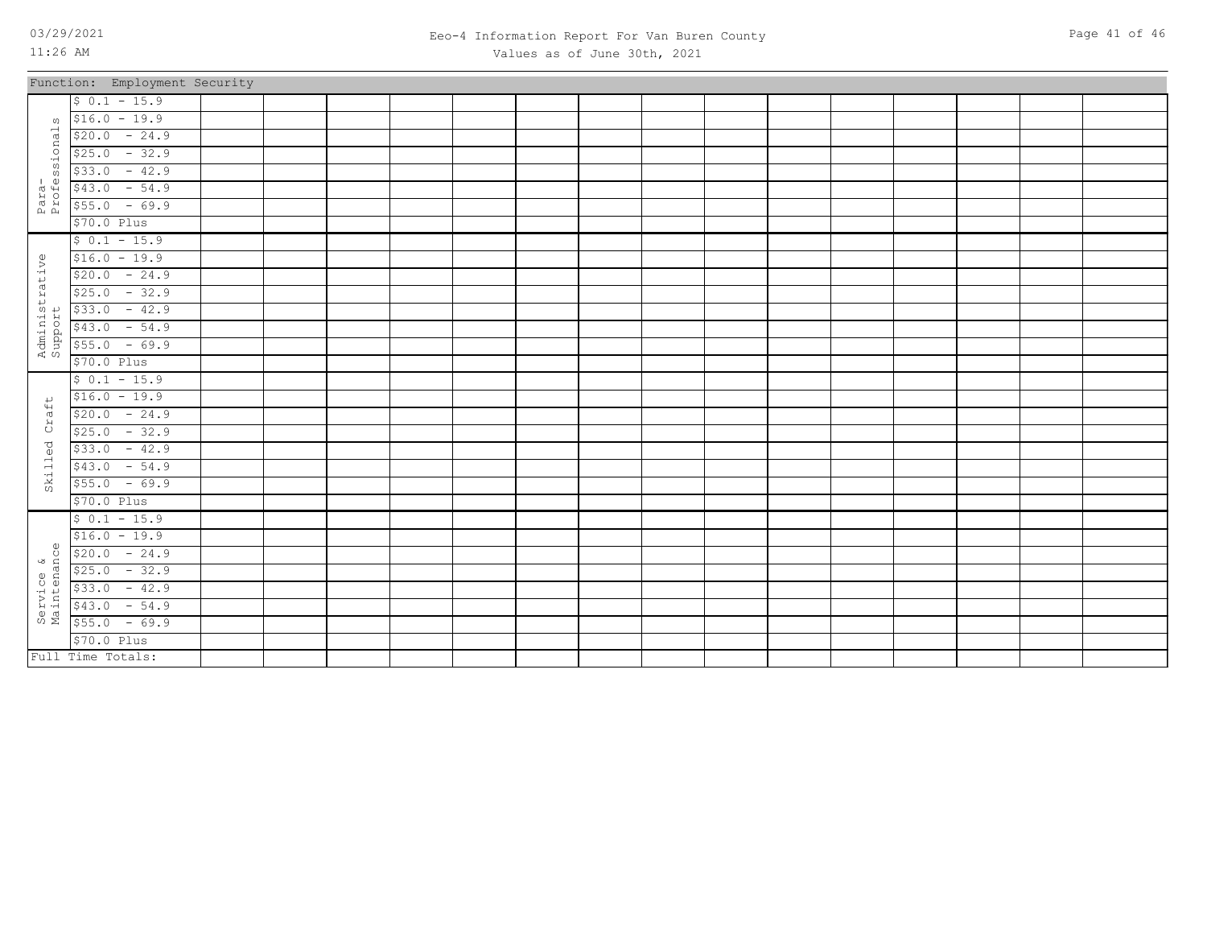Eeo-4 Information Report For Van Buren County

Values as of June 30th, 2021

Function: Employment Security

| | | | | | | | | | | | | | | | | |
|---|---|---|---|---|---|---|---|---|---|---|---|---|---|---|---|---|
| Para-Professionals | $ 0.1 - 15.9 | | | | | | | | | | | | | | | |
| | $16.0 - 19.9 | | | | | | | | | | | | | | | |
| | $20.0 - 24.9 | | | | | | | | | | | | | | | |
| | $25.0 - 32.9 | | | | | | | | | | | | | | | |
| | $33.0 - 42.9 | | | | | | | | | | | | | | | |
| | $43.0 - 54.9 | | | | | | | | | | | | | | | |
| | $55.0 - 69.9 | | | | | | | | | | | | | | | |
| | $70.0 Plus | | | | | | | | | | | | | | | |
| Administrative Support | $ 0.1 - 15.9 | | | | | | | | | | | | | | | |
| | $16.0 - 19.9 | | | | | | | | | | | | | | | |
| | $20.0 - 24.9 | | | | | | | | | | | | | | | |
| | $25.0 - 32.9 | | | | | | | | | | | | | | | |
| | $33.0 - 42.9 | | | | | | | | | | | | | | | |
| | $43.0 - 54.9 | | | | | | | | | | | | | | | |
| | $55.0 - 69.9 | | | | | | | | | | | | | | | |
| | $70.0 Plus | | | | | | | | | | | | | | | |
| Skilled Craft | $ 0.1 - 15.9 | | | | | | | | | | | | | | | |
| | $16.0 - 19.9 | | | | | | | | | | | | | | | |
| | $20.0 - 24.9 | | | | | | | | | | | | | | | |
| | $25.0 - 32.9 | | | | | | | | | | | | | | | |
| | $33.0 - 42.9 | | | | | | | | | | | | | | | |
| | $43.0 - 54.9 | | | | | | | | | | | | | | | |
| | $55.0 - 69.9 | | | | | | | | | | | | | | | |
| | $70.0 Plus | | | | | | | | | | | | | | | |
| Service & Maintenance | $ 0.1 - 15.9 | | | | | | | | | | | | | | | |
| | $16.0 - 19.9 | | | | | | | | | | | | | | | |
| | $20.0 - 24.9 | | | | | | | | | | | | | | | |
| | $25.0 - 32.9 | | | | | | | | | | | | | | | |
| | $33.0 - 42.9 | | | | | | | | | | | | | | | |
| | $43.0 - 54.9 | | | | | | | | | | | | | | | |
| | $55.0 - 69.9 | | | | | | | | | | | | | | | |
| | $70.0 Plus | | | | | | | | | | | | | | | |
| Full Time Totals: | | | | | | | | | | | | | | | | |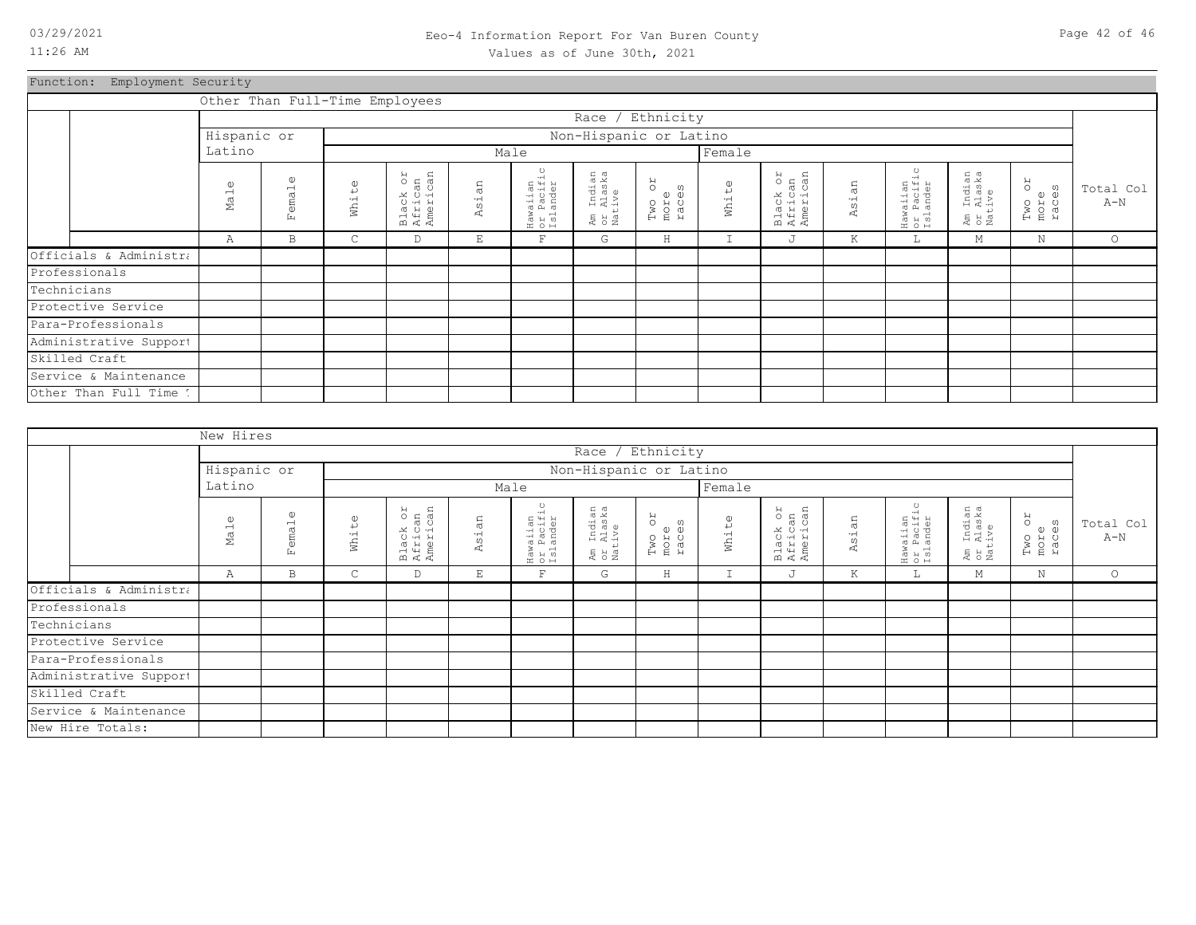# Eeo-4 Information Report For Van Buren County

Values as of June 30th, 2021

## Function: Employment Security

### Other Than Full-Time Employees

| | Race / Ethnicity | | | | | | | | | | | | | | |
|---|---|---|---|---|---|---|---|---|---|---|---|---|---|---|---|
| | Hispanic or Latino | | Non-Hispanic or Latino | | | | | | | | | | | | |
| | | | Male | | | | | | Female | | | | | | |
| | Male | Female | White | Black or African American | Asian | Hawaiian or Pacific Islander | Am Indian or Alaska Native | Two or more races | White | Black or African American | Asian | Hawaiian or Pacific Islander | Am Indian or Alaska Native | Two or more races | Total Col A-N |
| | A | B | C | D | E | F | G | H | I | J | K | L | M | N | O |
| Officials & Administra | | | | | | | | | | | | | | | |
| Professionals | | | | | | | | | | | | | | | |
| Technicians | | | | | | | | | | | | | | | |
| Protective Service | | | | | | | | | | | | | | | |
| Para-Professionals | | | | | | | | | | | | | | | |
| Administrative Support | | | | | | | | | | | | | | | |
| Skilled Craft | | | | | | | | | | | | | | | |
| Service & Maintenance | | | | | | | | | | | | | | | |
| Other Than Full Time T | | | | | | | | | | | | | | | |

### New Hires

| | Race / Ethnicity | | | | | | | | | | | | | | |
|---|---|---|---|---|---|---|---|---|---|---|---|---|---|---|---|
| | Hispanic or Latino | | Non-Hispanic or Latino | | | | | | | | | | | | |
| | | | Male | | | | | | Female | | | | | | |
| | Male | Female | White | Black or African American | Asian | Hawaiian or Pacific Islander | Am Indian or Alaska Native | Two or more races | White | Black or African American | Asian | Hawaiian or Pacific Islander | Am Indian or Alaska Native | Two or more races | Total Col A-N |
| | A | B | C | D | E | F | G | H | I | J | K | L | M | N | O |
| Officials & Administra | | | | | | | | | | | | | | | |
| Professionals | | | | | | | | | | | | | | | |
| Technicians | | | | | | | | | | | | | | | |
| Protective Service | | | | | | | | | | | | | | | |
| Para-Professionals | | | | | | | | | | | | | | | |
| Administrative Support | | | | | | | | | | | | | | | |
| Skilled Craft | | | | | | | | | | | | | | | |
| Service & Maintenance | | | | | | | | | | | | | | | |
| New Hire Totals: | | | | | | | | | | | | | | | |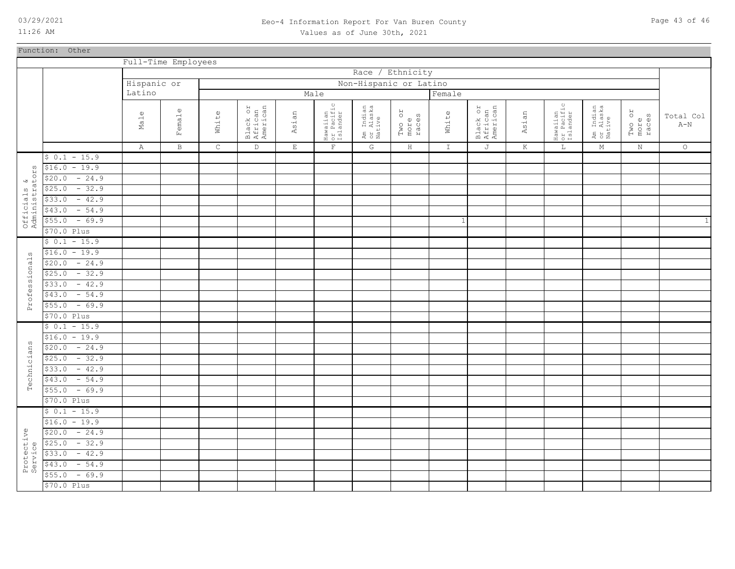# Eeo-4 Information Report For Van Buren County

Values as of June 30th, 2021

Function: Other

| | | Full-Time Employees | | | | | | | | | | | | | | |
|---|---|---|---|---|---|---|---|---|---|---|---|---|---|---|---|---|
| | | Race / Ethnicity | | | | | | | | | | | | | | |
| | | Hispanic or Latino | | Non-Hispanic or Latino | | | | | | | | | | | | |
| | | | | Male | | | | | | Female | | | | | | |
| | | Male | Female | White | Black or African American | Asian | Hawaiian or Pacific Islander | Am Indian or Alaska Native | Two or more races | White | Black or African American | Asian | Hawaiian or Pacific Islander | Am Indian or Alaska Native | Two or more races | Total Col A-N |
| | | A | B | C | D | E | F | G | H | I | J | K | L | M | N | O |
| Officials & Administrators | $ 0.1 - 15.9 | | | | | | | | | | | | | | | |
| | $16.0 - 19.9 | | | | | | | | | | | | | | | |
| | $20.0 - 24.9 | | | | | | | | | | | | | | | |
| | $25.0 - 32.9 | | | | | | | | | | | | | | | |
| | $33.0 - 42.9 | | | | | | | | | | | | | | | |
| | $43.0 - 54.9 | | | | | | | | | | | | | | | |
| | $55.0 - 69.9 | | | | | | | | | 1 | | | | | | 1 |
| | $70.0 Plus | | | | | | | | | | | | | | | |
| Professionals | $ 0.1 - 15.9 | | | | | | | | | | | | | | | |
| | $16.0 - 19.9 | | | | | | | | | | | | | | | |
| | $20.0 - 24.9 | | | | | | | | | | | | | | | |
| | $25.0 - 32.9 | | | | | | | | | | | | | | | |
| | $33.0 - 42.9 | | | | | | | | | | | | | | | |
| | $43.0 - 54.9 | | | | | | | | | | | | | | | |
| | $55.0 - 69.9 | | | | | | | | | | | | | | | |
| | $70.0 Plus | | | | | | | | | | | | | | | |
| Technicians | $ 0.1 - 15.9 | | | | | | | | | | | | | | | |
| | $16.0 - 19.9 | | | | | | | | | | | | | | | |
| | $20.0 - 24.9 | | | | | | | | | | | | | | | |
| | $25.0 - 32.9 | | | | | | | | | | | | | | | |
| | $33.0 - 42.9 | | | | | | | | | | | | | | | |
| | $43.0 - 54.9 | | | | | | | | | | | | | | | |
| | $55.0 - 69.9 | | | | | | | | | | | | | | | |
| | $70.0 Plus | | | | | | | | | | | | | | | |
| Protective Service | $ 0.1 - 15.9 | | | | | | | | | | | | | | | |
| | $16.0 - 19.9 | | | | | | | | | | | | | | | |
| | $20.0 - 24.9 | | | | | | | | | | | | | | | |
| | $25.0 - 32.9 | | | | | | | | | | | | | | | |
| | $33.0 - 42.9 | | | | | | | | | | | | | | | |
| | $43.0 - 54.9 | | | | | | | | | | | | | | | |
| | $55.0 - 69.9 | | | | | | | | | | | | | | | |
| | $70.0 Plus | | | | | | | | | | | | | | | |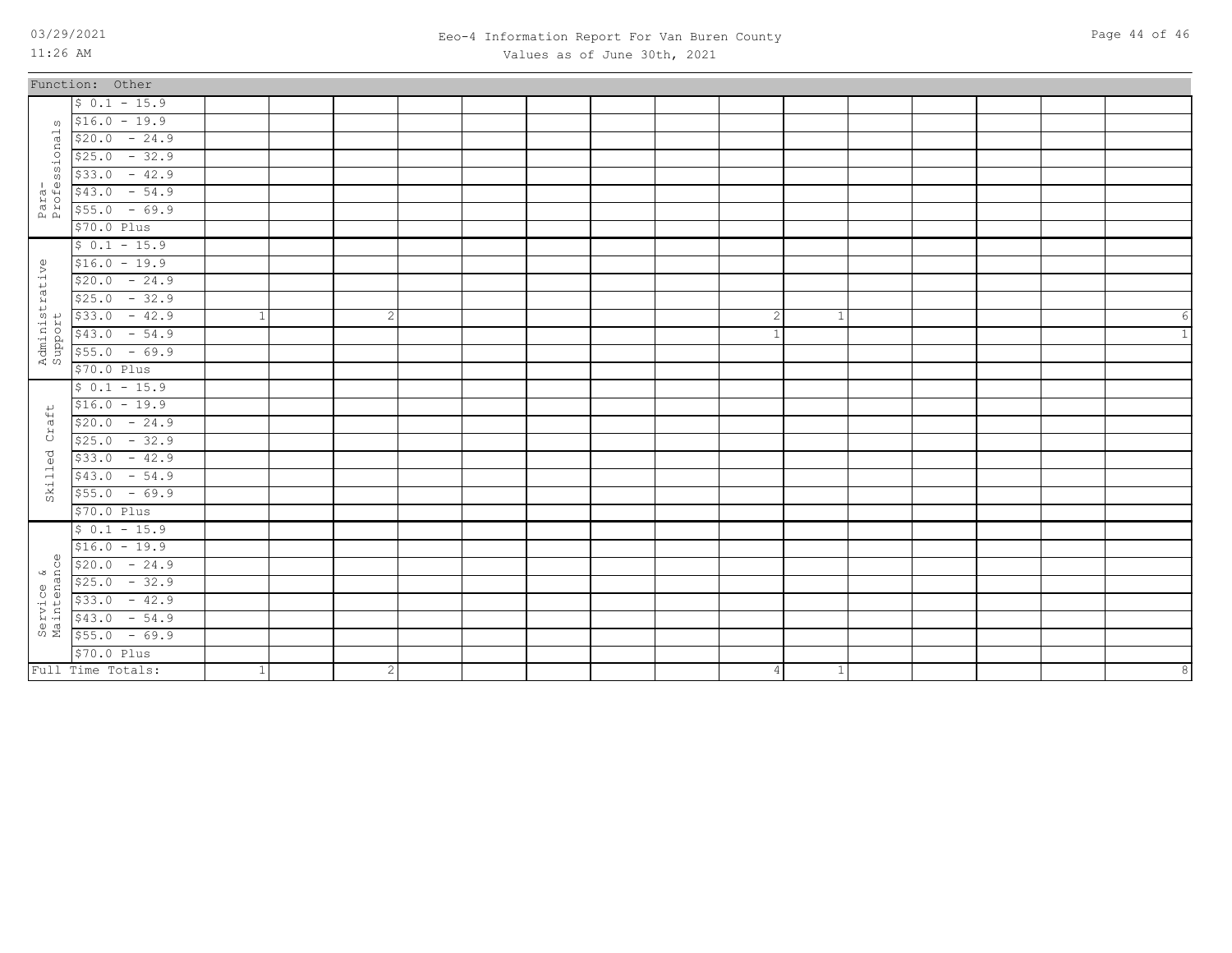Function: Other

| Job Category | Salary Range | | | | | | | | | | | | | | | |
|---|---|---|---|---|---|---|---|---|---|---|---|---|---|---|---|---|
| Para-Professionals | $ 0.1 - 15.9 | | | | | | | | | | | | | | | |
| | $16.0 - 19.9 | | | | | | | | | | | | | | | |
| | $20.0 - 24.9 | | | | | | | | | | | | | | | |
| | $25.0 - 32.9 | | | | | | | | | | | | | | | |
| | $33.0 - 42.9 | | | | | | | | | | | | | | | |
| | $43.0 - 54.9 | | | | | | | | | | | | | | | |
| | $55.0 - 69.9 | | | | | | | | | | | | | | | |
| | $70.0 Plus | | | | | | | | | | | | | | | |
| Administrative Support | $ 0.1 - 15.9 | | | | | | | | | | | | | | | |
| | $16.0 - 19.9 | | | | | | | | | | | | | | | |
| | $20.0 - 24.9 | | | | | | | | | | | | | | | |
| | $25.0 - 32.9 | | | | | | | | | | | | | | | |
| | $33.0 - 42.9 | 1 | | 2 | | | | | | 2 | 1 | | | | | 6 |
| | $43.0 - 54.9 | | | | | | | | | 1 | | | | | | 1 |
| | $55.0 - 69.9 | | | | | | | | | | | | | | | |
| | $70.0 Plus | | | | | | | | | | | | | | | |
| Skilled Craft | $ 0.1 - 15.9 | | | | | | | | | | | | | | | |
| | $16.0 - 19.9 | | | | | | | | | | | | | | | |
| | $20.0 - 24.9 | | | | | | | | | | | | | | | |
| | $25.0 - 32.9 | | | | | | | | | | | | | | | |
| | $33.0 - 42.9 | | | | | | | | | | | | | | | |
| | $43.0 - 54.9 | | | | | | | | | | | | | | | |
| | $55.0 - 69.9 | | | | | | | | | | | | | | | |
| | $70.0 Plus | | | | | | | | | | | | | | | |
| Service & Maintenance | $ 0.1 - 15.9 | | | | | | | | | | | | | | | |
| | $16.0 - 19.9 | | | | | | | | | | | | | | | |
| | $20.0 - 24.9 | | | | | | | | | | | | | | | |
| | $25.0 - 32.9 | | | | | | | | | | | | | | | |
| | $33.0 - 42.9 | | | | | | | | | | | | | | | |
| | $43.0 - 54.9 | | | | | | | | | | | | | | | |
| | $55.0 - 69.9 | | | | | | | | | | | | | | | |
| | $70.0 Plus | | | | | | | | | | | | | | | |
| Full Time Totals: | | 1 | | 2 | | | | | | 4 | 1 | | | | | 8 |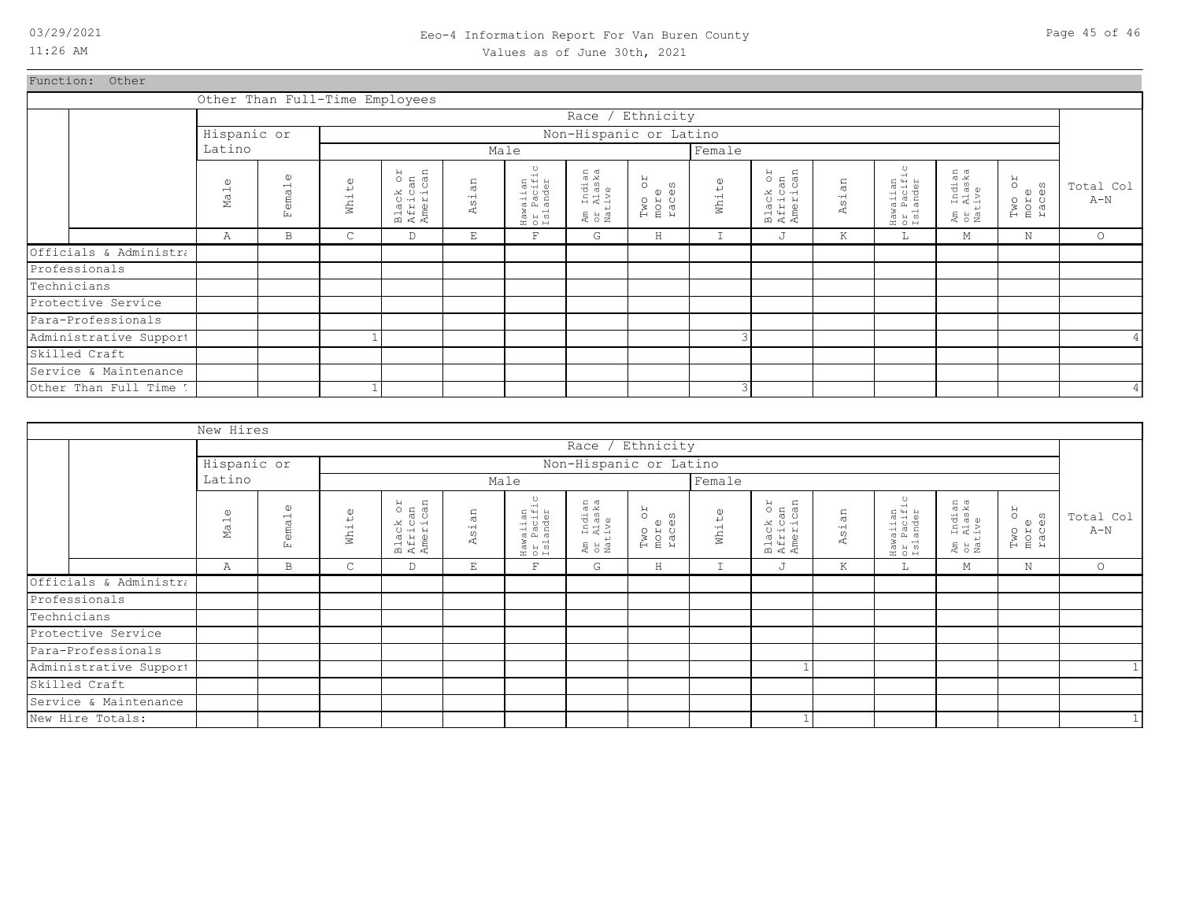Eeo-4 Information Report For Van Buren County

Values as of June 30th, 2021

Function: Other

Other Than Full-Time Employees

| | Race / Ethnicity | | | | | | | | | | | | | | |
|---|---|---|---|---|---|---|---|---|---|---|---|---|---|---|---|
| | Hispanic or Latino | | Non-Hispanic or Latino | | | | | | | | | | | | |
| | | | Male | | | | | | Female | | | | | | |
| | Male | Female | White | Black or African American | Asian | Hawaiian or Pacific Islander | Am Indian or Alaska Native | Two or more races | White | Black or African American | Asian | Hawaiian or Pacific Islander | Am Indian or Alaska Native | Two or more races | Total Col A-N |
| | A | B | C | D | E | F | G | H | I | J | K | L | M | N | O |
| Officials & Administra | | | | | | | | | | | | | | | |
| Professionals | | | | | | | | | | | | | | | |
| Technicians | | | | | | | | | | | | | | | |
| Protective Service | | | | | | | | | | | | | | | |
| Para-Professionals | | | | | | | | | | | | | | | |
| Administrative Support | | | 1 | | | | | | 3 | | | | | | 4 |
| Skilled Craft | | | | | | | | | | | | | | | |
| Service & Maintenance | | | | | | | | | | | | | | | |
| Other Than Full Time T | | | 1 | | | | | | 3 | | | | | | 4 |

New Hires

| | Race / Ethnicity | | | | | | | | | | | | | | |
|---|---|---|---|---|---|---|---|---|---|---|---|---|---|---|---|
| | Hispanic or Latino | | Non-Hispanic or Latino | | | | | | | | | | | | |
| | | | Male | | | | | | Female | | | | | | |
| | Male | Female | White | Black or African American | Asian | Hawaiian or Pacific Islander | Am Indian or Alaska Native | Two or more races | White | Black or African American | Asian | Hawaiian or Pacific Islander | Am Indian or Alaska Native | Two or more races | Total Col A-N |
| | A | B | C | D | E | F | G | H | I | J | K | L | M | N | O |
| Officials & Administra | | | | | | | | | | | | | | | |
| Professionals | | | | | | | | | | | | | | | |
| Technicians | | | | | | | | | | | | | | | |
| Protective Service | | | | | | | | | | | | | | | |
| Para-Professionals | | | | | | | | | | | | | | | |
| Administrative Support | | | | | | | | | | 1 | | | | | 1 |
| Skilled Craft | | | | | | | | | | | | | | | |
| Service & Maintenance | | | | | | | | | | | | | | | |
| New Hire Totals: | | | | | | | | | | 1 | | | | | 1 |